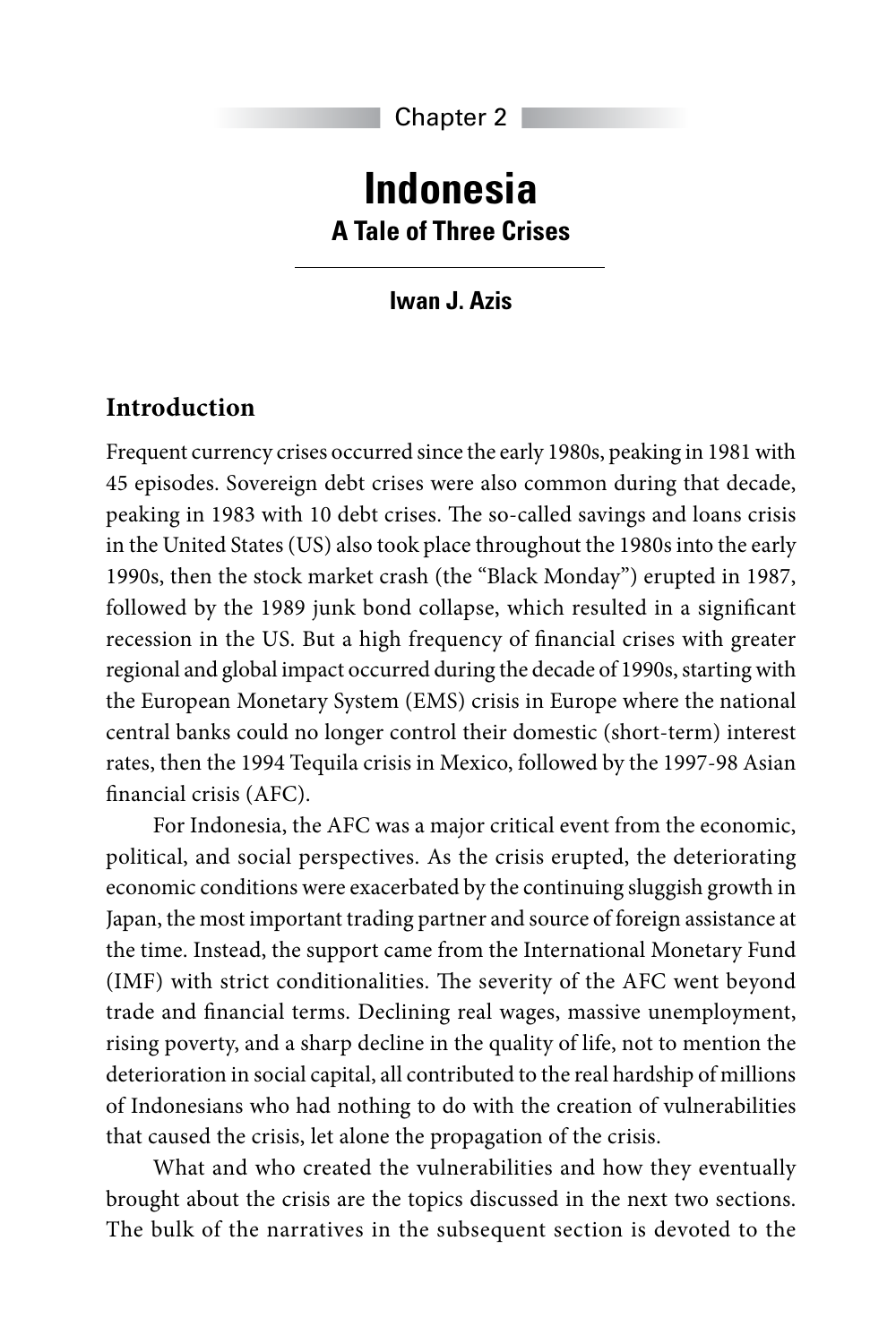Chapter 2

# Indonesia

## A Tale of Three Crises

**Iwan J. Azis**

## Introduction

Frequent currency crises occurred since the early 1980s, peaking in 1981 with 45 episodes. Sovereign debt crises were also common during that decade, peaking in 1983 with 10 debt crises. The so-called savings and loans crisis in the United States (US) also took place throughout the 1980s into the early 1990s, then the stock market crash (the "Black Monday") erupted in 1987, followed by the 1989 junk bond collapse, which resulted in a significant recession in the US. But a high frequency of financial crises with greater regional and global impact occurred during the decade of 1990s, starting with the European Monetary System (EMS) crisis in Europe where the national central banks could no longer control their domestic (short-term) interest rates, then the 1994 Tequila crisis in Mexico, followed by the 1997-98 Asian financial crisis (AFC).

For Indonesia, the AFC was a major critical event from the economic, political, and social perspectives. As the crisis erupted, the deteriorating economic conditions were exacerbated by the continuing sluggish growth in Japan, the most important trading partner and source of foreign assistance at the time. Instead, the support came from the International Monetary Fund (IMF) with strict conditionalities. The severity of the AFC went beyond trade and financial terms. Declining real wages, massive unemployment, rising poverty, and a sharp decline in the quality of life, not to mention the deterioration in social capital, all contributed to the real hardship of millions of Indonesians who had nothing to do with the creation of vulnerabilities that caused the crisis, let alone the propagation of the crisis.

What and who created the vulnerabilities and how they eventually brought about the crisis are the topics discussed in the next two sections. The bulk of the narratives in the subsequent section is devoted to the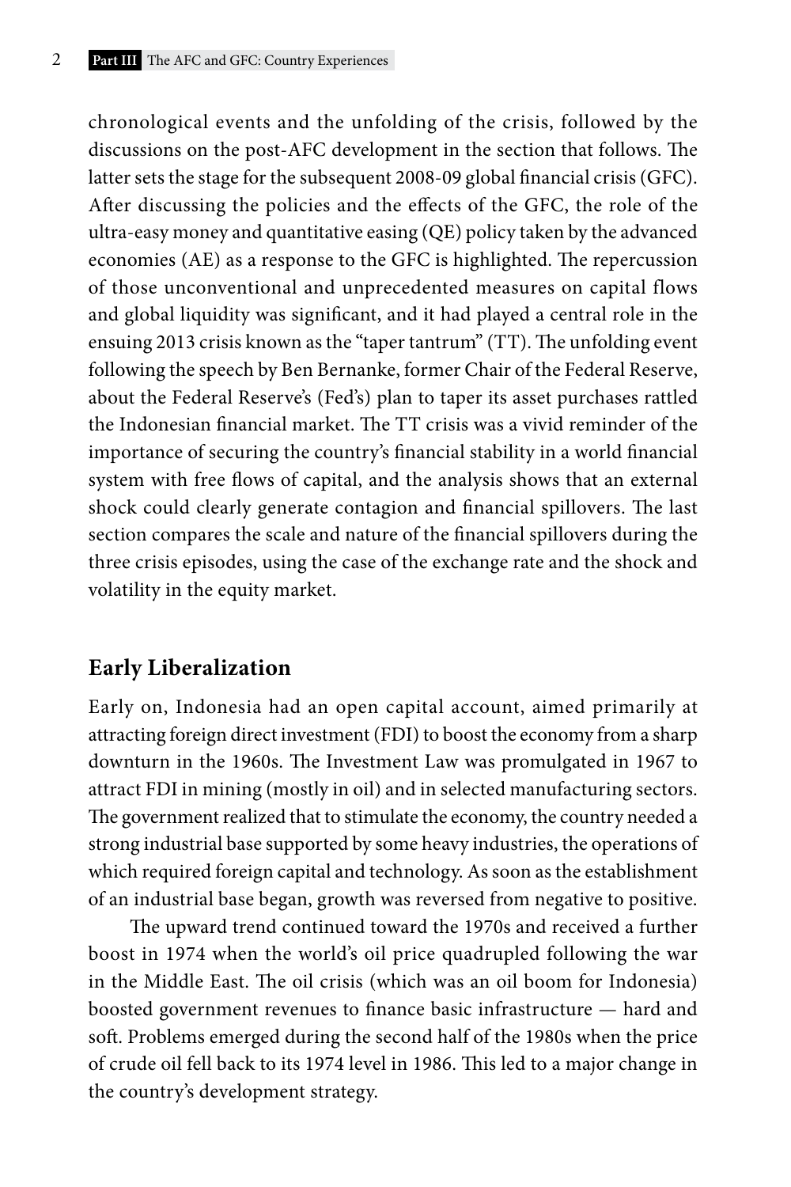chronological events and the unfolding of the crisis, followed by the discussions on the post-AFC development in the section that follows. The latter sets the stage for the subsequent 2008-09 global financial crisis (GFC). After discussing the policies and the effects of the GFC, the role of the ultra-easy money and quantitative easing (QE) policy taken by the advanced economies (AE) as a response to the GFC is highlighted. The repercussion of those unconventional and unprecedented measures on capital flows and global liquidity was significant, and it had played a central role in the ensuing 2013 crisis known as the "taper tantrum" (TT). The unfolding event following the speech by Ben Bernanke, former Chair of the Federal Reserve, about the Federal Reserve's (Fed's) plan to taper its asset purchases rattled the Indonesian financial market. The TT crisis was a vivid reminder of the importance of securing the country's financial stability in a world financial system with free flows of capital, and the analysis shows that an external shock could clearly generate contagion and financial spillovers. The last section compares the scale and nature of the financial spillovers during the three crisis episodes, using the case of the exchange rate and the shock and volatility in the equity market.

## Early Liberalization

Early on, Indonesia had an open capital account, aimed primarily at attracting foreign direct investment (FDI) to boost the economy from a sharp downturn in the 1960s. The Investment Law was promulgated in 1967 to attract FDI in mining (mostly in oil) and in selected manufacturing sectors. The government realized that to stimulate the economy, the country needed a strong industrial base supported by some heavy industries, the operations of which required foreign capital and technology. As soon as the establishment of an industrial base began, growth was reversed from negative to positive.

The upward trend continued toward the 1970s and received a further boost in 1974 when the world's oil price quadrupled following the war in the Middle East. The oil crisis (which was an oil boom for Indonesia) boosted government revenues to finance basic infrastructure — hard and soft. Problems emerged during the second half of the 1980s when the price of crude oil fell back to its 1974 level in 1986. This led to a major change in the country's development strategy.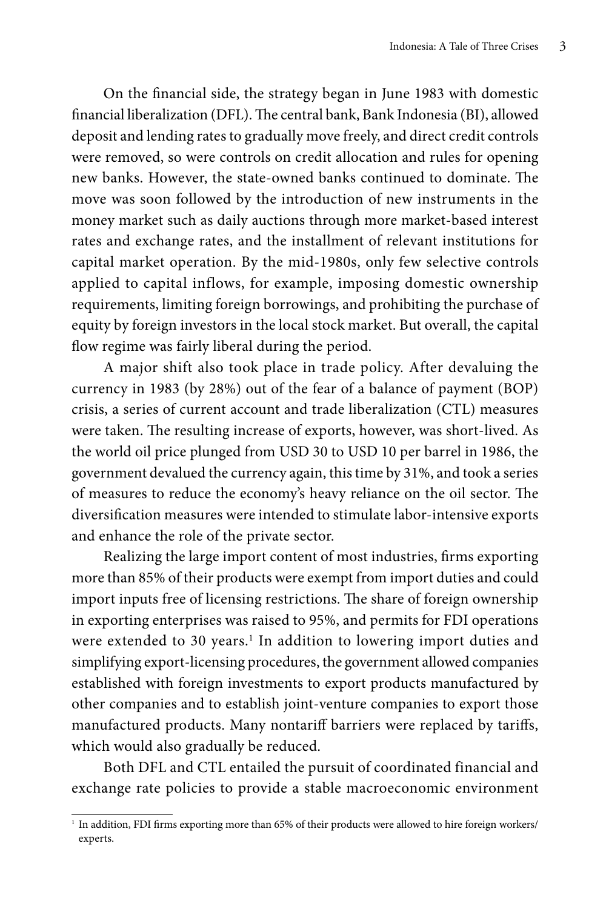On the financial side, the strategy began in June 1983 with domestic financial liberalization (DFL). The central bank, Bank Indonesia (BI), allowed deposit and lending rates to gradually move freely, and direct credit controls were removed, so were controls on credit allocation and rules for opening new banks. However, the state-owned banks continued to dominate. The move was soon followed by the introduction of new instruments in the money market such as daily auctions through more market-based interest rates and exchange rates, and the installment of relevant institutions for capital market operation. By the mid-1980s, only few selective controls applied to capital inflows, for example, imposing domestic ownership requirements, limiting foreign borrowings, and prohibiting the purchase of equity by foreign investors in the local stock market. But overall, the capital flow regime was fairly liberal during the period.

A major shift also took place in trade policy. After devaluing the currency in 1983 (by 28%) out of the fear of a balance of payment (BOP) crisis, a series of current account and trade liberalization (CTL) measures were taken. The resulting increase of exports, however, was short-lived. As the world oil price plunged from USD 30 to USD 10 per barrel in 1986, the government devalued the currency again, this time by 31%, and took a series of measures to reduce the economy's heavy reliance on the oil sector. The diversification measures were intended to stimulate labor-intensive exports and enhance the role of the private sector.

Realizing the large import content of most industries, firms exporting more than 85% of their products were exempt from import duties and could import inputs free of licensing restrictions. The share of foreign ownership in exporting enterprises was raised to 95%, and permits for FDI operations were extended to 30 years.[1] In addition to lowering import duties and simplifying export-licensing procedures, the government allowed companies established with foreign investments to export products manufactured by other companies and to establish joint-venture companies to export those manufactured products. Many nontariff barriers were replaced by tariffs, which would also gradually be reduced.

Both DFL and CTL entailed the pursuit of coordinated financial and exchange rate policies to provide a stable macroeconomic environment

[1] In addition, FDI firms exporting more than 65% of their products were allowed to hire foreign workers/ experts.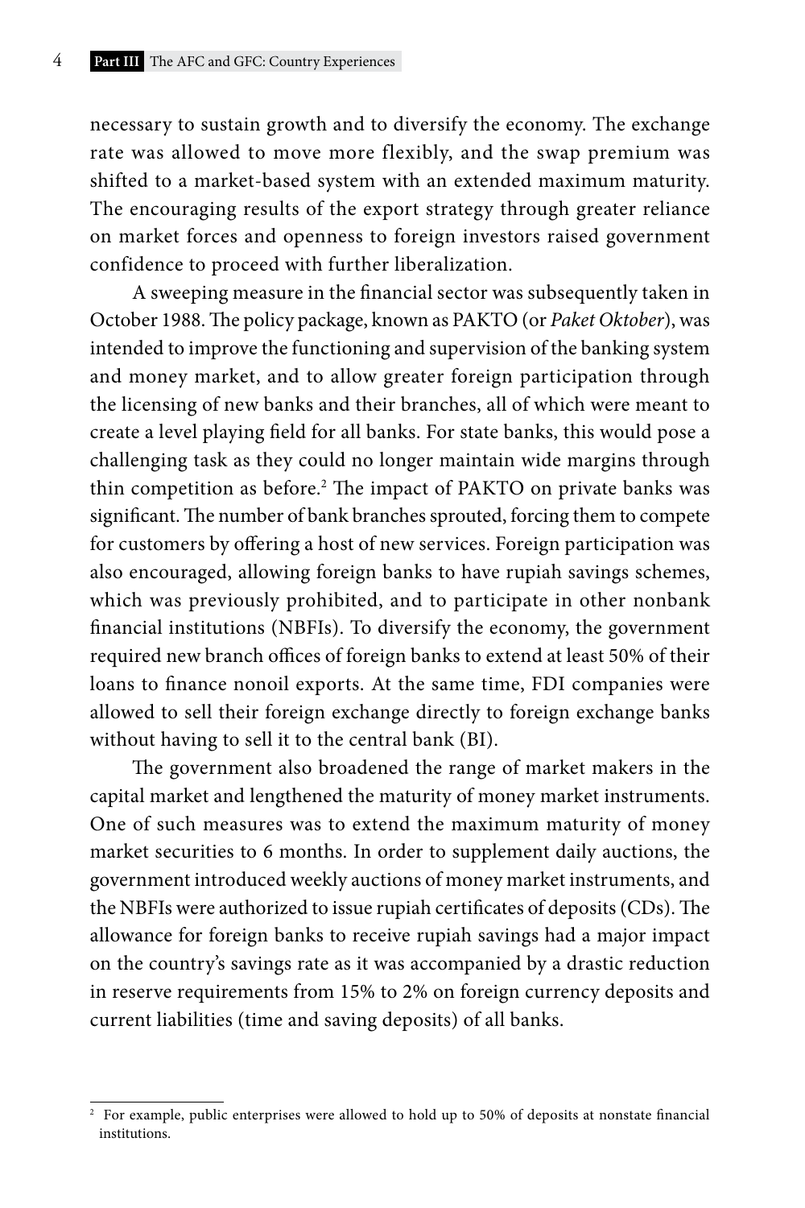necessary to sustain growth and to diversify the economy. The exchange rate was allowed to move more flexibly, and the swap premium was shifted to a market-based system with an extended maximum maturity. The encouraging results of the export strategy through greater reliance on market forces and openness to foreign investors raised government confidence to proceed with further liberalization.

A sweeping measure in the financial sector was subsequently taken in October 1988. The policy package, known as PAKTO (or *Paket Oktober*), was intended to improve the functioning and supervision of the banking system and money market, and to allow greater foreign participation through the licensing of new banks and their branches, all of which were meant to create a level playing field for all banks. For state banks, this would pose a challenging task as they could no longer maintain wide margins through thin competition as before.[2] The impact of PAKTO on private banks was significant. The number of bank branches sprouted, forcing them to compete for customers by offering a host of new services. Foreign participation was also encouraged, allowing foreign banks to have rupiah savings schemes, which was previously prohibited, and to participate in other nonbank financial institutions (NBFIs). To diversify the economy, the government required new branch offices of foreign banks to extend at least 50% of their loans to finance nonoil exports. At the same time, FDI companies were allowed to sell their foreign exchange directly to foreign exchange banks without having to sell it to the central bank (BI).

The government also broadened the range of market makers in the capital market and lengthened the maturity of money market instruments. One of such measures was to extend the maximum maturity of money market securities to 6 months. In order to supplement daily auctions, the government introduced weekly auctions of money market instruments, and the NBFIs were authorized to issue rupiah certificates of deposits (CDs). The allowance for foreign banks to receive rupiah savings had a major impact on the country's savings rate as it was accompanied by a drastic reduction in reserve requirements from 15% to 2% on foreign currency deposits and current liabilities (time and saving deposits) of all banks.

---

[2] For example, public enterprises were allowed to hold up to 50% of deposits at nonstate financial institutions.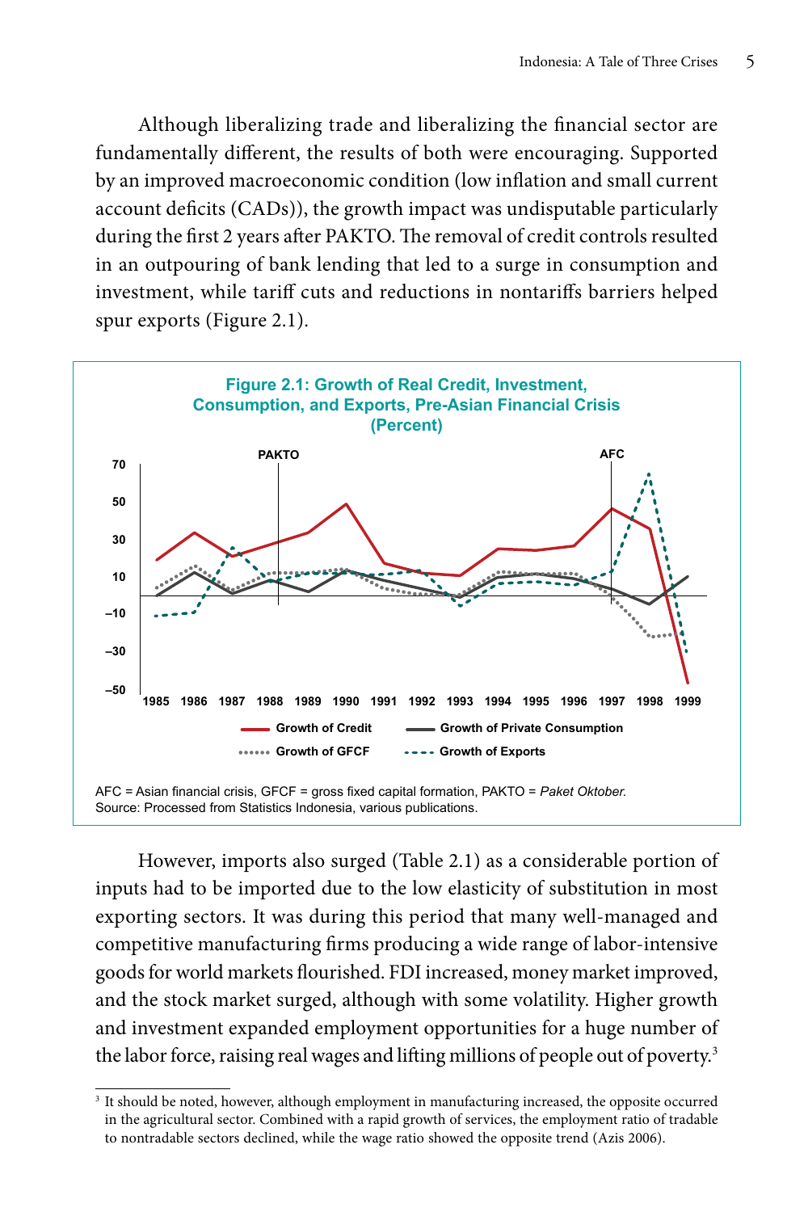Although liberalizing trade and liberalizing the financial sector are fundamentally different, the results of both were encouraging. Supported by an improved macroeconomic condition (low inflation and small current account deficits (CADs)), the growth impact was undisputable particularly during the first 2 years after PAKTO. The removal of credit controls resulted in an outpouring of bank lending that led to a surge in consumption and investment, while tariff cuts and reductions in nontariffs barriers helped spur exports (Figure 2.1).

**Figure 2.1: Growth of Real Credit, Investment, Consumption, and Exports, Pre-Asian Financial Crisis (Percent)**

PAKTO
AFC
70
50
30
10
–10
–30
–50
1985 1986 1987 1988 1989 1990 1991 1992 1993 1994 1995 1996 1997 1998 1999

Growth of Credit
Growth of Private Consumption
Growth of GFCF
Growth of Exports

AFC = Asian financial crisis, GFCF = gross fixed capital formation, PAKTO = *Paket Oktober.*
Source: Processed from Statistics Indonesia, various publications.

However, imports also surged (Table 2.1) as a considerable portion of inputs had to be imported due to the low elasticity of substitution in most exporting sectors. It was during this period that many well-managed and competitive manufacturing firms producing a wide range of labor-intensive goods for world markets flourished. FDI increased, money market improved, and the stock market surged, although with some volatility. Higher growth and investment expanded employment opportunities for a huge number of the labor force, raising real wages and lifting millions of people out of poverty.[3]

[3] It should be noted, however, although employment in manufacturing increased, the opposite occurred in the agricultural sector. Combined with a rapid growth of services, the employment ratio of tradable to nontradable sectors declined, while the wage ratio showed the opposite trend (Azis 2006).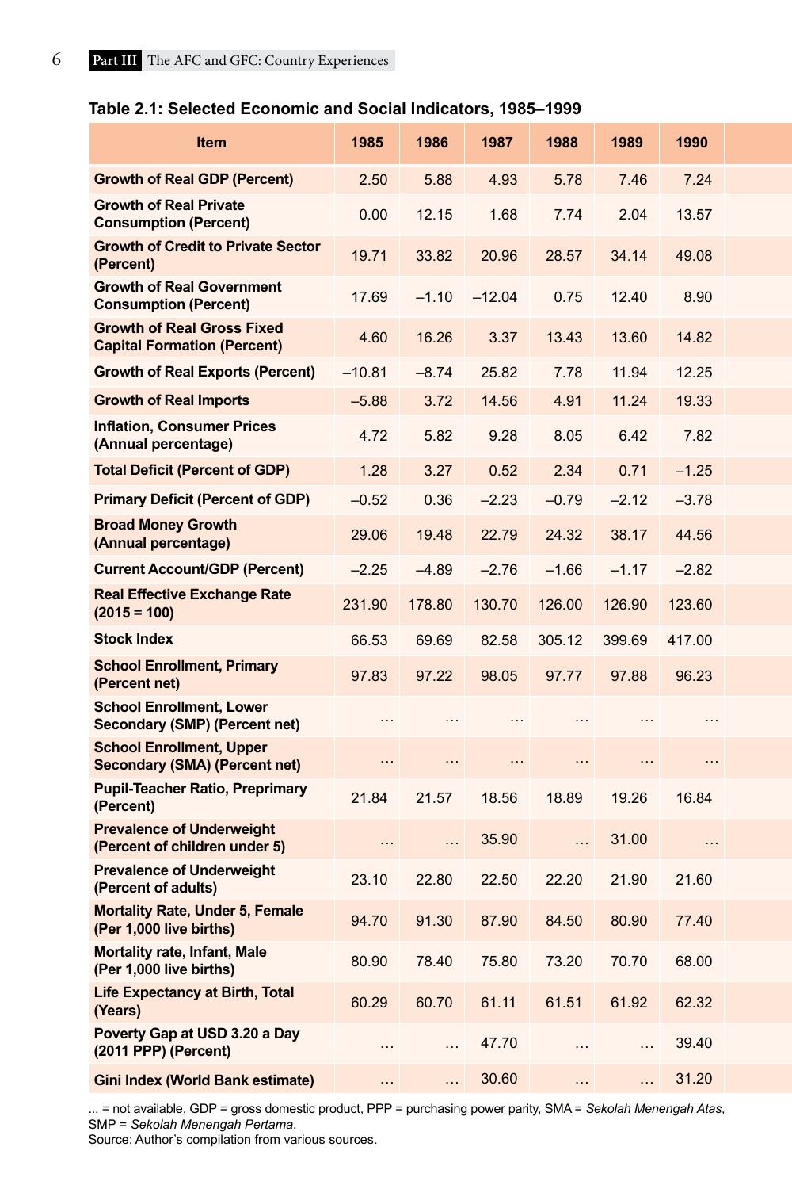**Table 2.1: Selected Economic and Social Indicators, 1985–1999**

| Item | 1985 | 1986 | 1987 | 1988 | 1989 | 1990 |
|---|---|---|---|---|---|---|
| Growth of Real GDP (Percent) | 2.50 | 5.88 | 4.93 | 5.78 | 7.46 | 7.24 |
| Growth of Real Private Consumption (Percent) | 0.00 | 12.15 | 1.68 | 7.74 | 2.04 | 13.57 |
| Growth of Credit to Private Sector (Percent) | 19.71 | 33.82 | 20.96 | 28.57 | 34.14 | 49.08 |
| Growth of Real Government Consumption (Percent) | 17.69 | –1.10 | –12.04 | 0.75 | 12.40 | 8.90 |
| Growth of Real Gross Fixed Capital Formation (Percent) | 4.60 | 16.26 | 3.37 | 13.43 | 13.60 | 14.82 |
| Growth of Real Exports (Percent) | –10.81 | –8.74 | 25.82 | 7.78 | 11.94 | 12.25 |
| Growth of Real Imports | –5.88 | 3.72 | 14.56 | 4.91 | 11.24 | 19.33 |
| Inflation, Consumer Prices (Annual percentage) | 4.72 | 5.82 | 9.28 | 8.05 | 6.42 | 7.82 |
| Total Deficit (Percent of GDP) | 1.28 | 3.27 | 0.52 | 2.34 | 0.71 | –1.25 |
| Primary Deficit (Percent of GDP) | –0.52 | 0.36 | –2.23 | –0.79 | –2.12 | –3.78 |
| Broad Money Growth (Annual percentage) | 29.06 | 19.48 | 22.79 | 24.32 | 38.17 | 44.56 |
| Current Account/GDP (Percent) | –2.25 | –4.89 | –2.76 | –1.66 | –1.17 | –2.82 |
| Real Effective Exchange Rate (2015 = 100) | 231.90 | 178.80 | 130.70 | 126.00 | 126.90 | 123.60 |
| Stock Index | 66.53 | 69.69 | 82.58 | 305.12 | 399.69 | 417.00 |
| School Enrollment, Primary (Percent net) | 97.83 | 97.22 | 98.05 | 97.77 | 97.88 | 96.23 |
| School Enrollment, Lower Secondary (SMP) (Percent net) | … | … | … | … | … | … |
| School Enrollment, Upper Secondary (SMA) (Percent net) | … | … | … | … | … | … |
| Pupil-Teacher Ratio, Preprimary (Percent) | 21.84 | 21.57 | 18.56 | 18.89 | 19.26 | 16.84 |
| Prevalence of Underweight (Percent of children under 5) | … | … | 35.90 | … | 31.00 | … |
| Prevalence of Underweight (Percent of adults) | 23.10 | 22.80 | 22.50 | 22.20 | 21.90 | 21.60 |
| Mortality Rate, Under 5, Female (Per 1,000 live births) | 94.70 | 91.30 | 87.90 | 84.50 | 80.90 | 77.40 |
| Mortality rate, Infant, Male (Per 1,000 live births) | 80.90 | 78.40 | 75.80 | 73.20 | 70.70 | 68.00 |
| Life Expectancy at Birth, Total (Years) | 60.29 | 60.70 | 61.11 | 61.51 | 61.92 | 62.32 |
| Poverty Gap at USD 3.20 a Day (2011 PPP) (Percent) | … | … | 47.70 | … | … | 39.40 |
| Gini Index (World Bank estimate) | … | … | 30.60 | … | … | 31.20 |

... = not available, GDP = gross domestic product, PPP = purchasing power parity, SMA = *Sekolah Menengah Atas*, SMP = *Sekolah Menengah Pertama*.
Source: Author's compilation from various sources.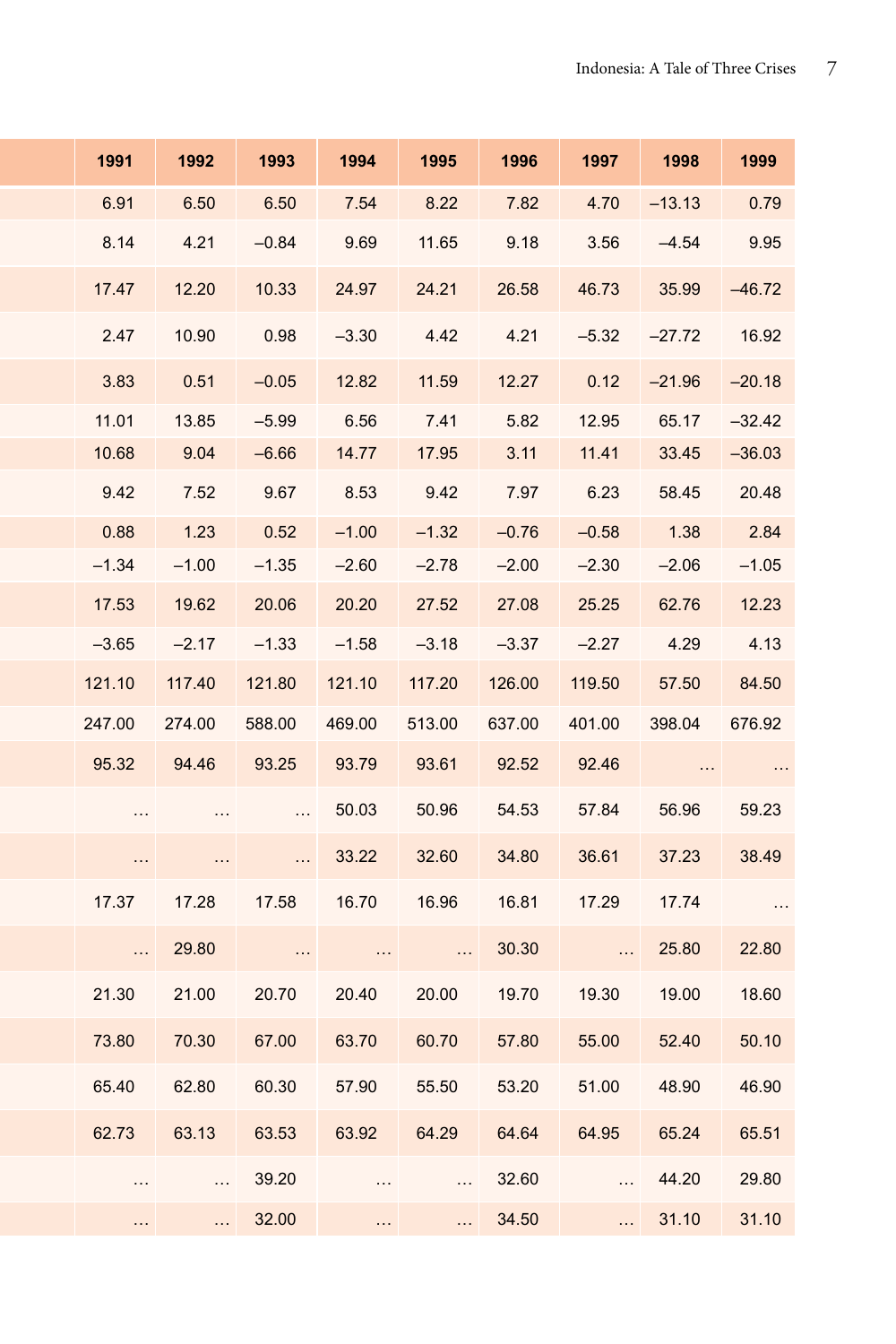| | 1991 | 1992 | 1993 | 1994 | 1995 | 1996 | 1997 | 1998 | 1999 |
|---|---|---|---|---|---|---|---|---|---|
| | 6.91 | 6.50 | 6.50 | 7.54 | 8.22 | 7.82 | 4.70 | –13.13 | 0.79 |
| | 8.14 | 4.21 | –0.84 | 9.69 | 11.65 | 9.18 | 3.56 | –4.54 | 9.95 |
| | 17.47 | 12.20 | 10.33 | 24.97 | 24.21 | 26.58 | 46.73 | 35.99 | –46.72 |
| | 2.47 | 10.90 | 0.98 | –3.30 | 4.42 | 4.21 | –5.32 | –27.72 | 16.92 |
| | 3.83 | 0.51 | –0.05 | 12.82 | 11.59 | 12.27 | 0.12 | –21.96 | –20.18 |
| | 11.01 | 13.85 | –5.99 | 6.56 | 7.41 | 5.82 | 12.95 | 65.17 | –32.42 |
| | 10.68 | 9.04 | –6.66 | 14.77 | 17.95 | 3.11 | 11.41 | 33.45 | –36.03 |
| | 9.42 | 7.52 | 9.67 | 8.53 | 9.42 | 7.97 | 6.23 | 58.45 | 20.48 |
| | 0.88 | 1.23 | 0.52 | –1.00 | –1.32 | –0.76 | –0.58 | 1.38 | 2.84 |
| | –1.34 | –1.00 | –1.35 | –2.60 | –2.78 | –2.00 | –2.30 | –2.06 | –1.05 |
| | 17.53 | 19.62 | 20.06 | 20.20 | 27.52 | 27.08 | 25.25 | 62.76 | 12.23 |
| | –3.65 | –2.17 | –1.33 | –1.58 | –3.18 | –3.37 | –2.27 | 4.29 | 4.13 |
| | 121.10 | 117.40 | 121.80 | 121.10 | 117.20 | 126.00 | 119.50 | 57.50 | 84.50 |
| | 247.00 | 274.00 | 588.00 | 469.00 | 513.00 | 637.00 | 401.00 | 398.04 | 676.92 |
| | 95.32 | 94.46 | 93.25 | 93.79 | 93.61 | 92.52 | 92.46 | … | … |
| | … | … | … | 50.03 | 50.96 | 54.53 | 57.84 | 56.96 | 59.23 |
| | … | … | … | 33.22 | 32.60 | 34.80 | 36.61 | 37.23 | 38.49 |
| | 17.37 | 17.28 | 17.58 | 16.70 | 16.96 | 16.81 | 17.29 | 17.74 | … |
| | … | 29.80 | … | … | … | 30.30 | … | 25.80 | 22.80 |
| | 21.30 | 21.00 | 20.70 | 20.40 | 20.00 | 19.70 | 19.30 | 19.00 | 18.60 |
| | 73.80 | 70.30 | 67.00 | 63.70 | 60.70 | 57.80 | 55.00 | 52.40 | 50.10 |
| | 65.40 | 62.80 | 60.30 | 57.90 | 55.50 | 53.20 | 51.00 | 48.90 | 46.90 |
| | 62.73 | 63.13 | 63.53 | 63.92 | 64.29 | 64.64 | 64.95 | 65.24 | 65.51 |
| | … | … | 39.20 | … | … | 32.60 | … | 44.20 | 29.80 |
| | … | … | 32.00 | … | … | 34.50 | … | 31.10 | 31.10 |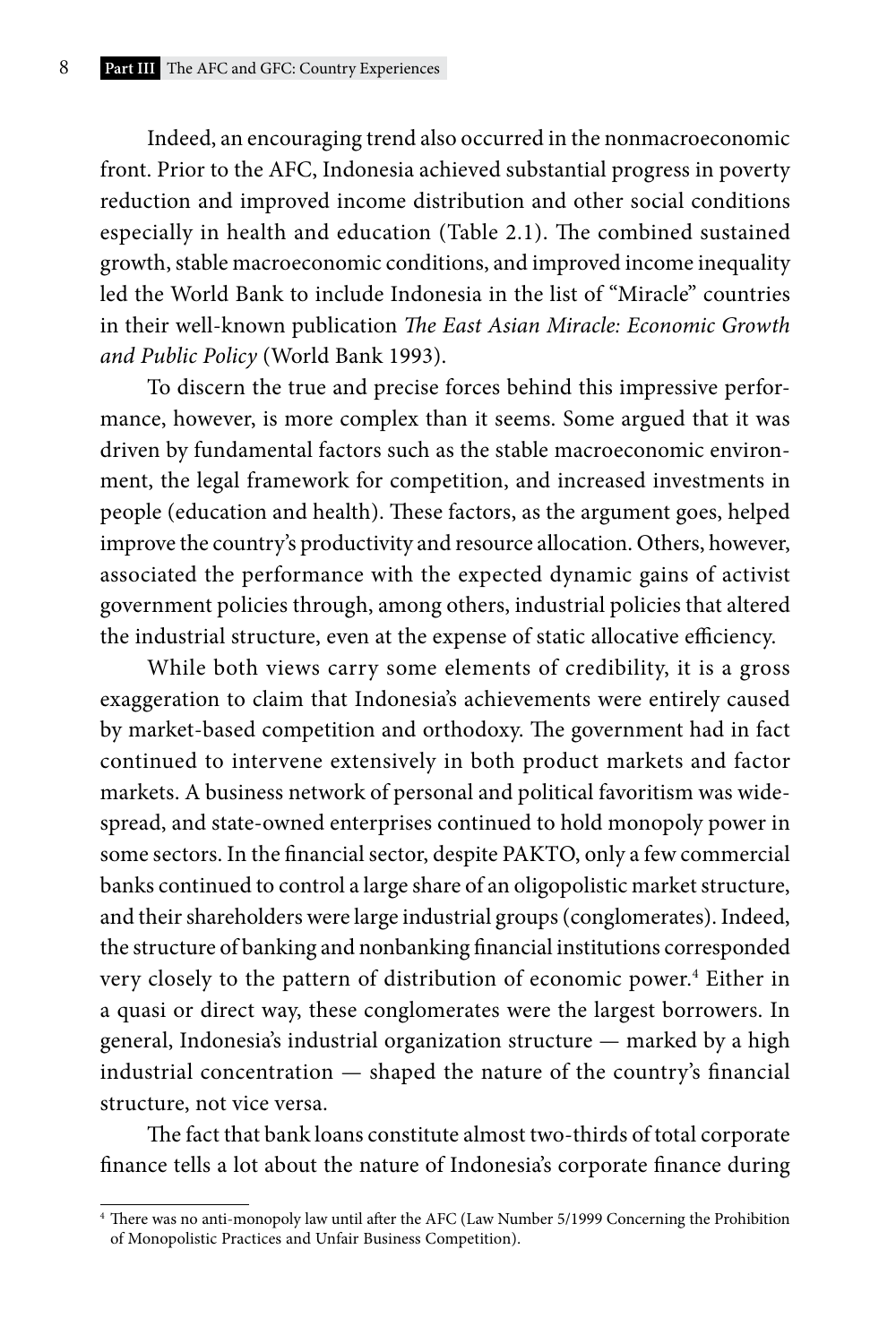Indeed, an encouraging trend also occurred in the nonmacroeconomic front. Prior to the AFC, Indonesia achieved substantial progress in poverty reduction and improved income distribution and other social conditions especially in health and education (Table 2.1). The combined sustained growth, stable macroeconomic conditions, and improved income inequality led the World Bank to include Indonesia in the list of "Miracle" countries in their well-known publication *The East Asian Miracle: Economic Growth and Public Policy* (World Bank 1993).

To discern the true and precise forces behind this impressive performance, however, is more complex than it seems. Some argued that it was driven by fundamental factors such as the stable macroeconomic environment, the legal framework for competition, and increased investments in people (education and health). These factors, as the argument goes, helped improve the country's productivity and resource allocation. Others, however, associated the performance with the expected dynamic gains of activist government policies through, among others, industrial policies that altered the industrial structure, even at the expense of static allocative efficiency.

While both views carry some elements of credibility, it is a gross exaggeration to claim that Indonesia's achievements were entirely caused by market-based competition and orthodoxy. The government had in fact continued to intervene extensively in both product markets and factor markets. A business network of personal and political favoritism was widespread, and state-owned enterprises continued to hold monopoly power in some sectors. In the financial sector, despite PAKTO, only a few commercial banks continued to control a large share of an oligopolistic market structure, and their shareholders were large industrial groups (conglomerates). Indeed, the structure of banking and nonbanking financial institutions corresponded very closely to the pattern of distribution of economic power.[4] Either in a quasi or direct way, these conglomerates were the largest borrowers. In general, Indonesia's industrial organization structure — marked by a high industrial concentration — shaped the nature of the country's financial structure, not vice versa.

The fact that bank loans constitute almost two-thirds of total corporate finance tells a lot about the nature of Indonesia's corporate finance during

[4] There was no anti-monopoly law until after the AFC (Law Number 5/1999 Concerning the Prohibition of Monopolistic Practices and Unfair Business Competition).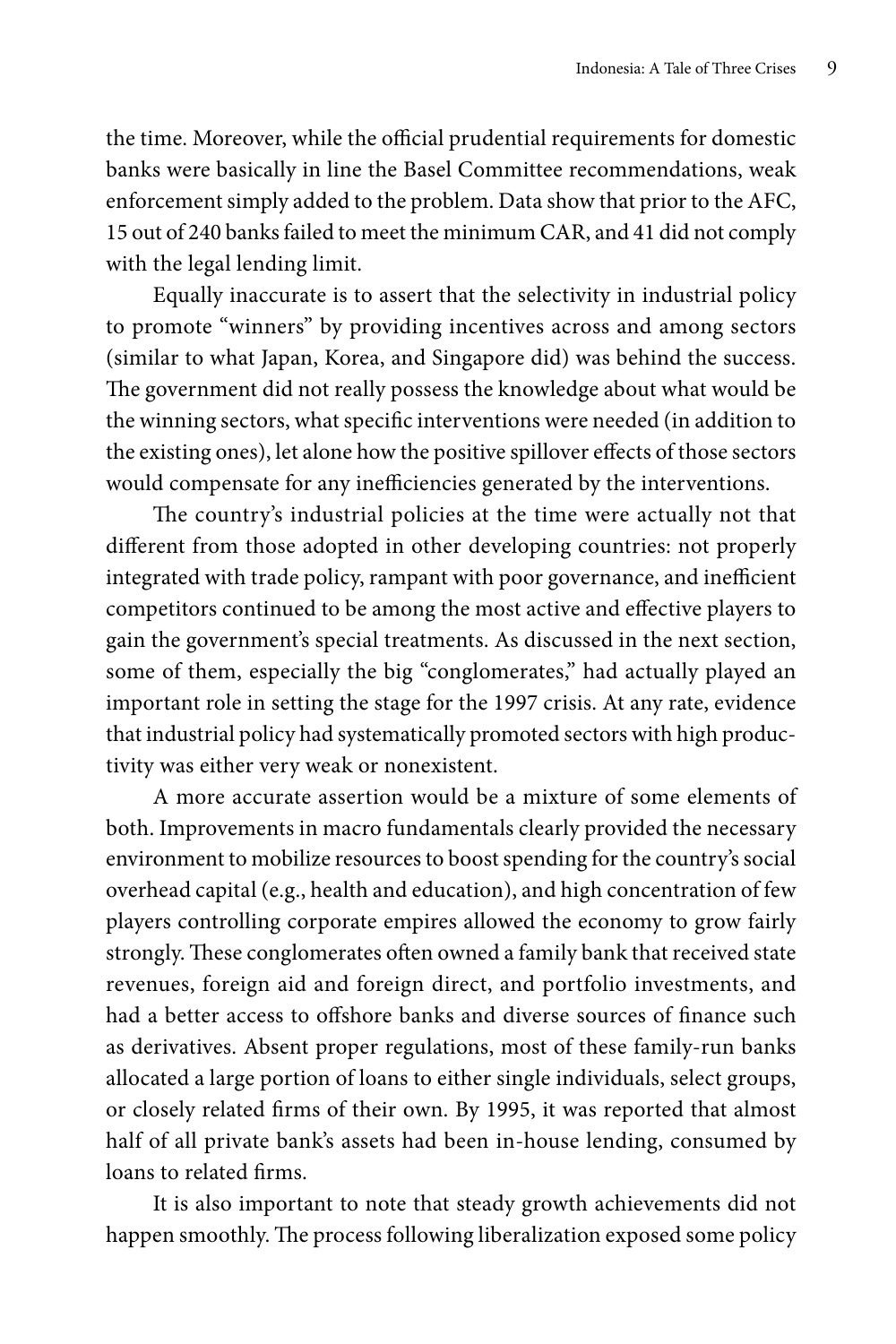the time. Moreover, while the official prudential requirements for domestic banks were basically in line the Basel Committee recommendations, weak enforcement simply added to the problem. Data show that prior to the AFC, 15 out of 240 banks failed to meet the minimum CAR, and 41 did not comply with the legal lending limit.

Equally inaccurate is to assert that the selectivity in industrial policy to promote "winners" by providing incentives across and among sectors (similar to what Japan, Korea, and Singapore did) was behind the success. The government did not really possess the knowledge about what would be the winning sectors, what specific interventions were needed (in addition to the existing ones), let alone how the positive spillover effects of those sectors would compensate for any inefficiencies generated by the interventions.

The country's industrial policies at the time were actually not that different from those adopted in other developing countries: not properly integrated with trade policy, rampant with poor governance, and inefficient competitors continued to be among the most active and effective players to gain the government's special treatments. As discussed in the next section, some of them, especially the big "conglomerates," had actually played an important role in setting the stage for the 1997 crisis. At any rate, evidence that industrial policy had systematically promoted sectors with high productivity was either very weak or nonexistent.

A more accurate assertion would be a mixture of some elements of both. Improvements in macro fundamentals clearly provided the necessary environment to mobilize resources to boost spending for the country's social overhead capital (e.g., health and education), and high concentration of few players controlling corporate empires allowed the economy to grow fairly strongly. These conglomerates often owned a family bank that received state revenues, foreign aid and foreign direct, and portfolio investments, and had a better access to offshore banks and diverse sources of finance such as derivatives. Absent proper regulations, most of these family-run banks allocated a large portion of loans to either single individuals, select groups, or closely related firms of their own. By 1995, it was reported that almost half of all private bank's assets had been in-house lending, consumed by loans to related firms.

It is also important to note that steady growth achievements did not happen smoothly. The process following liberalization exposed some policy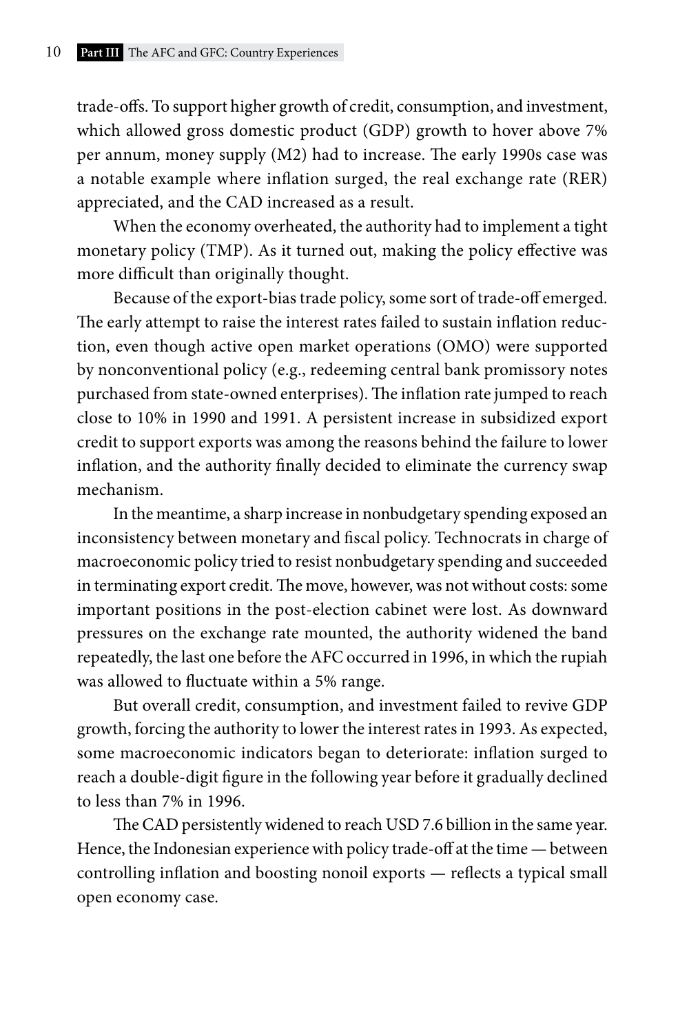trade-offs. To support higher growth of credit, consumption, and investment, which allowed gross domestic product (GDP) growth to hover above 7% per annum, money supply (M2) had to increase. The early 1990s case was a notable example where inflation surged, the real exchange rate (RER) appreciated, and the CAD increased as a result.

When the economy overheated, the authority had to implement a tight monetary policy (TMP). As it turned out, making the policy effective was more difficult than originally thought.

Because of the export-bias trade policy, some sort of trade-off emerged. The early attempt to raise the interest rates failed to sustain inflation reduction, even though active open market operations (OMO) were supported by nonconventional policy (e.g., redeeming central bank promissory notes purchased from state-owned enterprises). The inflation rate jumped to reach close to 10% in 1990 and 1991. A persistent increase in subsidized export credit to support exports was among the reasons behind the failure to lower inflation, and the authority finally decided to eliminate the currency swap mechanism.

In the meantime, a sharp increase in nonbudgetary spending exposed an inconsistency between monetary and fiscal policy. Technocrats in charge of macroeconomic policy tried to resist nonbudgetary spending and succeeded in terminating export credit. The move, however, was not without costs: some important positions in the post-election cabinet were lost. As downward pressures on the exchange rate mounted, the authority widened the band repeatedly, the last one before the AFC occurred in 1996, in which the rupiah was allowed to fluctuate within a 5% range.

But overall credit, consumption, and investment failed to revive GDP growth, forcing the authority to lower the interest rates in 1993. As expected, some macroeconomic indicators began to deteriorate: inflation surged to reach a double-digit figure in the following year before it gradually declined to less than 7% in 1996.

The CAD persistently widened to reach USD 7.6 billion in the same year. Hence, the Indonesian experience with policy trade-off at the time — between controlling inflation and boosting nonoil exports — reflects a typical small open economy case.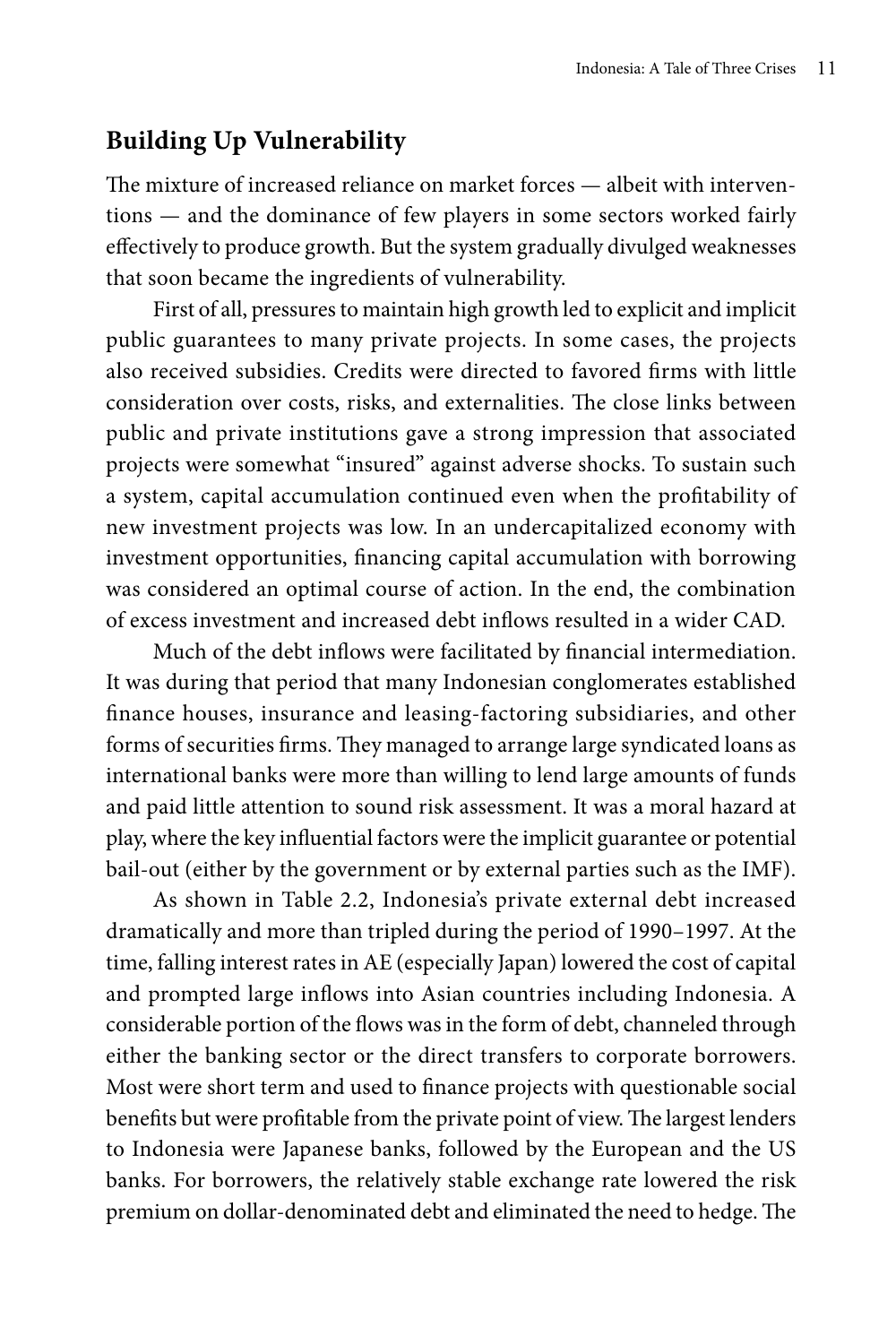## Building Up Vulnerability

The mixture of increased reliance on market forces — albeit with interventions — and the dominance of few players in some sectors worked fairly effectively to produce growth. But the system gradually divulged weaknesses that soon became the ingredients of vulnerability.

First of all, pressures to maintain high growth led to explicit and implicit public guarantees to many private projects. In some cases, the projects also received subsidies. Credits were directed to favored firms with little consideration over costs, risks, and externalities. The close links between public and private institutions gave a strong impression that associated projects were somewhat "insured" against adverse shocks. To sustain such a system, capital accumulation continued even when the profitability of new investment projects was low. In an undercapitalized economy with investment opportunities, financing capital accumulation with borrowing was considered an optimal course of action. In the end, the combination of excess investment and increased debt inflows resulted in a wider CAD.

Much of the debt inflows were facilitated by financial intermediation. It was during that period that many Indonesian conglomerates established finance houses, insurance and leasing-factoring subsidiaries, and other forms of securities firms. They managed to arrange large syndicated loans as international banks were more than willing to lend large amounts of funds and paid little attention to sound risk assessment. It was a moral hazard at play, where the key influential factors were the implicit guarantee or potential bail-out (either by the government or by external parties such as the IMF).

As shown in Table 2.2, Indonesia's private external debt increased dramatically and more than tripled during the period of 1990–1997. At the time, falling interest rates in AE (especially Japan) lowered the cost of capital and prompted large inflows into Asian countries including Indonesia. A considerable portion of the flows was in the form of debt, channeled through either the banking sector or the direct transfers to corporate borrowers. Most were short term and used to finance projects with questionable social benefits but were profitable from the private point of view. The largest lenders to Indonesia were Japanese banks, followed by the European and the US banks. For borrowers, the relatively stable exchange rate lowered the risk premium on dollar-denominated debt and eliminated the need to hedge. The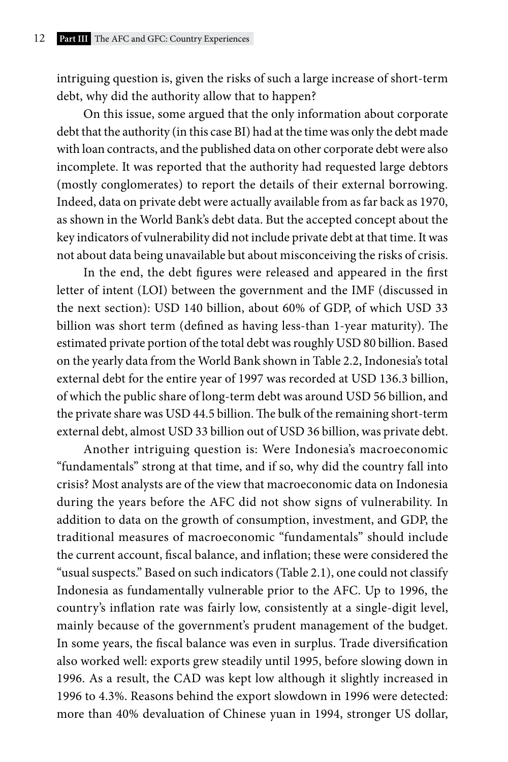intriguing question is, given the risks of such a large increase of short-term debt, why did the authority allow that to happen?

On this issue, some argued that the only information about corporate debt that the authority (in this case BI) had at the time was only the debt made with loan contracts, and the published data on other corporate debt were also incomplete. It was reported that the authority had requested large debtors (mostly conglomerates) to report the details of their external borrowing. Indeed, data on private debt were actually available from as far back as 1970, as shown in the World Bank's debt data. But the accepted concept about the key indicators of vulnerability did not include private debt at that time. It was not about data being unavailable but about misconceiving the risks of crisis.

In the end, the debt figures were released and appeared in the first letter of intent (LOI) between the government and the IMF (discussed in the next section): USD 140 billion, about 60% of GDP, of which USD 33 billion was short term (defined as having less-than 1-year maturity). The estimated private portion of the total debt was roughly USD 80 billion. Based on the yearly data from the World Bank shown in Table 2.2, Indonesia's total external debt for the entire year of 1997 was recorded at USD 136.3 billion, of which the public share of long-term debt was around USD 56 billion, and the private share was USD 44.5 billion. The bulk of the remaining short-term external debt, almost USD 33 billion out of USD 36 billion, was private debt.

Another intriguing question is: Were Indonesia's macroeconomic "fundamentals" strong at that time, and if so, why did the country fall into crisis? Most analysts are of the view that macroeconomic data on Indonesia during the years before the AFC did not show signs of vulnerability. In addition to data on the growth of consumption, investment, and GDP, the traditional measures of macroeconomic "fundamentals" should include the current account, fiscal balance, and inflation; these were considered the "usual suspects." Based on such indicators (Table 2.1), one could not classify Indonesia as fundamentally vulnerable prior to the AFC. Up to 1996, the country's inflation rate was fairly low, consistently at a single-digit level, mainly because of the government's prudent management of the budget. In some years, the fiscal balance was even in surplus. Trade diversification also worked well: exports grew steadily until 1995, before slowing down in 1996. As a result, the CAD was kept low although it slightly increased in 1996 to 4.3%. Reasons behind the export slowdown in 1996 were detected: more than 40% devaluation of Chinese yuan in 1994, stronger US dollar,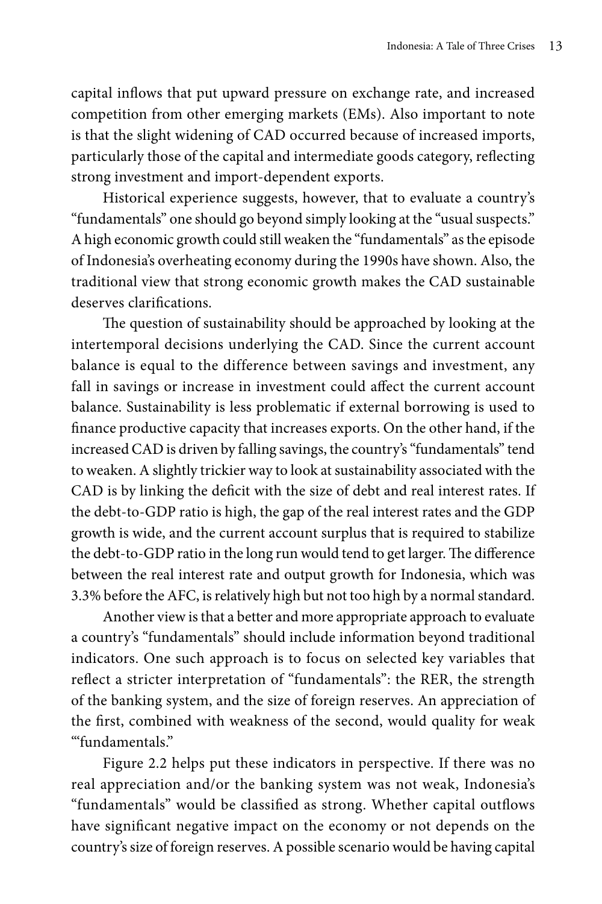capital inflows that put upward pressure on exchange rate, and increased competition from other emerging markets (EMs). Also important to note is that the slight widening of CAD occurred because of increased imports, particularly those of the capital and intermediate goods category, reflecting strong investment and import-dependent exports.

Historical experience suggests, however, that to evaluate a country's "fundamentals" one should go beyond simply looking at the "usual suspects." A high economic growth could still weaken the "fundamentals" as the episode of Indonesia's overheating economy during the 1990s have shown. Also, the traditional view that strong economic growth makes the CAD sustainable deserves clarifications.

The question of sustainability should be approached by looking at the intertemporal decisions underlying the CAD. Since the current account balance is equal to the difference between savings and investment, any fall in savings or increase in investment could affect the current account balance. Sustainability is less problematic if external borrowing is used to finance productive capacity that increases exports. On the other hand, if the increased CAD is driven by falling savings, the country's "fundamentals" tend to weaken. A slightly trickier way to look at sustainability associated with the CAD is by linking the deficit with the size of debt and real interest rates. If the debt-to-GDP ratio is high, the gap of the real interest rates and the GDP growth is wide, and the current account surplus that is required to stabilize the debt-to-GDP ratio in the long run would tend to get larger. The difference between the real interest rate and output growth for Indonesia, which was 3.3% before the AFC, is relatively high but not too high by a normal standard.

Another view is that a better and more appropriate approach to evaluate a country's "fundamentals" should include information beyond traditional indicators. One such approach is to focus on selected key variables that reflect a stricter interpretation of "fundamentals": the RER, the strength of the banking system, and the size of foreign reserves. An appreciation of the first, combined with weakness of the second, would quality for weak "'fundamentals."

Figure 2.2 helps put these indicators in perspective. If there was no real appreciation and/or the banking system was not weak, Indonesia's "fundamentals" would be classified as strong. Whether capital outflows have significant negative impact on the economy or not depends on the country's size of foreign reserves. A possible scenario would be having capital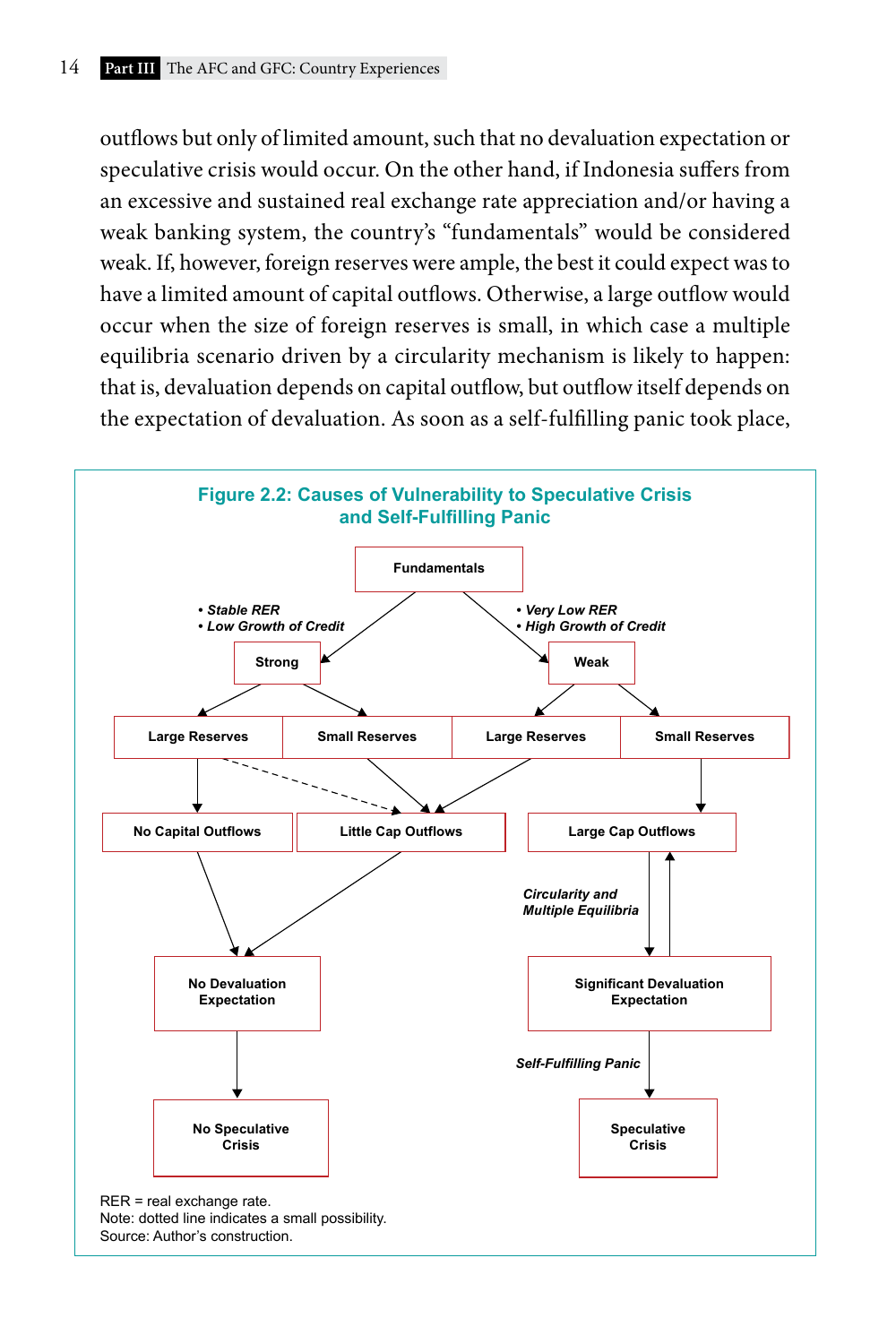outflows but only of limited amount, such that no devaluation expectation or speculative crisis would occur. On the other hand, if Indonesia suffers from an excessive and sustained real exchange rate appreciation and/or having a weak banking system, the country's "fundamentals" would be considered weak. If, however, foreign reserves were ample, the best it could expect was to have a limited amount of capital outflows. Otherwise, a large outflow would occur when the size of foreign reserves is small, in which case a multiple equilibria scenario driven by a circularity mechanism is likely to happen: that is, devaluation depends on capital outflow, but outflow itself depends on the expectation of devaluation. As soon as a self-fulfilling panic took place,

**Figure 2.2: Causes of Vulnerability to Speculative Crisis and Self-Fulfilling Panic**

Fundamentals

- *Stable RER*
- *Low Growth of Credit*

- *Very Low RER*
- *High Growth of Credit*

Strong

Weak

Large Reserves

Small Reserves

Large Reserves

Small Reserves

No Capital Outflows

Little Cap Outflows

Large Cap Outflows

*Circularity and Multiple Equilibria*

No Devaluation Expectation

Significant Devaluation Expectation

*Self-Fulfilling Panic*

No Speculative Crisis

Speculative Crisis

RER = real exchange rate.
Note: dotted line indicates a small possibility.
Source: Author's construction.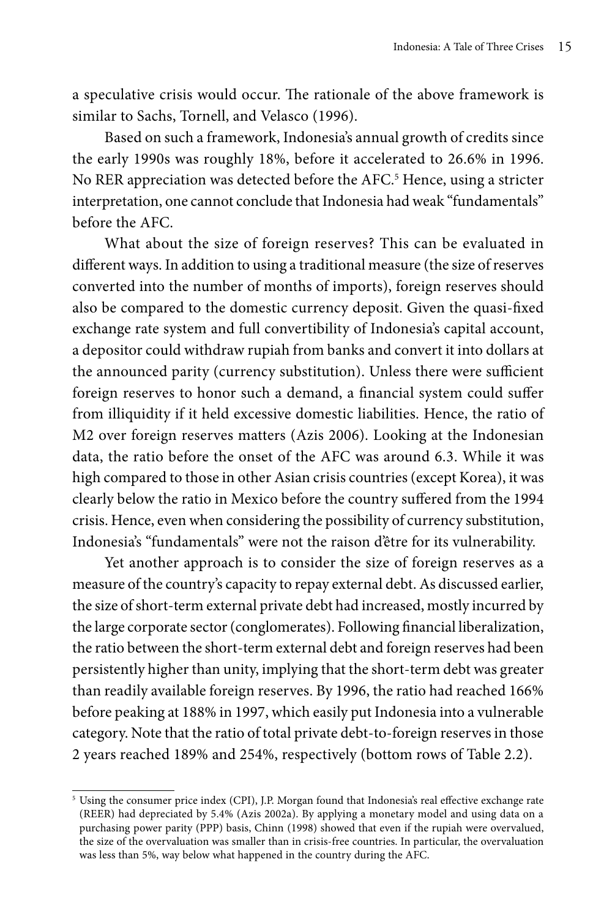a speculative crisis would occur. The rationale of the above framework is similar to Sachs, Tornell, and Velasco (1996).

Based on such a framework, Indonesia's annual growth of credits since the early 1990s was roughly 18%, before it accelerated to 26.6% in 1996. No RER appreciation was detected before the AFC.[5] Hence, using a stricter interpretation, one cannot conclude that Indonesia had weak "fundamentals" before the AFC.

What about the size of foreign reserves? This can be evaluated in different ways. In addition to using a traditional measure (the size of reserves converted into the number of months of imports), foreign reserves should also be compared to the domestic currency deposit. Given the quasi-fixed exchange rate system and full convertibility of Indonesia's capital account, a depositor could withdraw rupiah from banks and convert it into dollars at the announced parity (currency substitution). Unless there were sufficient foreign reserves to honor such a demand, a financial system could suffer from illiquidity if it held excessive domestic liabilities. Hence, the ratio of M2 over foreign reserves matters (Azis 2006). Looking at the Indonesian data, the ratio before the onset of the AFC was around 6.3. While it was high compared to those in other Asian crisis countries (except Korea), it was clearly below the ratio in Mexico before the country suffered from the 1994 crisis. Hence, even when considering the possibility of currency substitution, Indonesia's "fundamentals" were not the raison d'être for its vulnerability.

Yet another approach is to consider the size of foreign reserves as a measure of the country's capacity to repay external debt. As discussed earlier, the size of short-term external private debt had increased, mostly incurred by the large corporate sector (conglomerates). Following financial liberalization, the ratio between the short-term external debt and foreign reserves had been persistently higher than unity, implying that the short-term debt was greater than readily available foreign reserves. By 1996, the ratio had reached 166% before peaking at 188% in 1997, which easily put Indonesia into a vulnerable category. Note that the ratio of total private debt-to-foreign reserves in those 2 years reached 189% and 254%, respectively (bottom rows of Table 2.2).

---

[5] Using the consumer price index (CPI), J.P. Morgan found that Indonesia's real effective exchange rate (REER) had depreciated by 5.4% (Azis 2002a). By applying a monetary model and using data on a purchasing power parity (PPP) basis, Chinn (1998) showed that even if the rupiah were overvalued, the size of the overvaluation was smaller than in crisis-free countries. In particular, the overvaluation was less than 5%, way below what happened in the country during the AFC.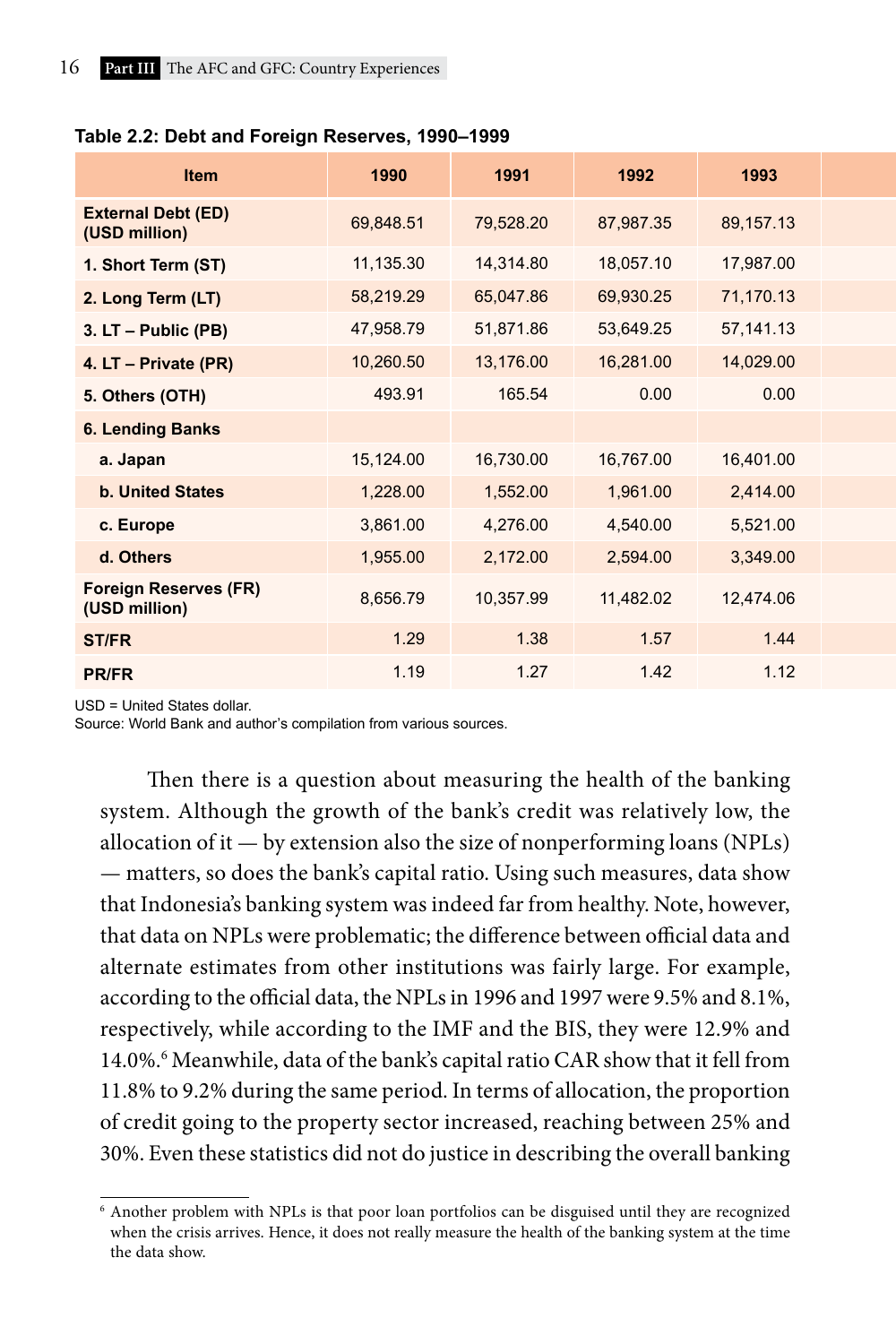**Table 2.2: Debt and Foreign Reserves, 1990–1999**

| Item | 1990 | 1991 | 1992 | 1993 |
|---|---|---|---|---|
| **External Debt (ED) (USD million)** | 69,848.51 | 79,528.20 | 87,987.35 | 89,157.13 |
| **1. Short Term (ST)** | 11,135.30 | 14,314.80 | 18,057.10 | 17,987.00 |
| **2. Long Term (LT)** | 58,219.29 | 65,047.86 | 69,930.25 | 71,170.13 |
| **3. LT – Public (PB)** | 47,958.79 | 51,871.86 | 53,649.25 | 57,141.13 |
| **4. LT – Private (PR)** | 10,260.50 | 13,176.00 | 16,281.00 | 14,029.00 |
| **5. Others (OTH)** | 493.91 | 165.54 | 0.00 | 0.00 |
| **6. Lending Banks** | | | | |
| **a. Japan** | 15,124.00 | 16,730.00 | 16,767.00 | 16,401.00 |
| **b. United States** | 1,228.00 | 1,552.00 | 1,961.00 | 2,414.00 |
| **c. Europe** | 3,861.00 | 4,276.00 | 4,540.00 | 5,521.00 |
| **d. Others** | 1,955.00 | 2,172.00 | 2,594.00 | 3,349.00 |
| **Foreign Reserves (FR) (USD million)** | 8,656.79 | 10,357.99 | 11,482.02 | 12,474.06 |
| **ST/FR** | 1.29 | 1.38 | 1.57 | 1.44 |
| **PR/FR** | 1.19 | 1.27 | 1.42 | 1.12 |

USD = United States dollar.
Source: World Bank and author's compilation from various sources.

Then there is a question about measuring the health of the banking system. Although the growth of the bank's credit was relatively low, the allocation of it — by extension also the size of nonperforming loans (NPLs) — matters, so does the bank's capital ratio. Using such measures, data show that Indonesia's banking system was indeed far from healthy. Note, however, that data on NPLs were problematic; the difference between official data and alternate estimates from other institutions was fairly large. For example, according to the official data, the NPLs in 1996 and 1997 were 9.5% and 8.1%, respectively, while according to the IMF and the BIS, they were 12.9% and 14.0%.[6] Meanwhile, data of the bank's capital ratio CAR show that it fell from 11.8% to 9.2% during the same period. In terms of allocation, the proportion of credit going to the property sector increased, reaching between 25% and 30%. Even these statistics did not do justice in describing the overall banking

[6] Another problem with NPLs is that poor loan portfolios can be disguised until they are recognized when the crisis arrives. Hence, it does not really measure the health of the banking system at the time the data show.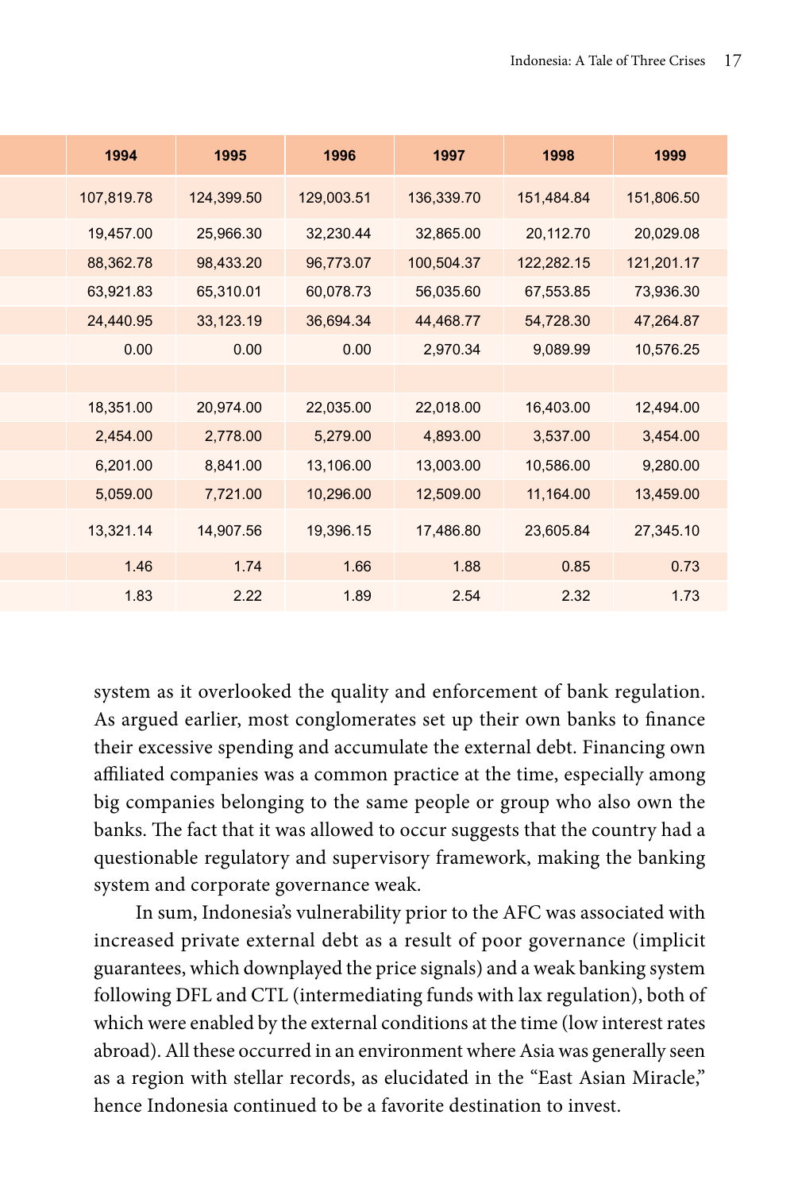| | 1994 | 1995 | 1996 | 1997 | 1998 | 1999 |
|---|---|---|---|---|---|---|
| | 107,819.78 | 124,399.50 | 129,003.51 | 136,339.70 | 151,484.84 | 151,806.50 |
| | 19,457.00 | 25,966.30 | 32,230.44 | 32,865.00 | 20,112.70 | 20,029.08 |
| | 88,362.78 | 98,433.20 | 96,773.07 | 100,504.37 | 122,282.15 | 121,201.17 |
| | 63,921.83 | 65,310.01 | 60,078.73 | 56,035.60 | 67,553.85 | 73,936.30 |
| | 24,440.95 | 33,123.19 | 36,694.34 | 44,468.77 | 54,728.30 | 47,264.87 |
| | 0.00 | 0.00 | 0.00 | 2,970.34 | 9,089.99 | 10,576.25 |
| | | | | | | |
| | 18,351.00 | 20,974.00 | 22,035.00 | 22,018.00 | 16,403.00 | 12,494.00 |
| | 2,454.00 | 2,778.00 | 5,279.00 | 4,893.00 | 3,537.00 | 3,454.00 |
| | 6,201.00 | 8,841.00 | 13,106.00 | 13,003.00 | 10,586.00 | 9,280.00 |
| | 5,059.00 | 7,721.00 | 10,296.00 | 12,509.00 | 11,164.00 | 13,459.00 |
| | 13,321.14 | 14,907.56 | 19,396.15 | 17,486.80 | 23,605.84 | 27,345.10 |
| | 1.46 | 1.74 | 1.66 | 1.88 | 0.85 | 0.73 |
| | 1.83 | 2.22 | 1.89 | 2.54 | 2.32 | 1.73 |

system as it overlooked the quality and enforcement of bank regulation. As argued earlier, most conglomerates set up their own banks to finance their excessive spending and accumulate the external debt. Financing own affiliated companies was a common practice at the time, especially among big companies belonging to the same people or group who also own the banks. The fact that it was allowed to occur suggests that the country had a questionable regulatory and supervisory framework, making the banking system and corporate governance weak.

In sum, Indonesia's vulnerability prior to the AFC was associated with increased private external debt as a result of poor governance (implicit guarantees, which downplayed the price signals) and a weak banking system following DFL and CTL (intermediating funds with lax regulation), both of which were enabled by the external conditions at the time (low interest rates abroad). All these occurred in an environment where Asia was generally seen as a region with stellar records, as elucidated in the "East Asian Miracle," hence Indonesia continued to be a favorite destination to invest.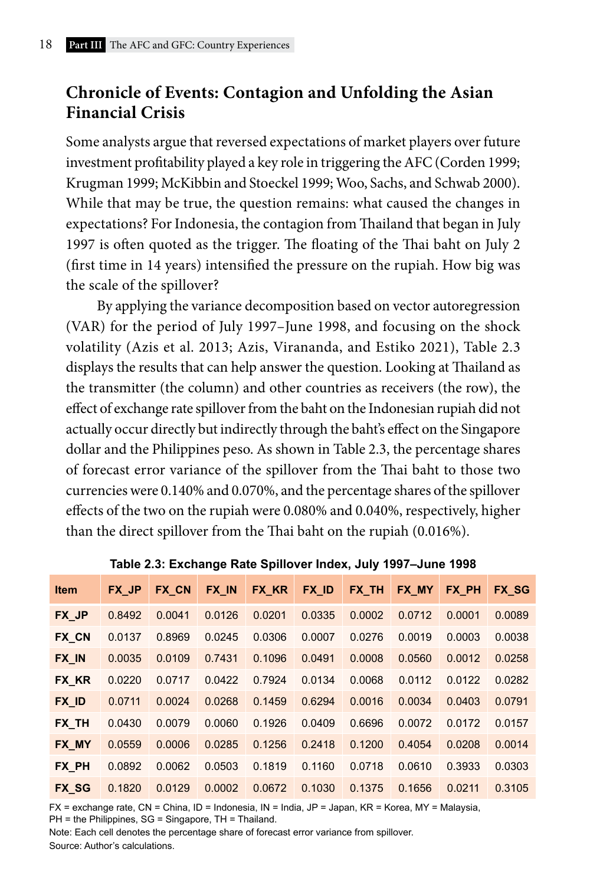## Chronicle of Events: Contagion and Unfolding the Asian Financial Crisis

Some analysts argue that reversed expectations of market players over future investment profitability played a key role in triggering the AFC (Corden 1999; Krugman 1999; McKibbin and Stoeckel 1999; Woo, Sachs, and Schwab 2000). While that may be true, the question remains: what caused the changes in expectations? For Indonesia, the contagion from Thailand that began in July 1997 is often quoted as the trigger. The floating of the Thai baht on July 2 (first time in 14 years) intensified the pressure on the rupiah. How big was the scale of the spillover?

By applying the variance decomposition based on vector autoregression (VAR) for the period of July 1997–June 1998, and focusing on the shock volatility (Azis et al. 2013; Azis, Virananda, and Estiko 2021), Table 2.3 displays the results that can help answer the question. Looking at Thailand as the transmitter (the column) and other countries as receivers (the row), the effect of exchange rate spillover from the baht on the Indonesian rupiah did not actually occur directly but indirectly through the baht's effect on the Singapore dollar and the Philippines peso. As shown in Table 2.3, the percentage shares of forecast error variance of the spillover from the Thai baht to those two currencies were 0.140% and 0.070%, and the percentage shares of the spillover effects of the two on the rupiah were 0.080% and 0.040%, respectively, higher than the direct spillover from the Thai baht on the rupiah (0.016%).

**Table 2.3: Exchange Rate Spillover Index, July 1997–June 1998**

| Item | FX_JP | FX_CN | FX_IN | FX_KR | FX_ID | FX_TH | FX_MY | FX_PH | FX_SG |
|---|---|---|---|---|---|---|---|---|---|
| **FX_JP** | 0.8492 | 0.0041 | 0.0126 | 0.0201 | 0.0335 | 0.0002 | 0.0712 | 0.0001 | 0.0089 |
| **FX_CN** | 0.0137 | 0.8969 | 0.0245 | 0.0306 | 0.0007 | 0.0276 | 0.0019 | 0.0003 | 0.0038 |
| **FX_IN** | 0.0035 | 0.0109 | 0.7431 | 0.1096 | 0.0491 | 0.0008 | 0.0560 | 0.0012 | 0.0258 |
| **FX_KR** | 0.0220 | 0.0717 | 0.0422 | 0.7924 | 0.0134 | 0.0068 | 0.0112 | 0.0122 | 0.0282 |
| **FX_ID** | 0.0711 | 0.0024 | 0.0268 | 0.1459 | 0.6294 | 0.0016 | 0.0034 | 0.0403 | 0.0791 |
| **FX_TH** | 0.0430 | 0.0079 | 0.0060 | 0.1926 | 0.0409 | 0.6696 | 0.0072 | 0.0172 | 0.0157 |
| **FX_MY** | 0.0559 | 0.0006 | 0.0285 | 0.1256 | 0.2418 | 0.1200 | 0.4054 | 0.0208 | 0.0014 |
| **FX_PH** | 0.0892 | 0.0062 | 0.0503 | 0.1819 | 0.1160 | 0.0718 | 0.0610 | 0.3933 | 0.0303 |
| **FX_SG** | 0.1820 | 0.0129 | 0.0002 | 0.0672 | 0.1030 | 0.1375 | 0.1656 | 0.0211 | 0.3105 |

FX = exchange rate, CN = China, ID = Indonesia, IN = India, JP = Japan, KR = Korea, MY = Malaysia, PH = the Philippines, SG = Singapore, TH = Thailand.

Note: Each cell denotes the percentage share of forecast error variance from spillover.

Source: Author's calculations.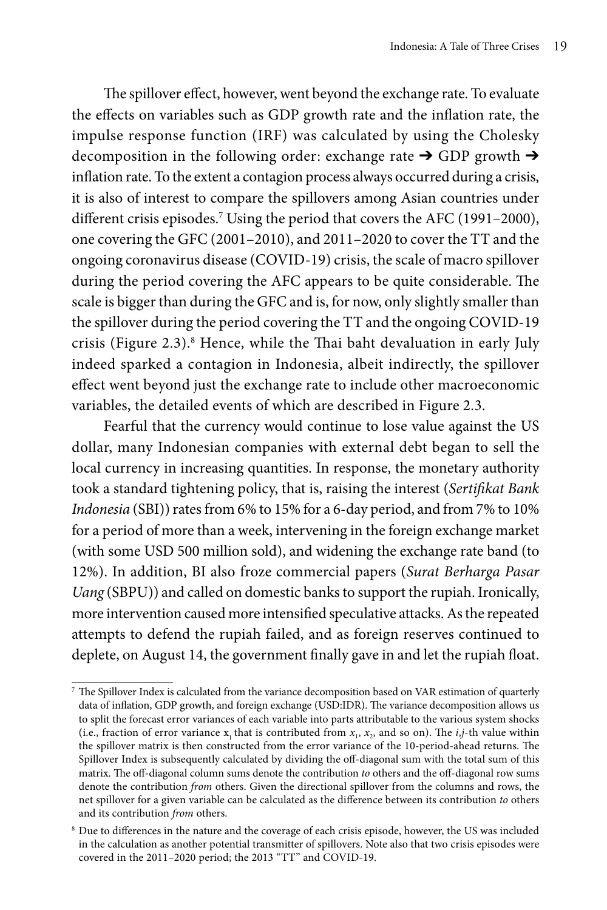The spillover effect, however, went beyond the exchange rate. To evaluate the effects on variables such as GDP growth rate and the inflation rate, the impulse response function (IRF) was calculated by using the Cholesky decomposition in the following order: exchange rate ➔ GDP growth ➔ inflation rate. To the extent a contagion process always occurred during a crisis, it is also of interest to compare the spillovers among Asian countries under different crisis episodes.[7] Using the period that covers the AFC (1991–2000), one covering the GFC (2001–2010), and 2011–2020 to cover the TT and the ongoing coronavirus disease (COVID-19) crisis, the scale of macro spillover during the period covering the AFC appears to be quite considerable. The scale is bigger than during the GFC and is, for now, only slightly smaller than the spillover during the period covering the TT and the ongoing COVID-19 crisis (Figure 2.3).[8] Hence, while the Thai baht devaluation in early July indeed sparked a contagion in Indonesia, albeit indirectly, the spillover effect went beyond just the exchange rate to include other macroeconomic variables, the detailed events of which are described in Figure 2.3.

Fearful that the currency would continue to lose value against the US dollar, many Indonesian companies with external debt began to sell the local currency in increasing quantities. In response, the monetary authority took a standard tightening policy, that is, raising the interest (*Sertifikat Bank Indonesia* (SBI)) rates from 6% to 15% for a 6-day period, and from 7% to 10% for a period of more than a week, intervening in the foreign exchange market (with some USD 500 million sold), and widening the exchange rate band (to 12%). In addition, BI also froze commercial papers (*Surat Berharga Pasar Uang* (SBPU)) and called on domestic banks to support the rupiah. Ironically, more intervention caused more intensified speculative attacks. As the repeated attempts to defend the rupiah failed, and as foreign reserves continued to deplete, on August 14, the government finally gave in and let the rupiah float.

[7] The Spillover Index is calculated from the variance decomposition based on VAR estimation of quarterly data of inflation, GDP growth, and foreign exchange (USD:IDR). The variance decomposition allows us to split the forecast error variances of each variable into parts attributable to the various system shocks (i.e., fraction of error variance $x_1$ that is contributed from $x_1$, $x_2$, and so on). The $i$,$j$-th value within the spillover matrix is then constructed from the error variance of the 10-period-ahead returns. The Spillover Index is subsequently calculated by dividing the off-diagonal sum with the total sum of this matrix. The off-diagonal column sums denote the contribution *to* others and the off-diagonal row sums denote the contribution *from* others. Given the directional spillover from the columns and rows, the net spillover for a given variable can be calculated as the difference between its contribution *to* others and its contribution *from* others.

[8] Due to differences in the nature and the coverage of each crisis episode, however, the US was included in the calculation as another potential transmitter of spillovers. Note also that two crisis episodes were covered in the 2011–2020 period; the 2013 "TT" and COVID-19.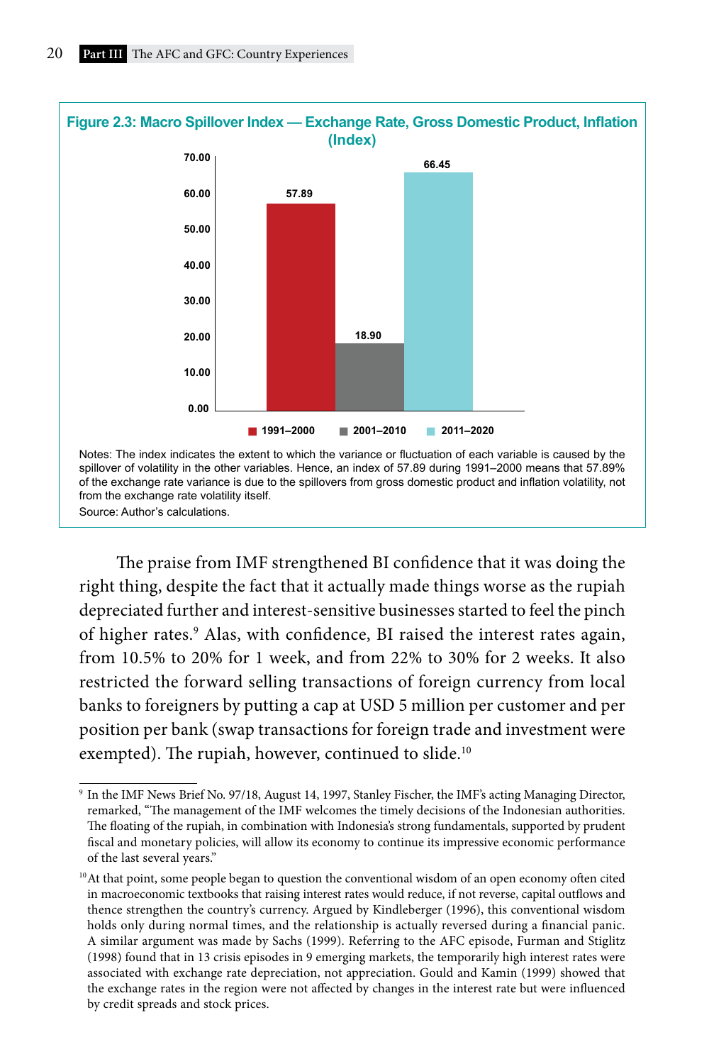**Figure 2.3: Macro Spillover Index — Exchange Rate, Gross Domestic Product, Inflation (Index)**

70.00
60.00
50.00
40.00
30.00
20.00
10.00
0.00

57.89
18.90
66.45

1991–2000
2001–2010
2011–2020

Notes: The index indicates the extent to which the variance or fluctuation of each variable is caused by the spillover of volatility in the other variables. Hence, an index of 57.89 during 1991–2000 means that 57.89% of the exchange rate variance is due to the spillovers from gross domestic product and inflation volatility, not from the exchange rate volatility itself.

Source: Author's calculations.

The praise from IMF strengthened BI confidence that it was doing the right thing, despite the fact that it actually made things worse as the rupiah depreciated further and interest-sensitive businesses started to feel the pinch of higher rates.[9] Alas, with confidence, BI raised the interest rates again, from 10.5% to 20% for 1 week, and from 22% to 30% for 2 weeks. It also restricted the forward selling transactions of foreign currency from local banks to foreigners by putting a cap at USD 5 million per customer and per position per bank (swap transactions for foreign trade and investment were exempted). The rupiah, however, continued to slide.[10]

---

[9] In the IMF News Brief No. 97/18, August 14, 1997, Stanley Fischer, the IMF's acting Managing Director, remarked, "The management of the IMF welcomes the timely decisions of the Indonesian authorities. The floating of the rupiah, in combination with Indonesia's strong fundamentals, supported by prudent fiscal and monetary policies, will allow its economy to continue its impressive economic performance of the last several years."

[10] At that point, some people began to question the conventional wisdom of an open economy often cited in macroeconomic textbooks that raising interest rates would reduce, if not reverse, capital outflows and thence strengthen the country's currency. Argued by Kindleberger (1996), this conventional wisdom holds only during normal times, and the relationship is actually reversed during a financial panic. A similar argument was made by Sachs (1999). Referring to the AFC episode, Furman and Stiglitz (1998) found that in 13 crisis episodes in 9 emerging markets, the temporarily high interest rates were associated with exchange rate depreciation, not appreciation. Gould and Kamin (1999) showed that the exchange rates in the region were not affected by changes in the interest rate but were influenced by credit spreads and stock prices.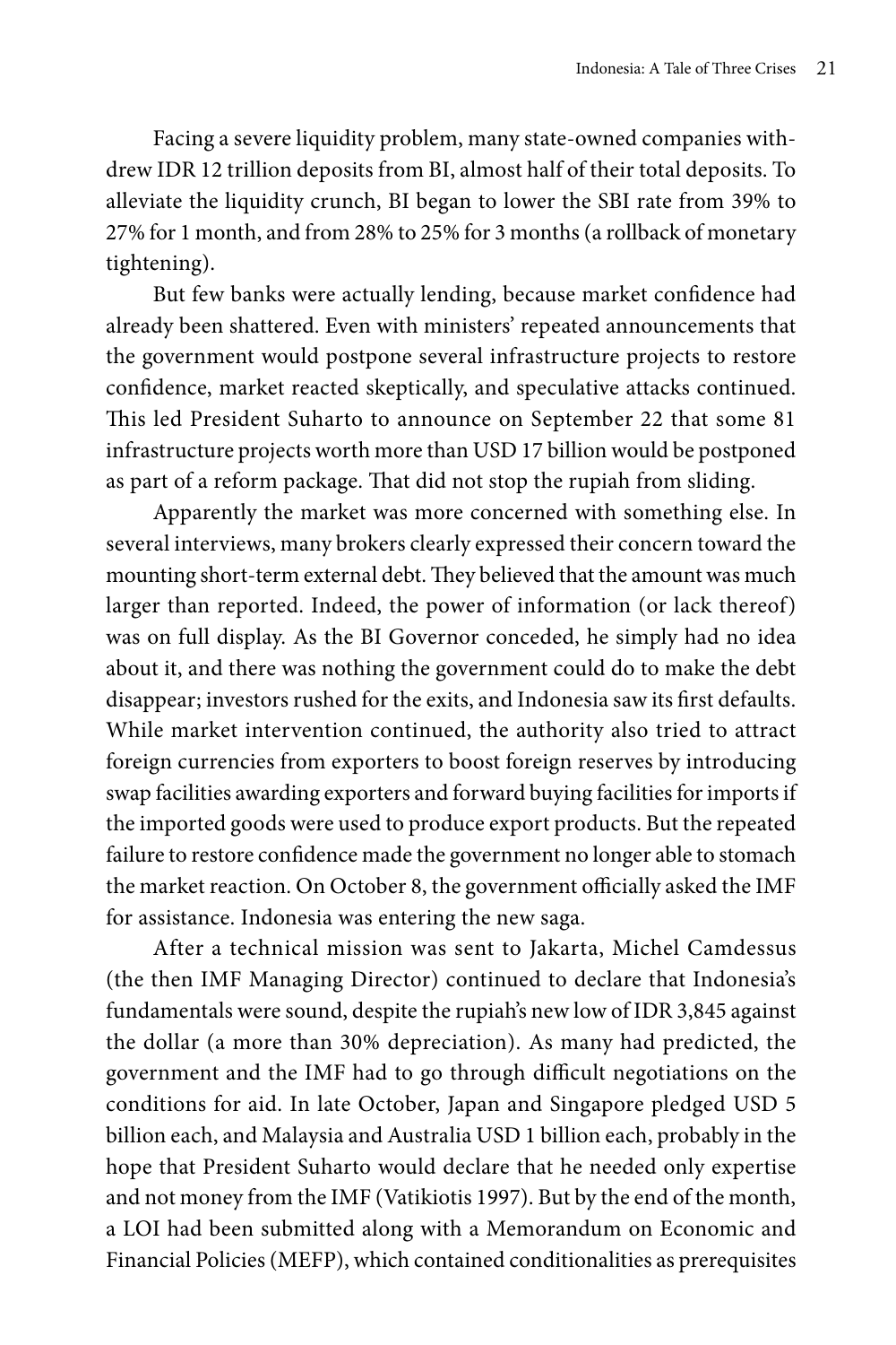Facing a severe liquidity problem, many state-owned companies withdrew IDR 12 trillion deposits from BI, almost half of their total deposits. To alleviate the liquidity crunch, BI began to lower the SBI rate from 39% to 27% for 1 month, and from 28% to 25% for 3 months (a rollback of monetary tightening).

But few banks were actually lending, because market confidence had already been shattered. Even with ministers' repeated announcements that the government would postpone several infrastructure projects to restore confidence, market reacted skeptically, and speculative attacks continued. This led President Suharto to announce on September 22 that some 81 infrastructure projects worth more than USD 17 billion would be postponed as part of a reform package. That did not stop the rupiah from sliding.

Apparently the market was more concerned with something else. In several interviews, many brokers clearly expressed their concern toward the mounting short-term external debt. They believed that the amount was much larger than reported. Indeed, the power of information (or lack thereof) was on full display. As the BI Governor conceded, he simply had no idea about it, and there was nothing the government could do to make the debt disappear; investors rushed for the exits, and Indonesia saw its first defaults. While market intervention continued, the authority also tried to attract foreign currencies from exporters to boost foreign reserves by introducing swap facilities awarding exporters and forward buying facilities for imports if the imported goods were used to produce export products. But the repeated failure to restore confidence made the government no longer able to stomach the market reaction. On October 8, the government officially asked the IMF for assistance. Indonesia was entering the new saga.

After a technical mission was sent to Jakarta, Michel Camdessus (the then IMF Managing Director) continued to declare that Indonesia's fundamentals were sound, despite the rupiah's new low of IDR 3,845 against the dollar (a more than 30% depreciation). As many had predicted, the government and the IMF had to go through difficult negotiations on the conditions for aid. In late October, Japan and Singapore pledged USD 5 billion each, and Malaysia and Australia USD 1 billion each, probably in the hope that President Suharto would declare that he needed only expertise and not money from the IMF (Vatikiotis 1997). But by the end of the month, a LOI had been submitted along with a Memorandum on Economic and Financial Policies (MEFP), which contained conditionalities as prerequisites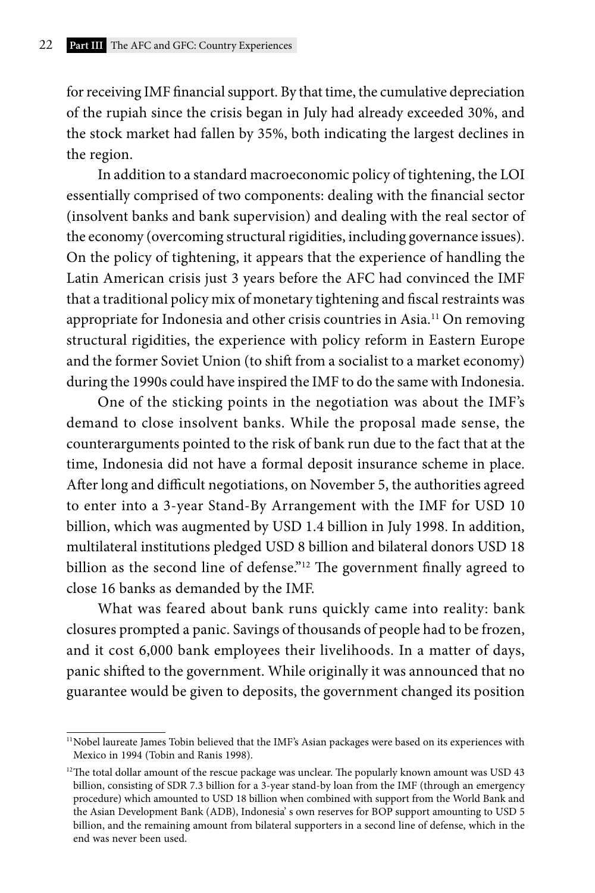for receiving IMF financial support. By that time, the cumulative depreciation of the rupiah since the crisis began in July had already exceeded 30%, and the stock market had fallen by 35%, both indicating the largest declines in the region.

In addition to a standard macroeconomic policy of tightening, the LOI essentially comprised of two components: dealing with the financial sector (insolvent banks and bank supervision) and dealing with the real sector of the economy (overcoming structural rigidities, including governance issues). On the policy of tightening, it appears that the experience of handling the Latin American crisis just 3 years before the AFC had convinced the IMF that a traditional policy mix of monetary tightening and fiscal restraints was appropriate for Indonesia and other crisis countries in Asia.[11] On removing structural rigidities, the experience with policy reform in Eastern Europe and the former Soviet Union (to shift from a socialist to a market economy) during the 1990s could have inspired the IMF to do the same with Indonesia.

One of the sticking points in the negotiation was about the IMF's demand to close insolvent banks. While the proposal made sense, the counterarguments pointed to the risk of bank run due to the fact that at the time, Indonesia did not have a formal deposit insurance scheme in place. After long and difficult negotiations, on November 5, the authorities agreed to enter into a 3-year Stand-By Arrangement with the IMF for USD 10 billion, which was augmented by USD 1.4 billion in July 1998. In addition, multilateral institutions pledged USD 8 billion and bilateral donors USD 18 billion as the second line of defense."[12] The government finally agreed to close 16 banks as demanded by the IMF.

What was feared about bank runs quickly came into reality: bank closures prompted a panic. Savings of thousands of people had to be frozen, and it cost 6,000 bank employees their livelihoods. In a matter of days, panic shifted to the government. While originally it was announced that no guarantee would be given to deposits, the government changed its position

[11] Nobel laureate James Tobin believed that the IMF's Asian packages were based on its experiences with Mexico in 1994 (Tobin and Ranis 1998).

[12] The total dollar amount of the rescue package was unclear. The popularly known amount was USD 43 billion, consisting of SDR 7.3 billion for a 3-year stand-by loan from the IMF (through an emergency procedure) which amounted to USD 18 billion when combined with support from the World Bank and the Asian Development Bank (ADB), Indonesia' s own reserves for BOP support amounting to USD 5 billion, and the remaining amount from bilateral supporters in a second line of defense, which in the end was never been used.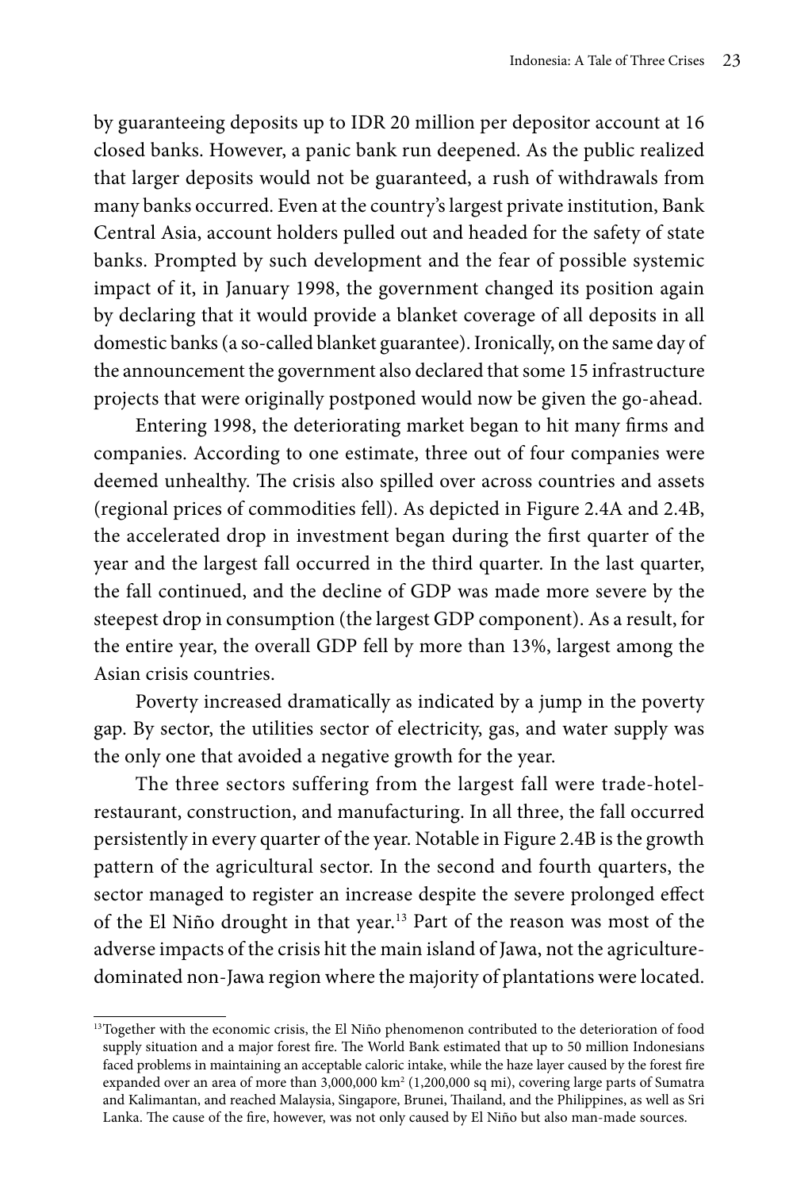by guaranteeing deposits up to IDR 20 million per depositor account at 16 closed banks. However, a panic bank run deepened. As the public realized that larger deposits would not be guaranteed, a rush of withdrawals from many banks occurred. Even at the country's largest private institution, Bank Central Asia, account holders pulled out and headed for the safety of state banks. Prompted by such development and the fear of possible systemic impact of it, in January 1998, the government changed its position again by declaring that it would provide a blanket coverage of all deposits in all domestic banks (a so-called blanket guarantee). Ironically, on the same day of the announcement the government also declared that some 15 infrastructure projects that were originally postponed would now be given the go-ahead.

Entering 1998, the deteriorating market began to hit many firms and companies. According to one estimate, three out of four companies were deemed unhealthy. The crisis also spilled over across countries and assets (regional prices of commodities fell). As depicted in Figure 2.4A and 2.4B, the accelerated drop in investment began during the first quarter of the year and the largest fall occurred in the third quarter. In the last quarter, the fall continued, and the decline of GDP was made more severe by the steepest drop in consumption (the largest GDP component). As a result, for the entire year, the overall GDP fell by more than 13%, largest among the Asian crisis countries.

Poverty increased dramatically as indicated by a jump in the poverty gap. By sector, the utilities sector of electricity, gas, and water supply was the only one that avoided a negative growth for the year.

The three sectors suffering from the largest fall were trade-hotel-restaurant, construction, and manufacturing. In all three, the fall occurred persistently in every quarter of the year. Notable in Figure 2.4B is the growth pattern of the agricultural sector. In the second and fourth quarters, the sector managed to register an increase despite the severe prolonged effect of the El Niño drought in that year.[13] Part of the reason was most of the adverse impacts of the crisis hit the main island of Jawa, not the agriculture-dominated non-Jawa region where the majority of plantations were located.

[13]Together with the economic crisis, the El Niño phenomenon contributed to the deterioration of food supply situation and a major forest fire. The World Bank estimated that up to 50 million Indonesians faced problems in maintaining an acceptable caloric intake, while the haze layer caused by the forest fire expanded over an area of more than 3,000,000 km$^2$ (1,200,000 sq mi), covering large parts of Sumatra and Kalimantan, and reached Malaysia, Singapore, Brunei, Thailand, and the Philippines, as well as Sri Lanka. The cause of the fire, however, was not only caused by El Niño but also man-made sources.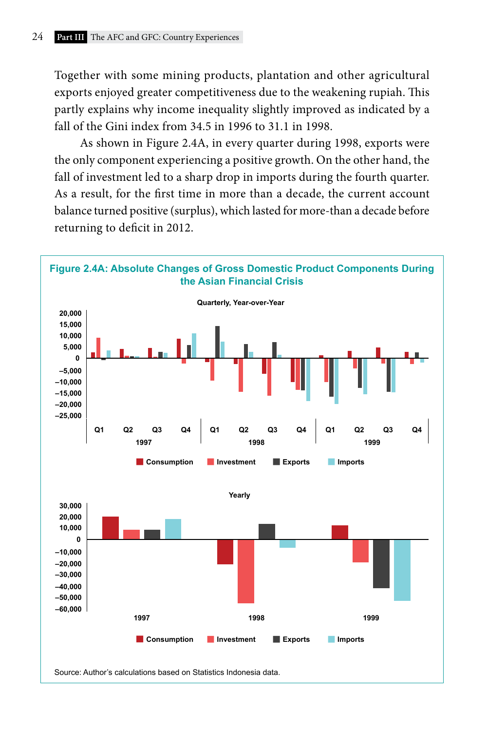Together with some mining products, plantation and other agricultural exports enjoyed greater competitiveness due to the weakening rupiah. This partly explains why income inequality slightly improved as indicated by a fall of the Gini index from 34.5 in 1996 to 31.1 in 1998.

As shown in Figure 2.4A, in every quarter during 1998, exports were the only component experiencing a positive growth. On the other hand, the fall of investment led to a sharp drop in imports during the fourth quarter. As a result, for the first time in more than a decade, the current account balance turned positive (surplus), which lasted for more-than a decade before returning to deficit in 2012.

**Figure 2.4A: Absolute Changes of Gross Domestic Product Components During the Asian Financial Crisis**

Quarterly, Year-over-Year

20,000
15,000
10,000
5,000
0
−5,000
−10,000
−15,000
−20,000
−25,000

Q1 Q2 Q3 Q4
1997
Q1 Q2 Q3 Q4
1998
Q1 Q2 Q3 Q4
1999

Consumption Investment Exports Imports

Yearly

30,000
20,000
10,000
0
−10,000
−20,000
−30,000
−40,000
−50,000
−60,000

1997
1998
1999

Consumption Investment Exports Imports

Source: Author's calculations based on Statistics Indonesia data.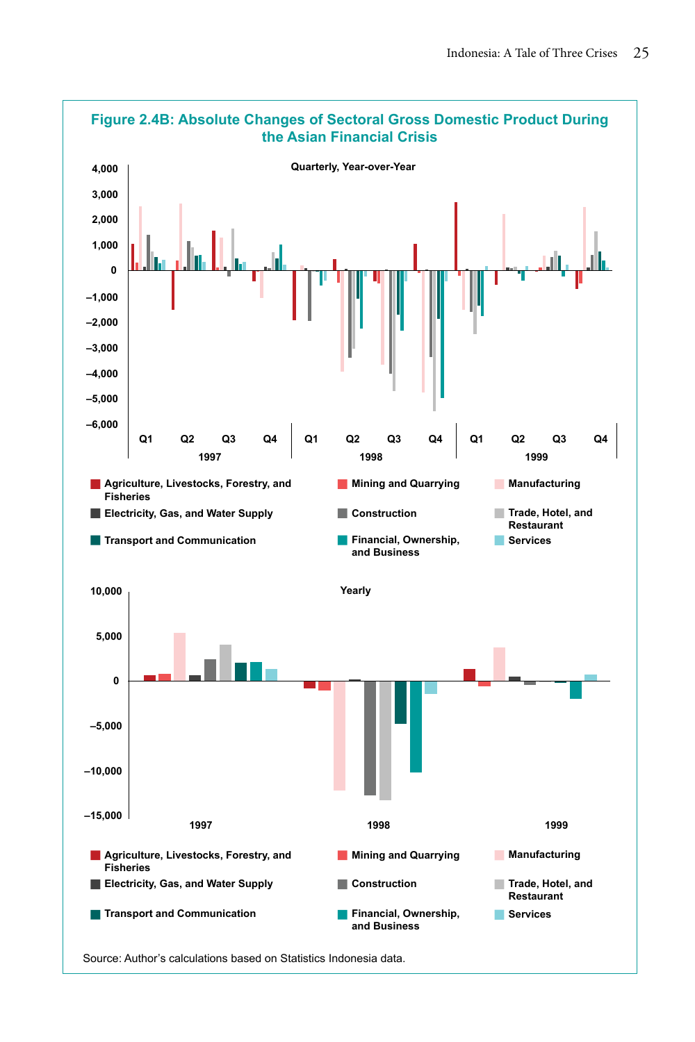**Figure 2.4B: Absolute Changes of Sectoral Gross Domestic Product During the Asian Financial Crisis**

Quarterly, Year-over-Year

4,000
3,000
2,000
1,000
0
–1,000
–2,000
–3,000
–4,000
–5,000
–6,000

Q1 Q2 Q3 Q4 Q1 Q2 Q3 Q4 Q1 Q2 Q3 Q4

1997 1998 1999

- Agriculture, Livestocks, Forestry, and Fisheries
- Mining and Quarrying
- Manufacturing
- Electricity, Gas, and Water Supply
- Construction
- Trade, Hotel, and Restaurant
- Transport and Communication
- Financial, Ownership, and Business
- Services

Yearly

10,000
5,000
0
–5,000
–10,000
–15,000

1997 1998 1999

- Agriculture, Livestocks, Forestry, and Fisheries
- Mining and Quarrying
- Manufacturing
- Electricity, Gas, and Water Supply
- Construction
- Trade, Hotel, and Restaurant
- Transport and Communication
- Financial, Ownership, and Business
- Services

Source: Author's calculations based on Statistics Indonesia data.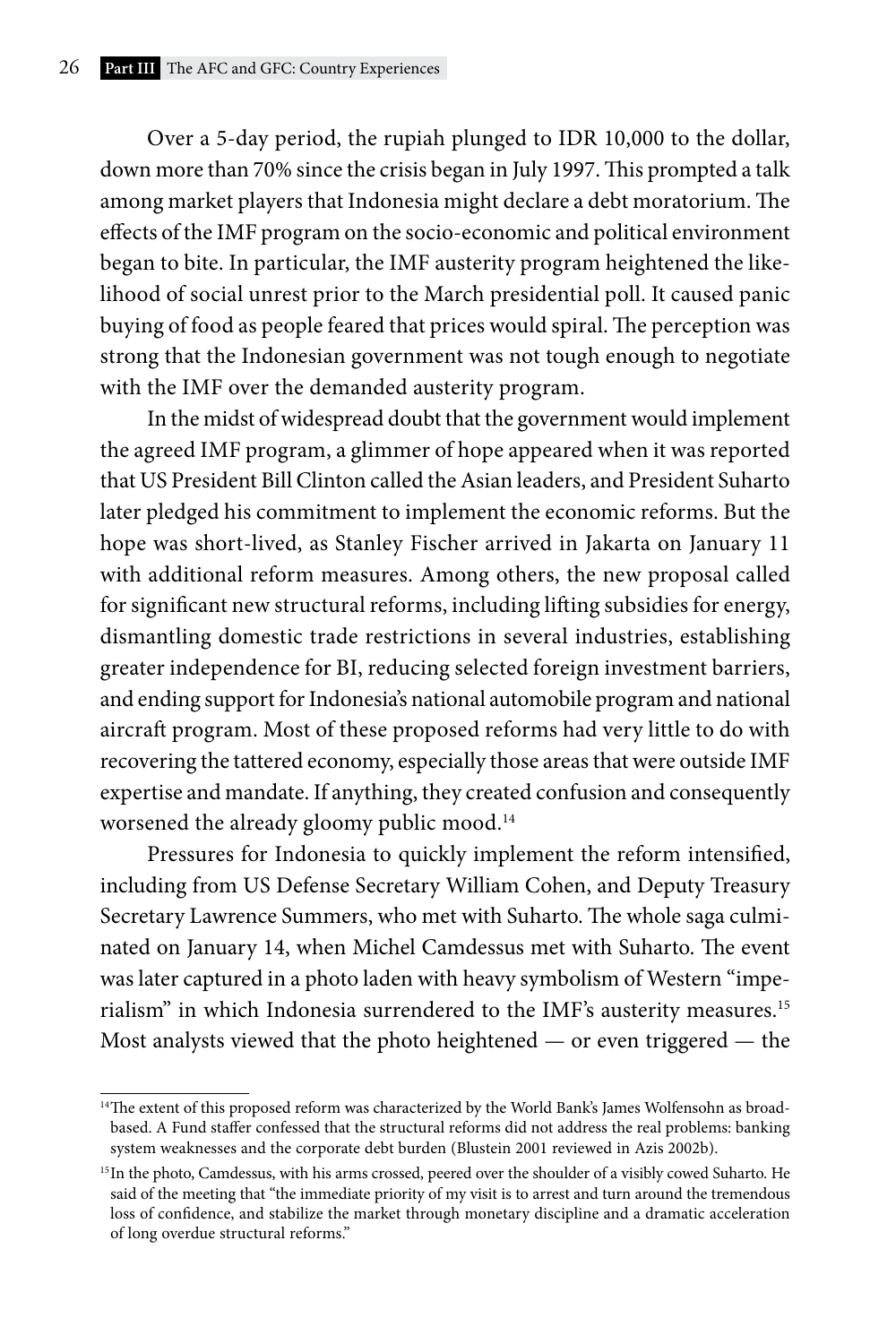Over a 5-day period, the rupiah plunged to IDR 10,000 to the dollar, down more than 70% since the crisis began in July 1997. This prompted a talk among market players that Indonesia might declare a debt moratorium. The effects of the IMF program on the socio-economic and political environment began to bite. In particular, the IMF austerity program heightened the likelihood of social unrest prior to the March presidential poll. It caused panic buying of food as people feared that prices would spiral. The perception was strong that the Indonesian government was not tough enough to negotiate with the IMF over the demanded austerity program.

In the midst of widespread doubt that the government would implement the agreed IMF program, a glimmer of hope appeared when it was reported that US President Bill Clinton called the Asian leaders, and President Suharto later pledged his commitment to implement the economic reforms. But the hope was short-lived, as Stanley Fischer arrived in Jakarta on January 11 with additional reform measures. Among others, the new proposal called for significant new structural reforms, including lifting subsidies for energy, dismantling domestic trade restrictions in several industries, establishing greater independence for BI, reducing selected foreign investment barriers, and ending support for Indonesia's national automobile program and national aircraft program. Most of these proposed reforms had very little to do with recovering the tattered economy, especially those areas that were outside IMF expertise and mandate. If anything, they created confusion and consequently worsened the already gloomy public mood.[14]

Pressures for Indonesia to quickly implement the reform intensified, including from US Defense Secretary William Cohen, and Deputy Treasury Secretary Lawrence Summers, who met with Suharto. The whole saga culminated on January 14, when Michel Camdessus met with Suharto. The event was later captured in a photo laden with heavy symbolism of Western "imperialism" in which Indonesia surrendered to the IMF's austerity measures.[15] Most analysts viewed that the photo heightened — or even triggered — the

---

[14] The extent of this proposed reform was characterized by the World Bank's James Wolfensohn as broad-based. A Fund staffer confessed that the structural reforms did not address the real problems: banking system weaknesses and the corporate debt burden (Blustein 2001 reviewed in Azis 2002b).

[15] In the photo, Camdessus, with his arms crossed, peered over the shoulder of a visibly cowed Suharto. He said of the meeting that "the immediate priority of my visit is to arrest and turn around the tremendous loss of confidence, and stabilize the market through monetary discipline and a dramatic acceleration of long overdue structural reforms."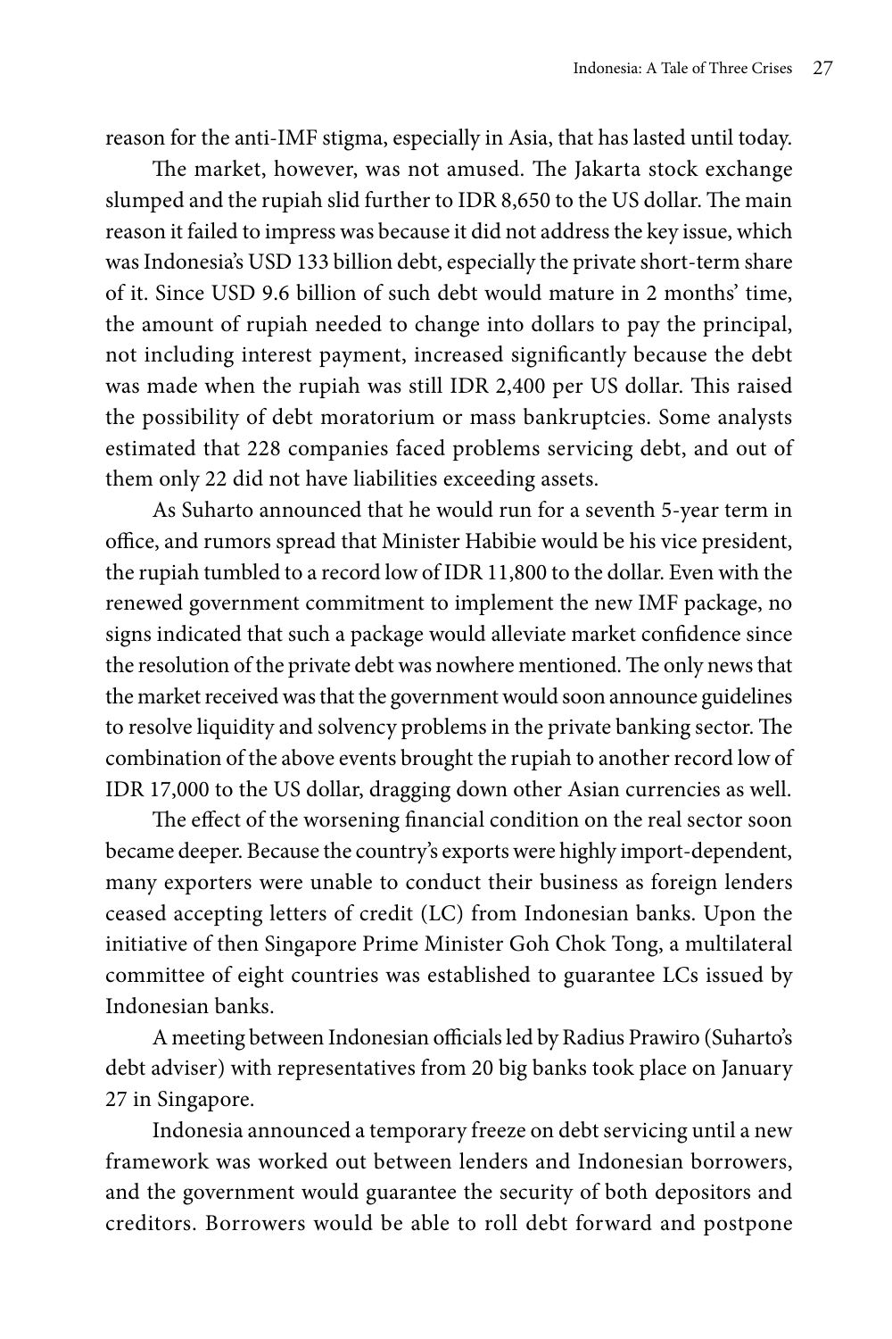reason for the anti-IMF stigma, especially in Asia, that has lasted until today.

The market, however, was not amused. The Jakarta stock exchange slumped and the rupiah slid further to IDR 8,650 to the US dollar. The main reason it failed to impress was because it did not address the key issue, which was Indonesia's USD 133 billion debt, especially the private short-term share of it. Since USD 9.6 billion of such debt would mature in 2 months' time, the amount of rupiah needed to change into dollars to pay the principal, not including interest payment, increased significantly because the debt was made when the rupiah was still IDR 2,400 per US dollar. This raised the possibility of debt moratorium or mass bankruptcies. Some analysts estimated that 228 companies faced problems servicing debt, and out of them only 22 did not have liabilities exceeding assets.

As Suharto announced that he would run for a seventh 5-year term in office, and rumors spread that Minister Habibie would be his vice president, the rupiah tumbled to a record low of IDR 11,800 to the dollar. Even with the renewed government commitment to implement the new IMF package, no signs indicated that such a package would alleviate market confidence since the resolution of the private debt was nowhere mentioned. The only news that the market received was that the government would soon announce guidelines to resolve liquidity and solvency problems in the private banking sector. The combination of the above events brought the rupiah to another record low of IDR 17,000 to the US dollar, dragging down other Asian currencies as well.

The effect of the worsening financial condition on the real sector soon became deeper. Because the country's exports were highly import-dependent, many exporters were unable to conduct their business as foreign lenders ceased accepting letters of credit (LC) from Indonesian banks. Upon the initiative of then Singapore Prime Minister Goh Chok Tong, a multilateral committee of eight countries was established to guarantee LCs issued by Indonesian banks.

A meeting between Indonesian officials led by Radius Prawiro (Suharto's debt adviser) with representatives from 20 big banks took place on January 27 in Singapore.

Indonesia announced a temporary freeze on debt servicing until a new framework was worked out between lenders and Indonesian borrowers, and the government would guarantee the security of both depositors and creditors. Borrowers would be able to roll debt forward and postpone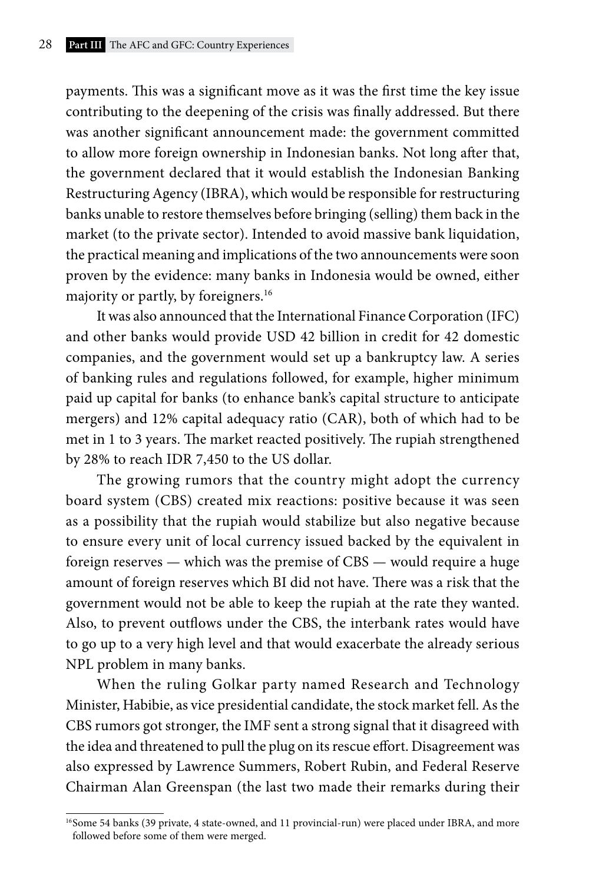payments. This was a significant move as it was the first time the key issue contributing to the deepening of the crisis was finally addressed. But there was another significant announcement made: the government committed to allow more foreign ownership in Indonesian banks. Not long after that, the government declared that it would establish the Indonesian Banking Restructuring Agency (IBRA), which would be responsible for restructuring banks unable to restore themselves before bringing (selling) them back in the market (to the private sector). Intended to avoid massive bank liquidation, the practical meaning and implications of the two announcements were soon proven by the evidence: many banks in Indonesia would be owned, either majority or partly, by foreigners.[16]

It was also announced that the International Finance Corporation (IFC) and other banks would provide USD 42 billion in credit for 42 domestic companies, and the government would set up a bankruptcy law. A series of banking rules and regulations followed, for example, higher minimum paid up capital for banks (to enhance bank's capital structure to anticipate mergers) and 12% capital adequacy ratio (CAR), both of which had to be met in 1 to 3 years. The market reacted positively. The rupiah strengthened by 28% to reach IDR 7,450 to the US dollar.

The growing rumors that the country might adopt the currency board system (CBS) created mix reactions: positive because it was seen as a possibility that the rupiah would stabilize but also negative because to ensure every unit of local currency issued backed by the equivalent in foreign reserves — which was the premise of CBS — would require a huge amount of foreign reserves which BI did not have. There was a risk that the government would not be able to keep the rupiah at the rate they wanted. Also, to prevent outflows under the CBS, the interbank rates would have to go up to a very high level and that would exacerbate the already serious NPL problem in many banks.

When the ruling Golkar party named Research and Technology Minister, Habibie, as vice presidential candidate, the stock market fell. As the CBS rumors got stronger, the IMF sent a strong signal that it disagreed with the idea and threatened to pull the plug on its rescue effort. Disagreement was also expressed by Lawrence Summers, Robert Rubin, and Federal Reserve Chairman Alan Greenspan (the last two made their remarks during their

[16] Some 54 banks (39 private, 4 state-owned, and 11 provincial-run) were placed under IBRA, and more followed before some of them were merged.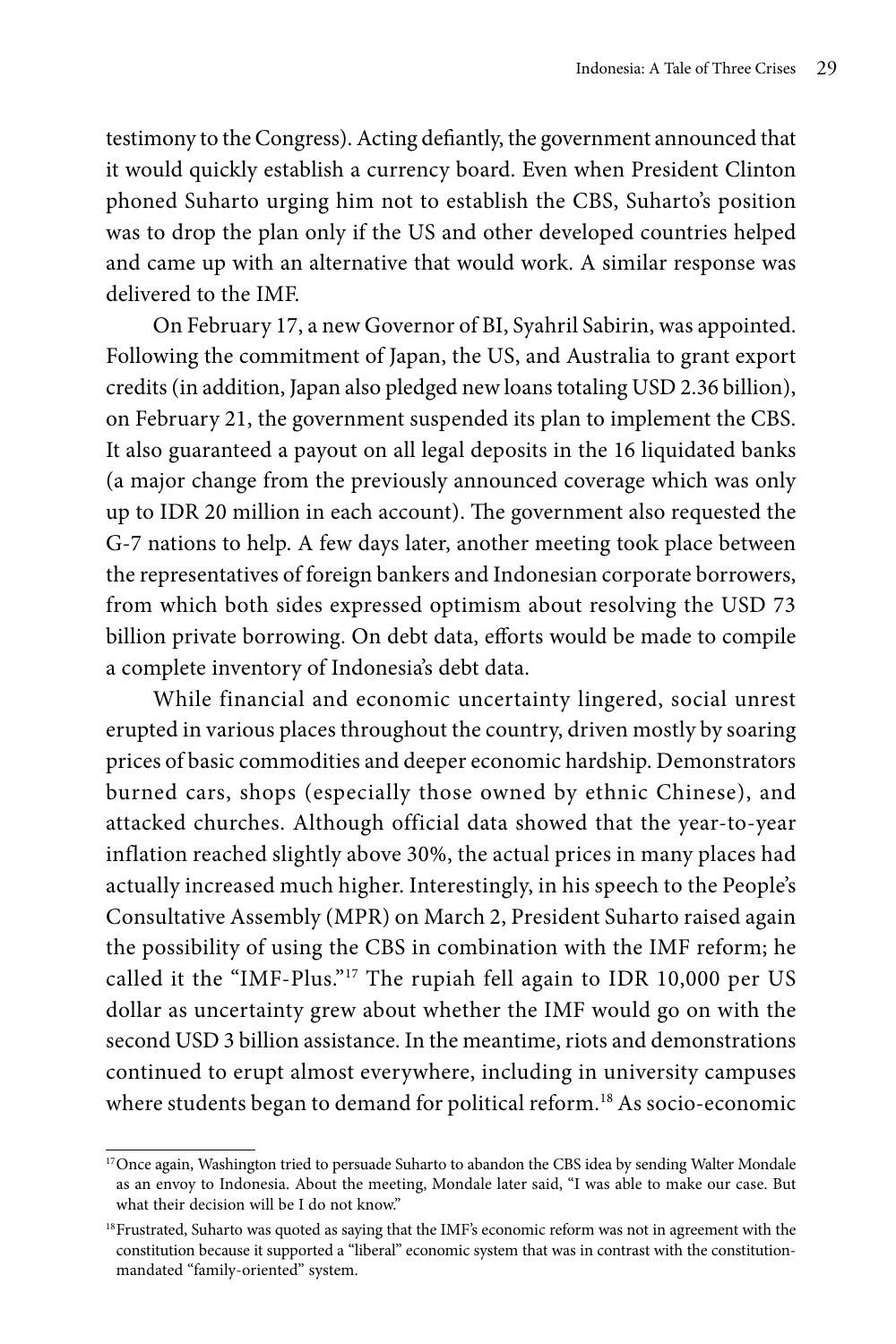testimony to the Congress). Acting defiantly, the government announced that it would quickly establish a currency board. Even when President Clinton phoned Suharto urging him not to establish the CBS, Suharto's position was to drop the plan only if the US and other developed countries helped and came up with an alternative that would work. A similar response was delivered to the IMF.

On February 17, a new Governor of BI, Syahril Sabirin, was appointed. Following the commitment of Japan, the US, and Australia to grant export credits (in addition, Japan also pledged new loans totaling USD 2.36 billion), on February 21, the government suspended its plan to implement the CBS. It also guaranteed a payout on all legal deposits in the 16 liquidated banks (a major change from the previously announced coverage which was only up to IDR 20 million in each account). The government also requested the G-7 nations to help. A few days later, another meeting took place between the representatives of foreign bankers and Indonesian corporate borrowers, from which both sides expressed optimism about resolving the USD 73 billion private borrowing. On debt data, efforts would be made to compile a complete inventory of Indonesia's debt data.

While financial and economic uncertainty lingered, social unrest erupted in various places throughout the country, driven mostly by soaring prices of basic commodities and deeper economic hardship. Demonstrators burned cars, shops (especially those owned by ethnic Chinese), and attacked churches. Although official data showed that the year-to-year inflation reached slightly above 30%, the actual prices in many places had actually increased much higher. Interestingly, in his speech to the People's Consultative Assembly (MPR) on March 2, President Suharto raised again the possibility of using the CBS in combination with the IMF reform; he called it the "IMF-Plus."[17] The rupiah fell again to IDR 10,000 per US dollar as uncertainty grew about whether the IMF would go on with the second USD 3 billion assistance. In the meantime, riots and demonstrations continued to erupt almost everywhere, including in university campuses where students began to demand for political reform.[18] As socio-economic

---

[17] Once again, Washington tried to persuade Suharto to abandon the CBS idea by sending Walter Mondale as an envoy to Indonesia. About the meeting, Mondale later said, "I was able to make our case. But what their decision will be I do not know."

[18] Frustrated, Suharto was quoted as saying that the IMF's economic reform was not in agreement with the constitution because it supported a "liberal" economic system that was in contrast with the constitution-mandated "family-oriented" system.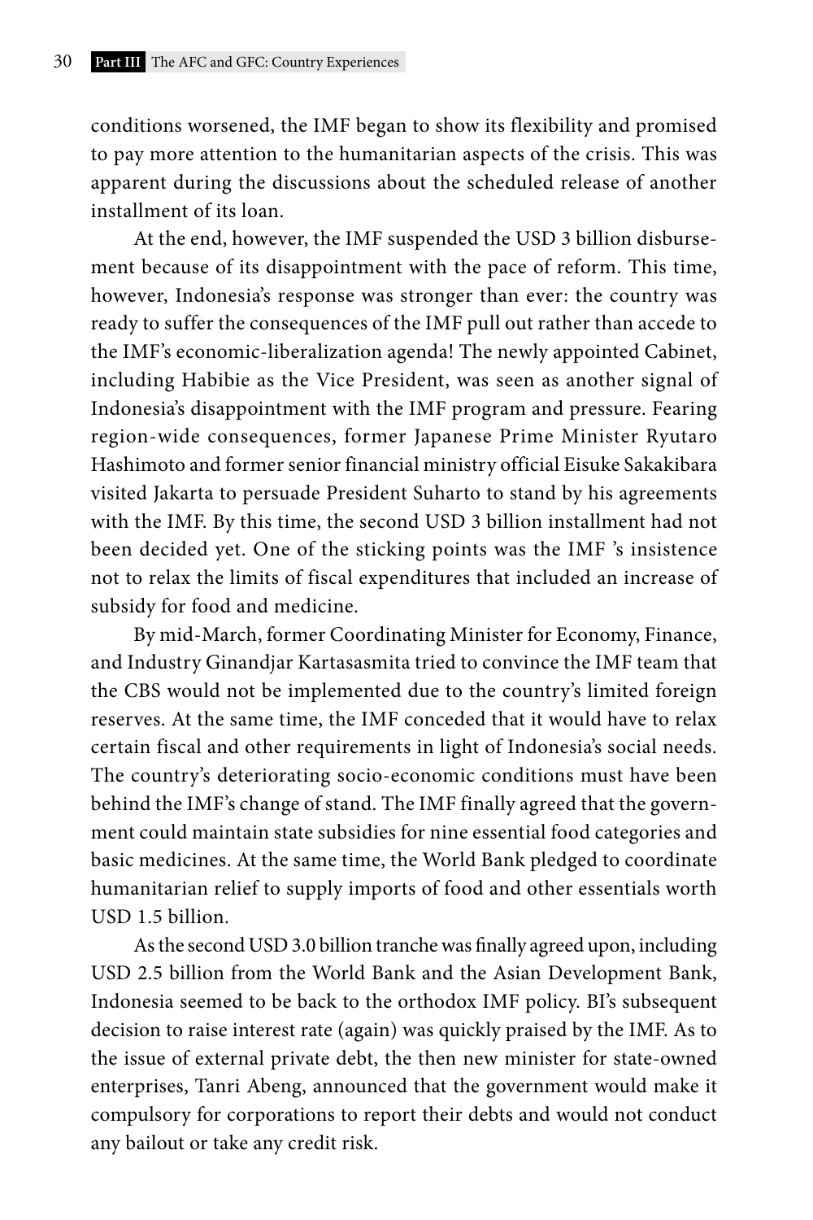conditions worsened, the IMF began to show its flexibility and promised to pay more attention to the humanitarian aspects of the crisis. This was apparent during the discussions about the scheduled release of another installment of its loan.

At the end, however, the IMF suspended the USD 3 billion disbursement because of its disappointment with the pace of reform. This time, however, Indonesia's response was stronger than ever: the country was ready to suffer the consequences of the IMF pull out rather than accede to the IMF's economic-liberalization agenda! The newly appointed Cabinet, including Habibie as the Vice President, was seen as another signal of Indonesia's disappointment with the IMF program and pressure. Fearing region-wide consequences, former Japanese Prime Minister Ryutaro Hashimoto and former senior financial ministry official Eisuke Sakakibara visited Jakarta to persuade President Suharto to stand by his agreements with the IMF. By this time, the second USD 3 billion installment had not been decided yet. One of the sticking points was the IMF 's insistence not to relax the limits of fiscal expenditures that included an increase of subsidy for food and medicine.

By mid-March, former Coordinating Minister for Economy, Finance, and Industry Ginandjar Kartasasmita tried to convince the IMF team that the CBS would not be implemented due to the country's limited foreign reserves. At the same time, the IMF conceded that it would have to relax certain fiscal and other requirements in light of Indonesia's social needs. The country's deteriorating socio-economic conditions must have been behind the IMF's change of stand. The IMF finally agreed that the government could maintain state subsidies for nine essential food categories and basic medicines. At the same time, the World Bank pledged to coordinate humanitarian relief to supply imports of food and other essentials worth USD 1.5 billion.

As the second USD 3.0 billion tranche was finally agreed upon, including USD 2.5 billion from the World Bank and the Asian Development Bank, Indonesia seemed to be back to the orthodox IMF policy. BI's subsequent decision to raise interest rate (again) was quickly praised by the IMF. As to the issue of external private debt, the then new minister for state-owned enterprises, Tanri Abeng, announced that the government would make it compulsory for corporations to report their debts and would not conduct any bailout or take any credit risk.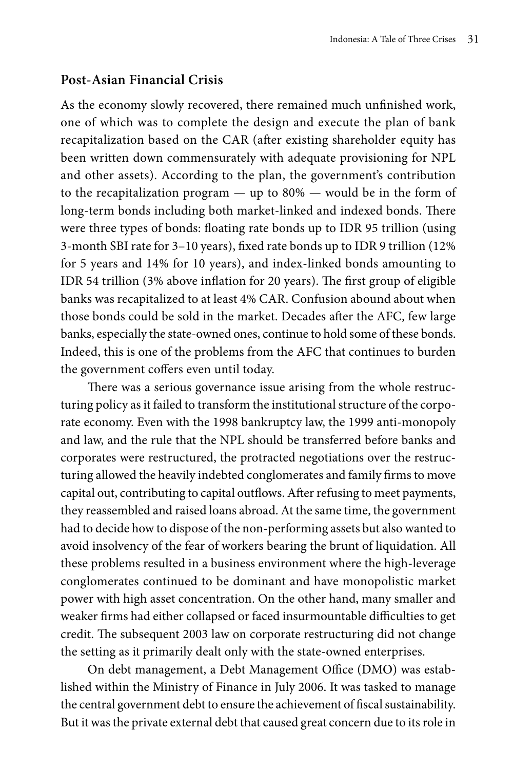## Post-Asian Financial Crisis

As the economy slowly recovered, there remained much unfinished work, one of which was to complete the design and execute the plan of bank recapitalization based on the CAR (after existing shareholder equity has been written down commensurately with adequate provisioning for NPL and other assets). According to the plan, the government's contribution to the recapitalization program — up to 80% — would be in the form of long-term bonds including both market-linked and indexed bonds. There were three types of bonds: floating rate bonds up to IDR 95 trillion (using 3-month SBI rate for 3–10 years), fixed rate bonds up to IDR 9 trillion (12% for 5 years and 14% for 10 years), and index-linked bonds amounting to IDR 54 trillion (3% above inflation for 20 years). The first group of eligible banks was recapitalized to at least 4% CAR. Confusion abound about when those bonds could be sold in the market. Decades after the AFC, few large banks, especially the state-owned ones, continue to hold some of these bonds. Indeed, this is one of the problems from the AFC that continues to burden the government coffers even until today.

There was a serious governance issue arising from the whole restructuring policy as it failed to transform the institutional structure of the corporate economy. Even with the 1998 bankruptcy law, the 1999 anti-monopoly and law, and the rule that the NPL should be transferred before banks and corporates were restructured, the protracted negotiations over the restructuring allowed the heavily indebted conglomerates and family firms to move capital out, contributing to capital outflows. After refusing to meet payments, they reassembled and raised loans abroad. At the same time, the government had to decide how to dispose of the non-performing assets but also wanted to avoid insolvency of the fear of workers bearing the brunt of liquidation. All these problems resulted in a business environment where the high-leverage conglomerates continued to be dominant and have monopolistic market power with high asset concentration. On the other hand, many smaller and weaker firms had either collapsed or faced insurmountable difficulties to get credit. The subsequent 2003 law on corporate restructuring did not change the setting as it primarily dealt only with the state-owned enterprises.

On debt management, a Debt Management Office (DMO) was established within the Ministry of Finance in July 2006. It was tasked to manage the central government debt to ensure the achievement of fiscal sustainability. But it was the private external debt that caused great concern due to its role in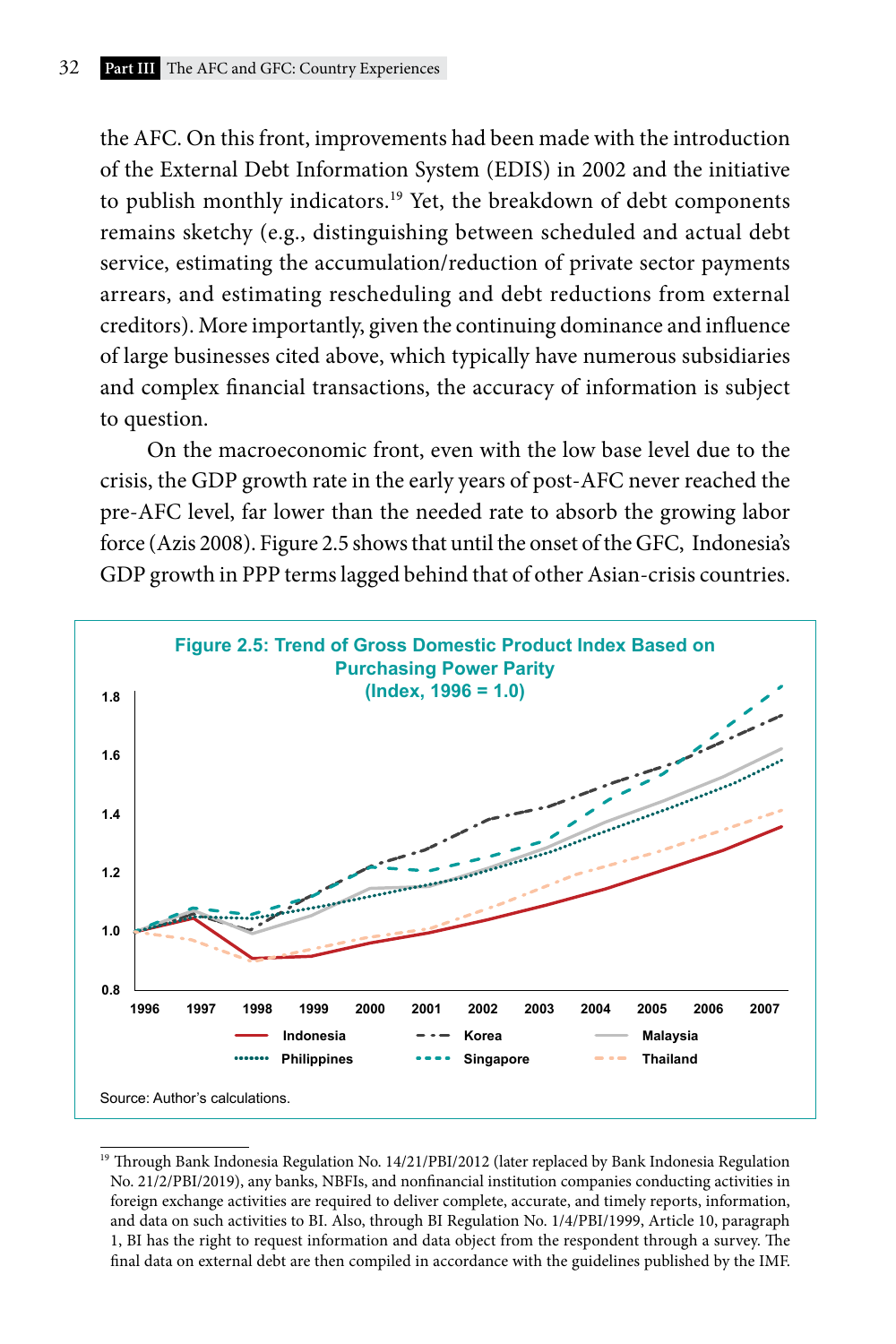the AFC. On this front, improvements had been made with the introduction of the External Debt Information System (EDIS) in 2002 and the initiative to publish monthly indicators.[19] Yet, the breakdown of debt components remains sketchy (e.g., distinguishing between scheduled and actual debt service, estimating the accumulation/reduction of private sector payments arrears, and estimating rescheduling and debt reductions from external creditors). More importantly, given the continuing dominance and influence of large businesses cited above, which typically have numerous subsidiaries and complex financial transactions, the accuracy of information is subject to question.

On the macroeconomic front, even with the low base level due to the crisis, the GDP growth rate in the early years of post-AFC never reached the pre-AFC level, far lower than the needed rate to absorb the growing labor force (Azis 2008). Figure 2.5 shows that until the onset of the GFC, Indonesia's GDP growth in PPP terms lagged behind that of other Asian-crisis countries.

**Figure 2.5: Trend of Gross Domestic Product Index Based on Purchasing Power Parity (Index, 1996 = 1.0)**

1.8
1.6
1.4
1.2
1.0
0.8

1996 1997 1998 1999 2000 2001 2002 2003 2004 2005 2006 2007

Indonesia
Korea
Malaysia
Philippines
Singapore
Thailand

Source: Author's calculations.

[19] Through Bank Indonesia Regulation No. 14/21/PBI/2012 (later replaced by Bank Indonesia Regulation No. 21/2/PBI/2019), any banks, NBFIs, and nonfinancial institution companies conducting activities in foreign exchange activities are required to deliver complete, accurate, and timely reports, information, and data on such activities to BI. Also, through BI Regulation No. 1/4/PBI/1999, Article 10, paragraph 1, BI has the right to request information and data object from the respondent through a survey. The final data on external debt are then compiled in accordance with the guidelines published by the IMF.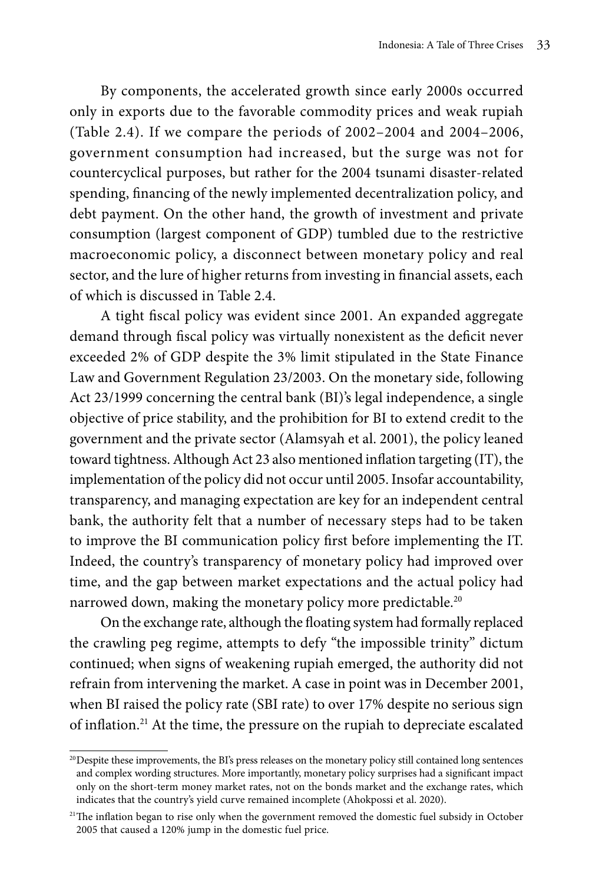By components, the accelerated growth since early 2000s occurred only in exports due to the favorable commodity prices and weak rupiah (Table 2.4). If we compare the periods of 2002–2004 and 2004–2006, government consumption had increased, but the surge was not for countercyclical purposes, but rather for the 2004 tsunami disaster-related spending, financing of the newly implemented decentralization policy, and debt payment. On the other hand, the growth of investment and private consumption (largest component of GDP) tumbled due to the restrictive macroeconomic policy, a disconnect between monetary policy and real sector, and the lure of higher returns from investing in financial assets, each of which is discussed in Table 2.4.

A tight fiscal policy was evident since 2001. An expanded aggregate demand through fiscal policy was virtually nonexistent as the deficit never exceeded 2% of GDP despite the 3% limit stipulated in the State Finance Law and Government Regulation 23/2003. On the monetary side, following Act 23/1999 concerning the central bank (BI)'s legal independence, a single objective of price stability, and the prohibition for BI to extend credit to the government and the private sector (Alamsyah et al. 2001), the policy leaned toward tightness. Although Act 23 also mentioned inflation targeting (IT), the implementation of the policy did not occur until 2005. Insofar accountability, transparency, and managing expectation are key for an independent central bank, the authority felt that a number of necessary steps had to be taken to improve the BI communication policy first before implementing the IT. Indeed, the country's transparency of monetary policy had improved over time, and the gap between market expectations and the actual policy had narrowed down, making the monetary policy more predictable.[20]

On the exchange rate, although the floating system had formally replaced the crawling peg regime, attempts to defy "the impossible trinity" dictum continued; when signs of weakening rupiah emerged, the authority did not refrain from intervening the market. A case in point was in December 2001, when BI raised the policy rate (SBI rate) to over 17% despite no serious sign of inflation.[21] At the time, the pressure on the rupiah to depreciate escalated

[20] Despite these improvements, the BI's press releases on the monetary policy still contained long sentences and complex wording structures. More importantly, monetary policy surprises had a significant impact only on the short-term money market rates, not on the bonds market and the exchange rates, which indicates that the country's yield curve remained incomplete (Ahokpossi et al. 2020).

[21] The inflation began to rise only when the government removed the domestic fuel subsidy in October 2005 that caused a 120% jump in the domestic fuel price.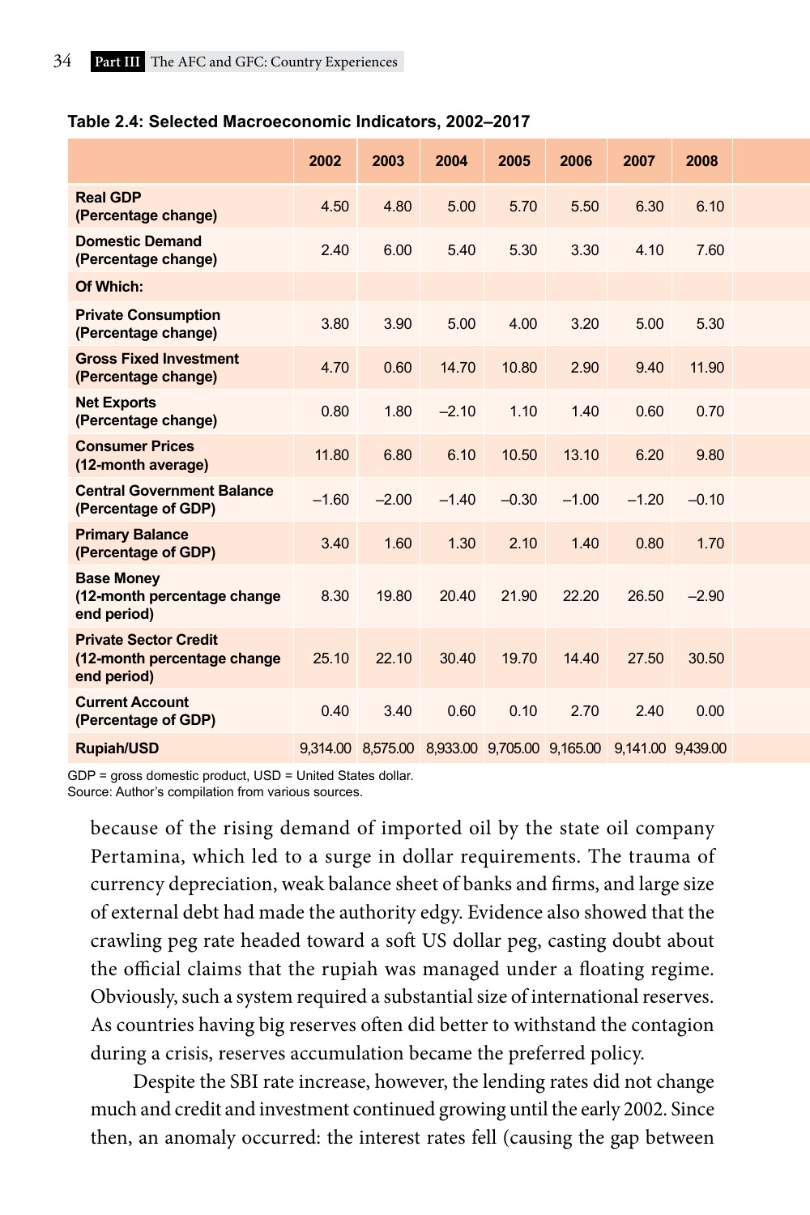**Table 2.4: Selected Macroeconomic Indicators, 2002–2017**

| | 2002 | 2003 | 2004 | 2005 | 2006 | 2007 | 2008 |
|---|---|---|---|---|---|---|---|
| **Real GDP (Percentage change)** | 4.50 | 4.80 | 5.00 | 5.70 | 5.50 | 6.30 | 6.10 |
| **Domestic Demand (Percentage change)** | 2.40 | 6.00 | 5.40 | 5.30 | 3.30 | 4.10 | 7.60 |
| **Of Which:** | | | | | | | |
| **Private Consumption (Percentage change)** | 3.80 | 3.90 | 5.00 | 4.00 | 3.20 | 5.00 | 5.30 |
| **Gross Fixed Investment (Percentage change)** | 4.70 | 0.60 | 14.70 | 10.80 | 2.90 | 9.40 | 11.90 |
| **Net Exports (Percentage change)** | 0.80 | 1.80 | –2.10 | 1.10 | 1.40 | 0.60 | 0.70 |
| **Consumer Prices (12-month average)** | 11.80 | 6.80 | 6.10 | 10.50 | 13.10 | 6.20 | 9.80 |
| **Central Government Balance (Percentage of GDP)** | –1.60 | –2.00 | –1.40 | –0.30 | –1.00 | –1.20 | –0.10 |
| **Primary Balance (Percentage of GDP)** | 3.40 | 1.60 | 1.30 | 2.10 | 1.40 | 0.80 | 1.70 |
| **Base Money (12-month percentage change end period)** | 8.30 | 19.80 | 20.40 | 21.90 | 22.20 | 26.50 | –2.90 |
| **Private Sector Credit (12-month percentage change end period)** | 25.10 | 22.10 | 30.40 | 19.70 | 14.40 | 27.50 | 30.50 |
| **Current Account (Percentage of GDP)** | 0.40 | 3.40 | 0.60 | 0.10 | 2.70 | 2.40 | 0.00 |
| **Rupiah/USD** | 9,314.00 | 8,575.00 | 8,933.00 | 9,705.00 | 9,165.00 | 9,141.00 | 9,439.00 |

GDP = gross domestic product, USD = United States dollar.
Source: Author's compilation from various sources.

because of the rising demand of imported oil by the state oil company Pertamina, which led to a surge in dollar requirements. The trauma of currency depreciation, weak balance sheet of banks and firms, and large size of external debt had made the authority edgy. Evidence also showed that the crawling peg rate headed toward a soft US dollar peg, casting doubt about the official claims that the rupiah was managed under a floating regime. Obviously, such a system required a substantial size of international reserves. As countries having big reserves often did better to withstand the contagion during a crisis, reserves accumulation became the preferred policy.

Despite the SBI rate increase, however, the lending rates did not change much and credit and investment continued growing until the early 2002. Since then, an anomaly occurred: the interest rates fell (causing the gap between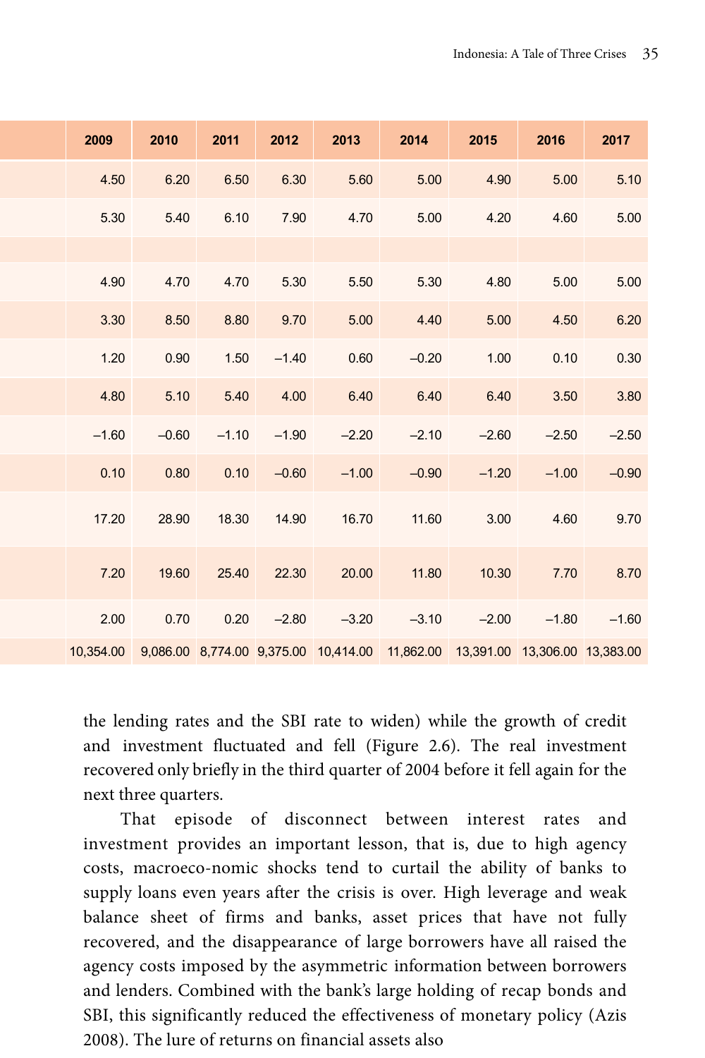| | 2009 | 2010 | 2011 | 2012 | 2013 | 2014 | 2015 | 2016 | 2017 |
|---|---|---|---|---|---|---|---|---|---|
| | 4.50 | 6.20 | 6.50 | 6.30 | 5.60 | 5.00 | 4.90 | 5.00 | 5.10 |
| | 5.30 | 5.40 | 6.10 | 7.90 | 4.70 | 5.00 | 4.20 | 4.60 | 5.00 |
| | | | | | | | | | |
| | 4.90 | 4.70 | 4.70 | 5.30 | 5.50 | 5.30 | 4.80 | 5.00 | 5.00 |
| | 3.30 | 8.50 | 8.80 | 9.70 | 5.00 | 4.40 | 5.00 | 4.50 | 6.20 |
| | 1.20 | 0.90 | 1.50 | –1.40 | 0.60 | –0.20 | 1.00 | 0.10 | 0.30 |
| | 4.80 | 5.10 | 5.40 | 4.00 | 6.40 | 6.40 | 6.40 | 3.50 | 3.80 |
| | –1.60 | –0.60 | –1.10 | –1.90 | –2.20 | –2.10 | –2.60 | –2.50 | –2.50 |
| | 0.10 | 0.80 | 0.10 | –0.60 | –1.00 | –0.90 | –1.20 | –1.00 | –0.90 |
| | 17.20 | 28.90 | 18.30 | 14.90 | 16.70 | 11.60 | 3.00 | 4.60 | 9.70 |
| | 7.20 | 19.60 | 25.40 | 22.30 | 20.00 | 11.80 | 10.30 | 7.70 | 8.70 |
| | 2.00 | 0.70 | 0.20 | –2.80 | –3.20 | –3.10 | –2.00 | –1.80 | –1.60 |
| | 10,354.00 | 9,086.00 | 8,774.00 | 9,375.00 | 10,414.00 | 11,862.00 | 13,391.00 | 13,306.00 | 13,383.00 |

the lending rates and the SBI rate to widen) while the growth of credit and investment fluctuated and fell (Figure 2.6). The real investment recovered only briefly in the third quarter of 2004 before it fell again for the next three quarters.

That episode of disconnect between interest rates and investment provides an important lesson, that is, due to high agency costs, macroeco-nomic shocks tend to curtail the ability of banks to supply loans even years after the crisis is over. High leverage and weak balance sheet of firms and banks, asset prices that have not fully recovered, and the disappearance of large borrowers have all raised the agency costs imposed by the asymmetric information between borrowers and lenders. Combined with the bank's large holding of recap bonds and SBI, this significantly reduced the effectiveness of monetary policy (Azis 2008). The lure of returns on financial assets also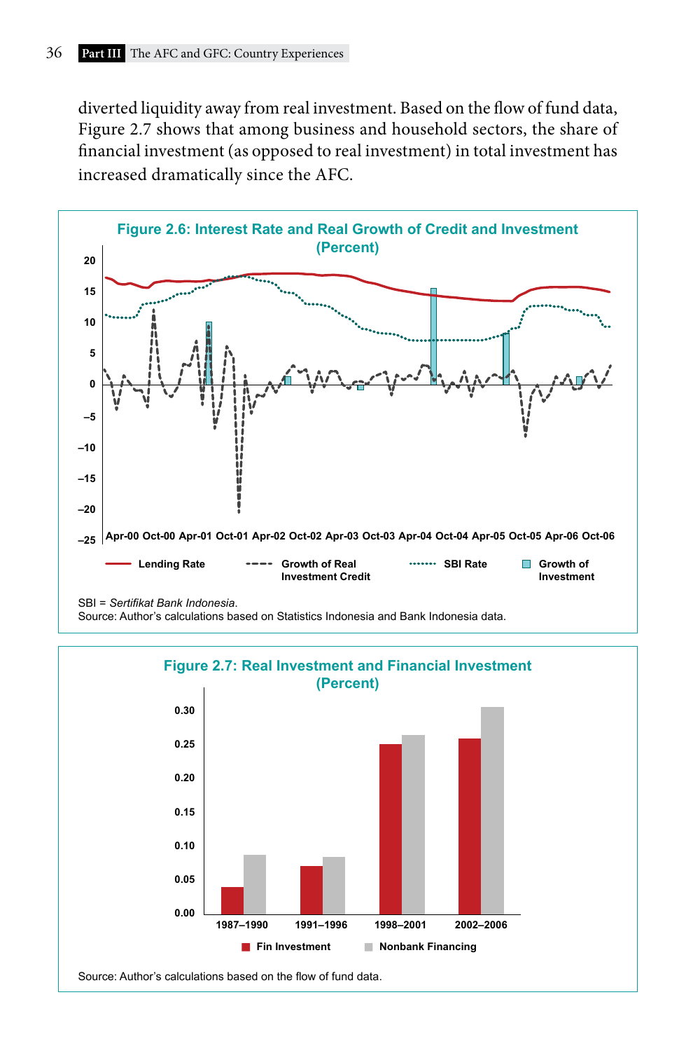diverted liquidity away from real investment. Based on the flow of fund data, Figure 2.7 shows that among business and household sectors, the share of financial investment (as opposed to real investment) in total investment has increased dramatically since the AFC.

**Figure 2.6: Interest Rate and Real Growth of Credit and Investment (Percent)**

20
15
10
5
0
–5
–10
–15
–20
–25

Apr-00 Oct-00 Apr-01 Oct-01 Apr-02 Oct-02 Apr-03 Oct-03 Apr-04 Oct-04 Apr-05 Oct-05 Apr-06 Oct-06

Lending Rate
Growth of Real Investment Credit
SBI Rate
Growth of Investment

SBI = *Sertifikat Bank Indonesia*.
Source: Author's calculations based on Statistics Indonesia and Bank Indonesia data.

**Figure 2.7: Real Investment and Financial Investment (Percent)**

0.30
0.25
0.20
0.15
0.10
0.05
0.00

1987–1990
1991–1996
1998–2001
2002–2006

Fin Investment
Nonbank Financing

Source: Author's calculations based on the flow of fund data.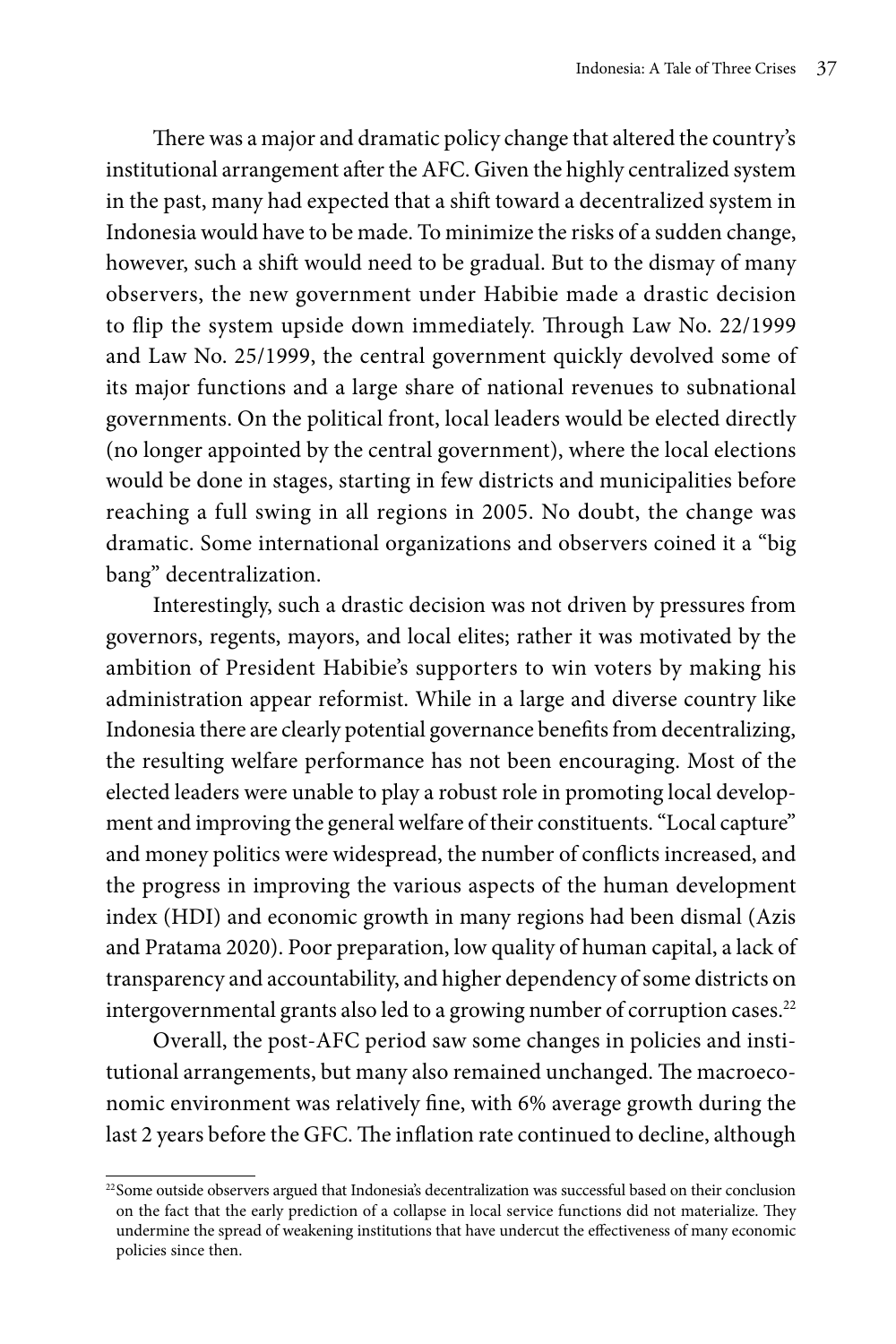There was a major and dramatic policy change that altered the country's institutional arrangement after the AFC. Given the highly centralized system in the past, many had expected that a shift toward a decentralized system in Indonesia would have to be made. To minimize the risks of a sudden change, however, such a shift would need to be gradual. But to the dismay of many observers, the new government under Habibie made a drastic decision to flip the system upside down immediately. Through Law No. 22/1999 and Law No. 25/1999, the central government quickly devolved some of its major functions and a large share of national revenues to subnational governments. On the political front, local leaders would be elected directly (no longer appointed by the central government), where the local elections would be done in stages, starting in few districts and municipalities before reaching a full swing in all regions in 2005. No doubt, the change was dramatic. Some international organizations and observers coined it a "big bang" decentralization.

Interestingly, such a drastic decision was not driven by pressures from governors, regents, mayors, and local elites; rather it was motivated by the ambition of President Habibie's supporters to win voters by making his administration appear reformist. While in a large and diverse country like Indonesia there are clearly potential governance benefits from decentralizing, the resulting welfare performance has not been encouraging. Most of the elected leaders were unable to play a robust role in promoting local development and improving the general welfare of their constituents. "Local capture" and money politics were widespread, the number of conflicts increased, and the progress in improving the various aspects of the human development index (HDI) and economic growth in many regions had been dismal (Azis and Pratama 2020). Poor preparation, low quality of human capital, a lack of transparency and accountability, and higher dependency of some districts on intergovernmental grants also led to a growing number of corruption cases.[22]

Overall, the post-AFC period saw some changes in policies and institutional arrangements, but many also remained unchanged. The macroeconomic environment was relatively fine, with 6% average growth during the last 2 years before the GFC. The inflation rate continued to decline, although

---

[22] Some outside observers argued that Indonesia's decentralization was successful based on their conclusion on the fact that the early prediction of a collapse in local service functions did not materialize. They undermine the spread of weakening institutions that have undercut the effectiveness of many economic policies since then.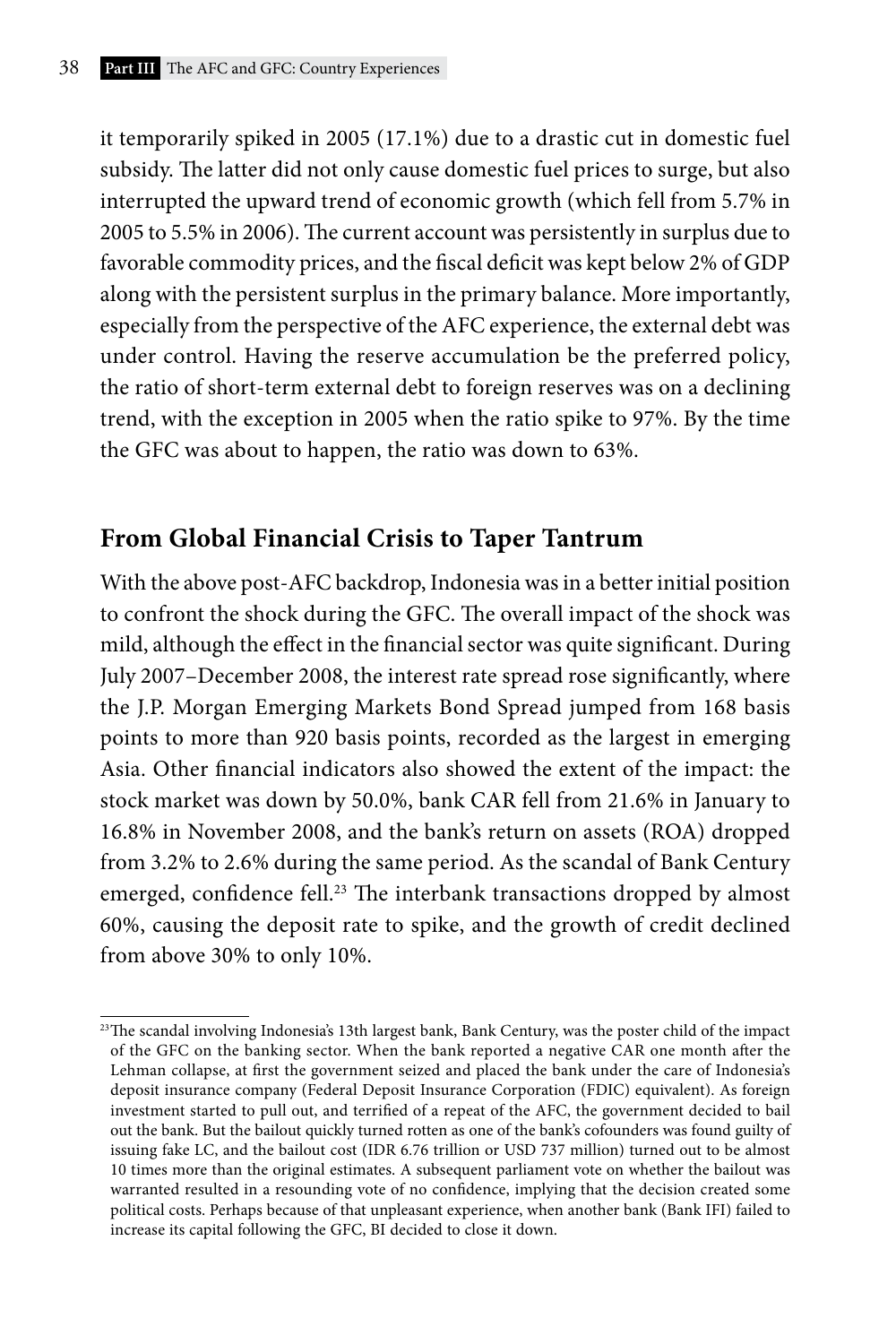it temporarily spiked in 2005 (17.1%) due to a drastic cut in domestic fuel subsidy. The latter did not only cause domestic fuel prices to surge, but also interrupted the upward trend of economic growth (which fell from 5.7% in 2005 to 5.5% in 2006). The current account was persistently in surplus due to favorable commodity prices, and the fiscal deficit was kept below 2% of GDP along with the persistent surplus in the primary balance. More importantly, especially from the perspective of the AFC experience, the external debt was under control. Having the reserve accumulation be the preferred policy, the ratio of short-term external debt to foreign reserves was on a declining trend, with the exception in 2005 when the ratio spike to 97%. By the time the GFC was about to happen, the ratio was down to 63%.

## From Global Financial Crisis to Taper Tantrum

With the above post-AFC backdrop, Indonesia was in a better initial position to confront the shock during the GFC. The overall impact of the shock was mild, although the effect in the financial sector was quite significant. During July 2007–December 2008, the interest rate spread rose significantly, where the J.P. Morgan Emerging Markets Bond Spread jumped from 168 basis points to more than 920 basis points, recorded as the largest in emerging Asia. Other financial indicators also showed the extent of the impact: the stock market was down by 50.0%, bank CAR fell from 21.6% in January to 16.8% in November 2008, and the bank's return on assets (ROA) dropped from 3.2% to 2.6% during the same period. As the scandal of Bank Century emerged, confidence fell.[23] The interbank transactions dropped by almost 60%, causing the deposit rate to spike, and the growth of credit declined from above 30% to only 10%.

[23] The scandal involving Indonesia's 13th largest bank, Bank Century, was the poster child of the impact of the GFC on the banking sector. When the bank reported a negative CAR one month after the Lehman collapse, at first the government seized and placed the bank under the care of Indonesia's deposit insurance company (Federal Deposit Insurance Corporation (FDIC) equivalent). As foreign investment started to pull out, and terrified of a repeat of the AFC, the government decided to bail out the bank. But the bailout quickly turned rotten as one of the bank's cofounders was found guilty of issuing fake LC, and the bailout cost (IDR 6.76 trillion or USD 737 million) turned out to be almost 10 times more than the original estimates. A subsequent parliament vote on whether the bailout was warranted resulted in a resounding vote of no confidence, implying that the decision created some political costs. Perhaps because of that unpleasant experience, when another bank (Bank IFI) failed to increase its capital following the GFC, BI decided to close it down.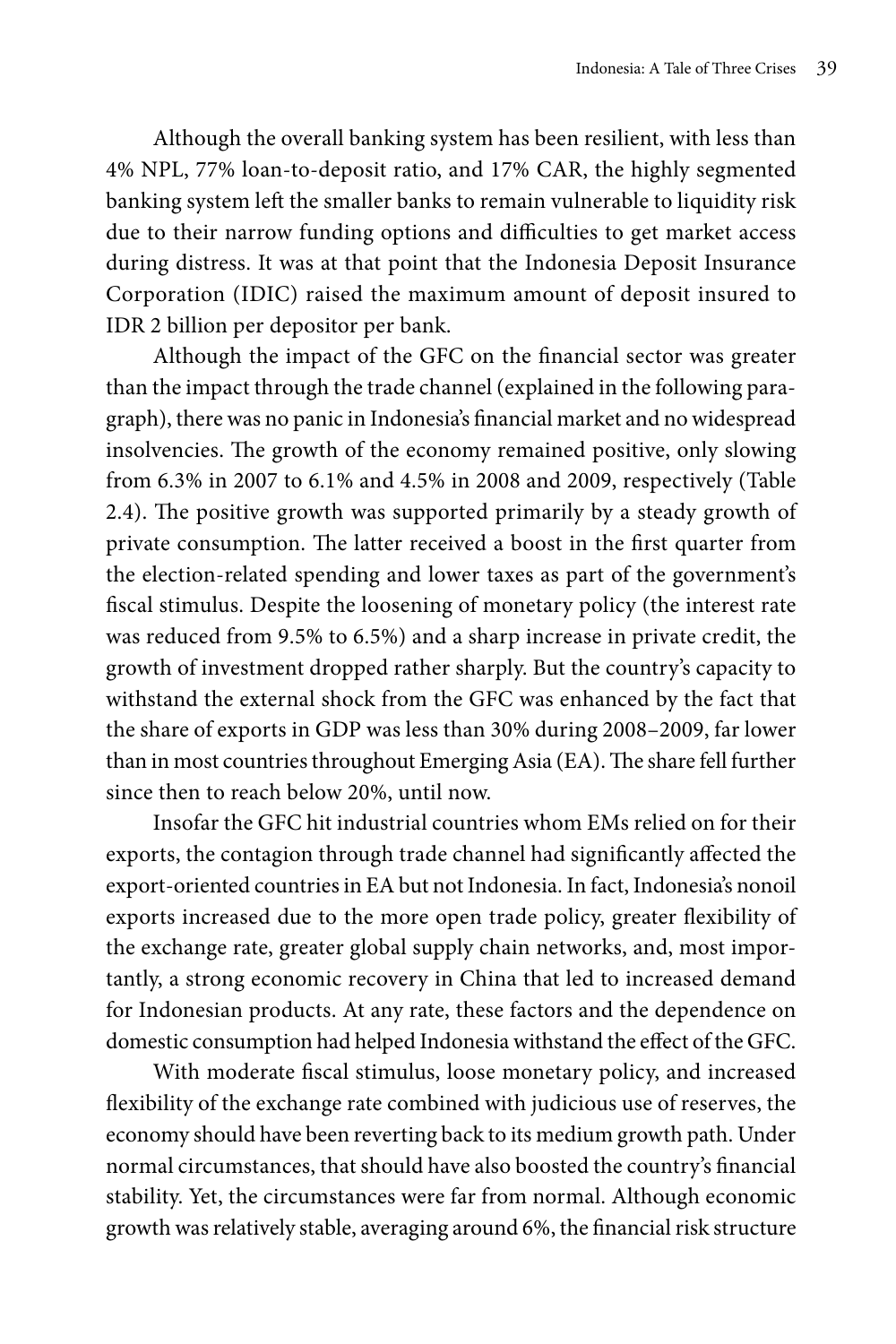Although the overall banking system has been resilient, with less than 4% NPL, 77% loan-to-deposit ratio, and 17% CAR, the highly segmented banking system left the smaller banks to remain vulnerable to liquidity risk due to their narrow funding options and difficulties to get market access during distress. It was at that point that the Indonesia Deposit Insurance Corporation (IDIC) raised the maximum amount of deposit insured to IDR 2 billion per depositor per bank.

Although the impact of the GFC on the financial sector was greater than the impact through the trade channel (explained in the following paragraph), there was no panic in Indonesia's financial market and no widespread insolvencies. The growth of the economy remained positive, only slowing from 6.3% in 2007 to 6.1% and 4.5% in 2008 and 2009, respectively (Table 2.4). The positive growth was supported primarily by a steady growth of private consumption. The latter received a boost in the first quarter from the election-related spending and lower taxes as part of the government's fiscal stimulus. Despite the loosening of monetary policy (the interest rate was reduced from 9.5% to 6.5%) and a sharp increase in private credit, the growth of investment dropped rather sharply. But the country's capacity to withstand the external shock from the GFC was enhanced by the fact that the share of exports in GDP was less than 30% during 2008–2009, far lower than in most countries throughout Emerging Asia (EA). The share fell further since then to reach below 20%, until now.

Insofar the GFC hit industrial countries whom EMs relied on for their exports, the contagion through trade channel had significantly affected the export-oriented countries in EA but not Indonesia. In fact, Indonesia's nonoil exports increased due to the more open trade policy, greater flexibility of the exchange rate, greater global supply chain networks, and, most importantly, a strong economic recovery in China that led to increased demand for Indonesian products. At any rate, these factors and the dependence on domestic consumption had helped Indonesia withstand the effect of the GFC.

With moderate fiscal stimulus, loose monetary policy, and increased flexibility of the exchange rate combined with judicious use of reserves, the economy should have been reverting back to its medium growth path. Under normal circumstances, that should have also boosted the country's financial stability. Yet, the circumstances were far from normal. Although economic growth was relatively stable, averaging around 6%, the financial risk structure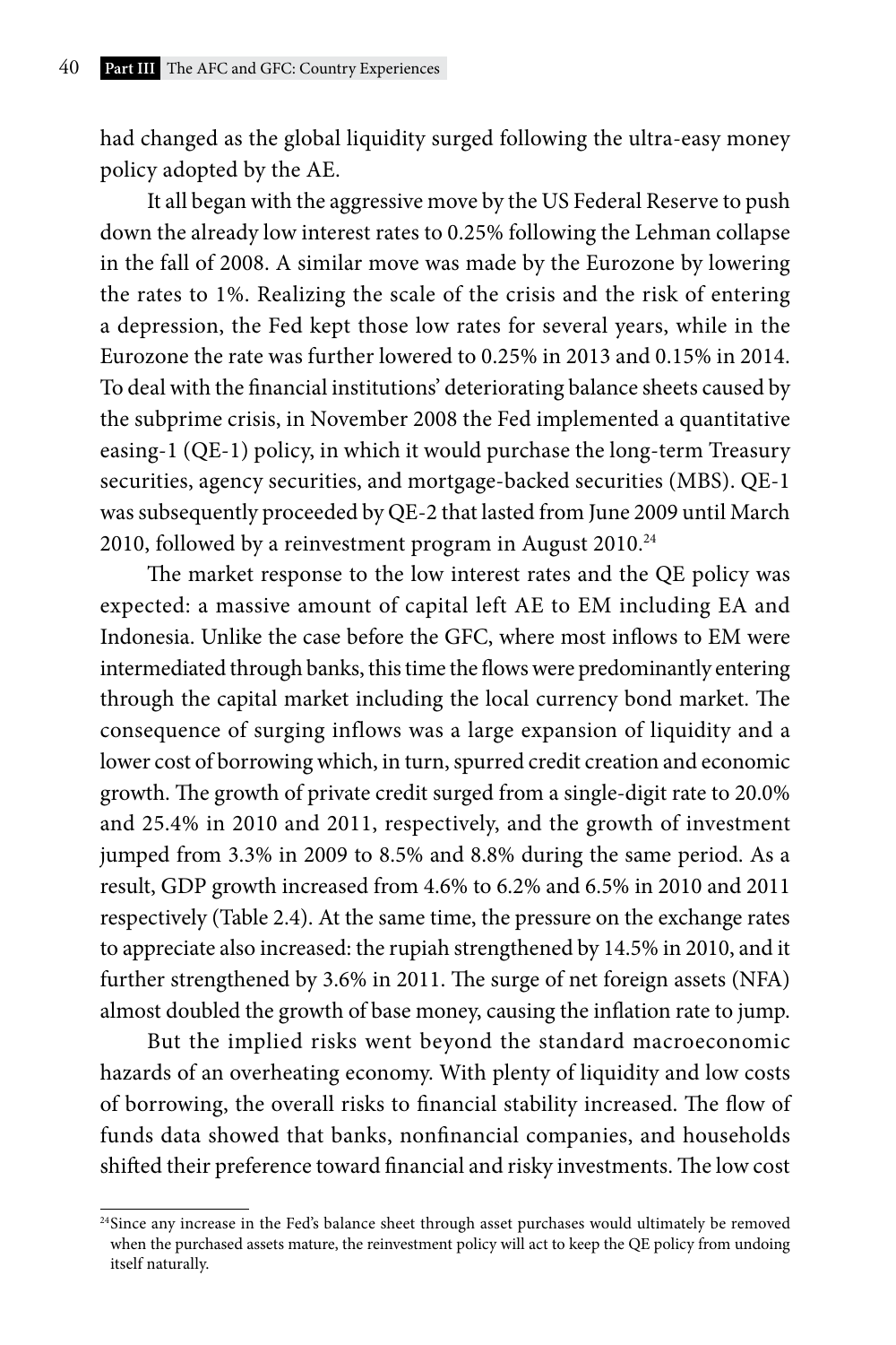had changed as the global liquidity surged following the ultra-easy money policy adopted by the AE.

It all began with the aggressive move by the US Federal Reserve to push down the already low interest rates to 0.25% following the Lehman collapse in the fall of 2008. A similar move was made by the Eurozone by lowering the rates to 1%. Realizing the scale of the crisis and the risk of entering a depression, the Fed kept those low rates for several years, while in the Eurozone the rate was further lowered to 0.25% in 2013 and 0.15% in 2014. To deal with the financial institutions' deteriorating balance sheets caused by the subprime crisis, in November 2008 the Fed implemented a quantitative easing-1 (QE-1) policy, in which it would purchase the long-term Treasury securities, agency securities, and mortgage-backed securities (MBS). QE-1 was subsequently proceeded by QE-2 that lasted from June 2009 until March 2010, followed by a reinvestment program in August 2010.[24]

The market response to the low interest rates and the QE policy was expected: a massive amount of capital left AE to EM including EA and Indonesia. Unlike the case before the GFC, where most inflows to EM were intermediated through banks, this time the flows were predominantly entering through the capital market including the local currency bond market. The consequence of surging inflows was a large expansion of liquidity and a lower cost of borrowing which, in turn, spurred credit creation and economic growth. The growth of private credit surged from a single-digit rate to 20.0% and 25.4% in 2010 and 2011, respectively, and the growth of investment jumped from 3.3% in 2009 to 8.5% and 8.8% during the same period. As a result, GDP growth increased from 4.6% to 6.2% and 6.5% in 2010 and 2011 respectively (Table 2.4). At the same time, the pressure on the exchange rates to appreciate also increased: the rupiah strengthened by 14.5% in 2010, and it further strengthened by 3.6% in 2011. The surge of net foreign assets (NFA) almost doubled the growth of base money, causing the inflation rate to jump.

But the implied risks went beyond the standard macroeconomic hazards of an overheating economy. With plenty of liquidity and low costs of borrowing, the overall risks to financial stability increased. The flow of funds data showed that banks, nonfinancial companies, and households shifted their preference toward financial and risky investments. The low cost

[24] Since any increase in the Fed's balance sheet through asset purchases would ultimately be removed when the purchased assets mature, the reinvestment policy will act to keep the QE policy from undoing itself naturally.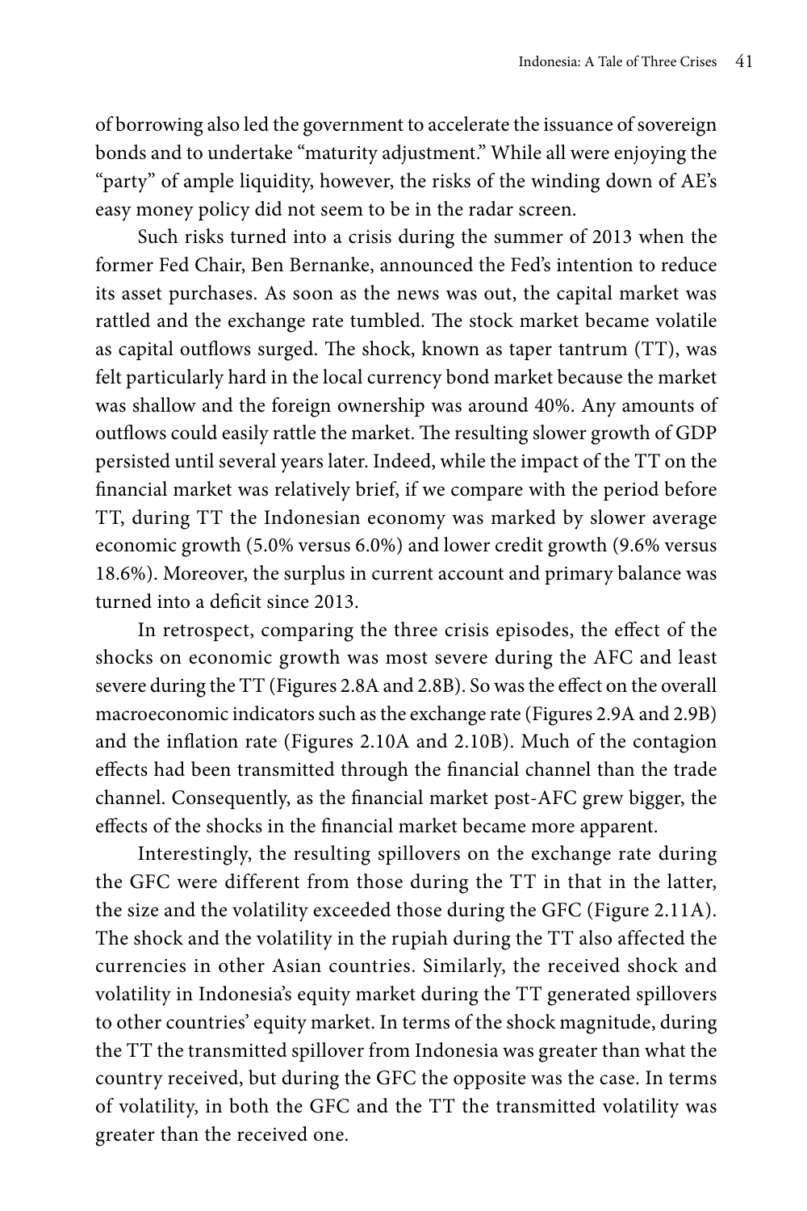of borrowing also led the government to accelerate the issuance of sovereign bonds and to undertake "maturity adjustment." While all were enjoying the "party" of ample liquidity, however, the risks of the winding down of AE's easy money policy did not seem to be in the radar screen.

Such risks turned into a crisis during the summer of 2013 when the former Fed Chair, Ben Bernanke, announced the Fed's intention to reduce its asset purchases. As soon as the news was out, the capital market was rattled and the exchange rate tumbled. The stock market became volatile as capital outflows surged. The shock, known as taper tantrum (TT), was felt particularly hard in the local currency bond market because the market was shallow and the foreign ownership was around 40%. Any amounts of outflows could easily rattle the market. The resulting slower growth of GDP persisted until several years later. Indeed, while the impact of the TT on the financial market was relatively brief, if we compare with the period before TT, during TT the Indonesian economy was marked by slower average economic growth (5.0% versus 6.0%) and lower credit growth (9.6% versus 18.6%). Moreover, the surplus in current account and primary balance was turned into a deficit since 2013.

In retrospect, comparing the three crisis episodes, the effect of the shocks on economic growth was most severe during the AFC and least severe during the TT (Figures 2.8A and 2.8B). So was the effect on the overall macroeconomic indicators such as the exchange rate (Figures 2.9A and 2.9B) and the inflation rate (Figures 2.10A and 2.10B). Much of the contagion effects had been transmitted through the financial channel than the trade channel. Consequently, as the financial market post-AFC grew bigger, the effects of the shocks in the financial market became more apparent.

Interestingly, the resulting spillovers on the exchange rate during the GFC were different from those during the TT in that in the latter, the size and the volatility exceeded those during the GFC (Figure 2.11A). The shock and the volatility in the rupiah during the TT also affected the currencies in other Asian countries. Similarly, the received shock and volatility in Indonesia's equity market during the TT generated spillovers to other countries' equity market. In terms of the shock magnitude, during the TT the transmitted spillover from Indonesia was greater than what the country received, but during the GFC the opposite was the case. In terms of volatility, in both the GFC and the TT the transmitted volatility was greater than the received one.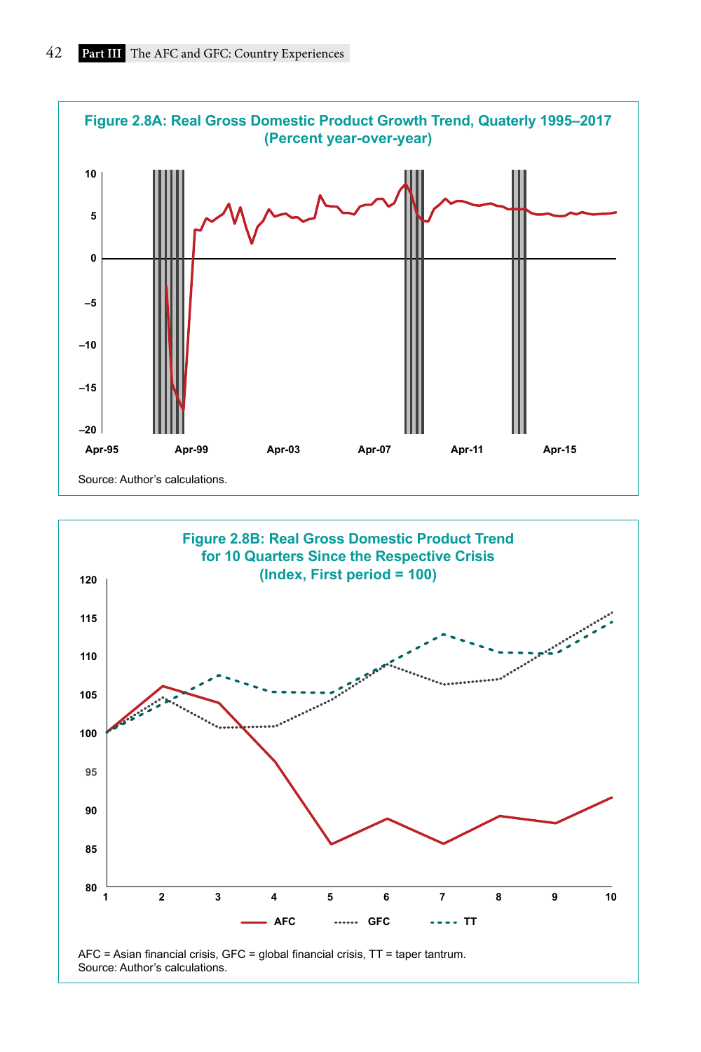**Figure 2.8A: Real Gross Domestic Product Growth Trend, Quaterly 1995–2017 (Percent year-over-year)**

Source: Author's calculations.

**Figure 2.8B: Real Gross Domestic Product Trend for 10 Quarters Since the Respective Crisis (Index, First period = 100)**

AFC = Asian financial crisis, GFC = global financial crisis, TT = taper tantrum.
Source: Author's calculations.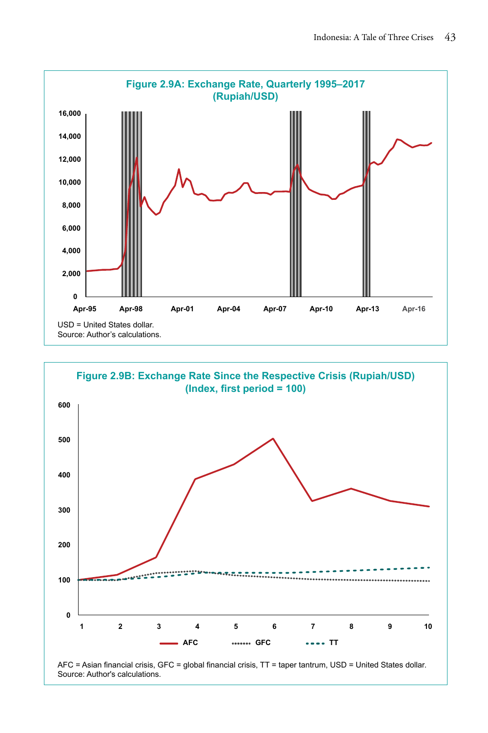**Figure 2.9A: Exchange Rate, Quarterly 1995–2017 (Rupiah/USD)**

16,000
14,000
12,000
10,000
8,000
6,000
4,000
2,000
0

Apr-95 Apr-98 Apr-01 Apr-04 Apr-07 Apr-10 Apr-13 Apr-16

USD = United States dollar.
Source: Author's calculations.

**Figure 2.9B: Exchange Rate Since the Respective Crisis (Rupiah/USD) (Index, first period = 100)**

600
500
400
300
200
100
0

1 2 3 4 5 6 7 8 9 10

AFC GFC TT

AFC = Asian financial crisis, GFC = global financial crisis, TT = taper tantrum, USD = United States dollar.
Source: Author's calculations.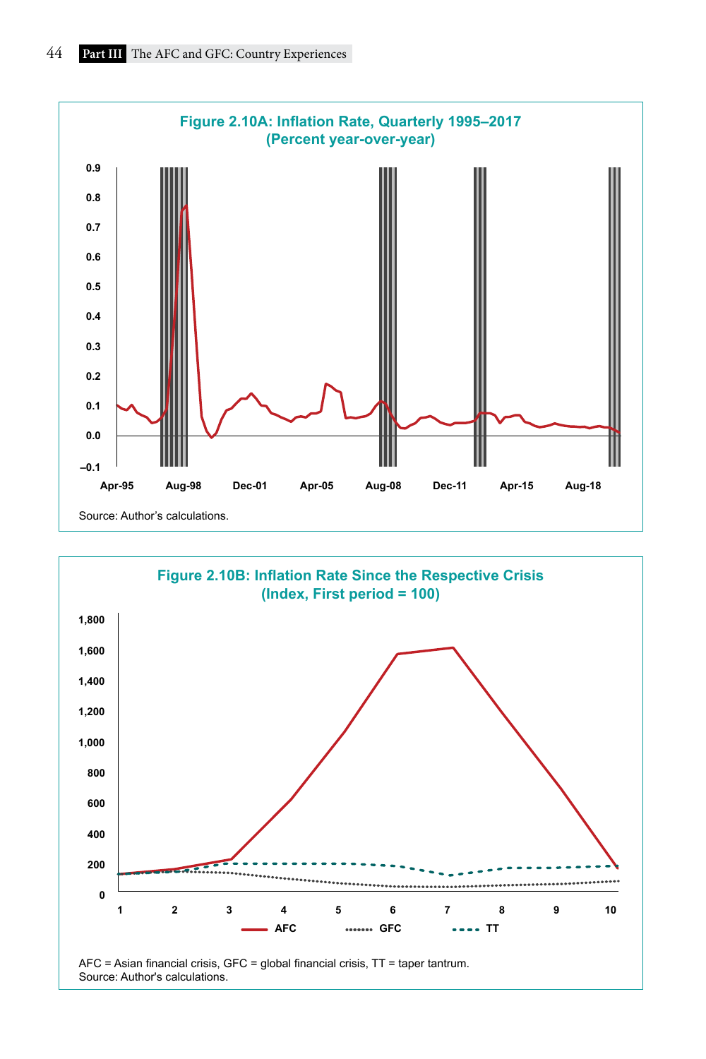**Figure 2.10A: Inflation Rate, Quarterly 1995–2017**
**(Percent year-over-year)**

Source: Author's calculations.

**Figure 2.10B: Inflation Rate Since the Respective Crisis**
**(Index, First period = 100)**

AFC = Asian financial crisis, GFC = global financial crisis, TT = taper tantrum.
Source: Author's calculations.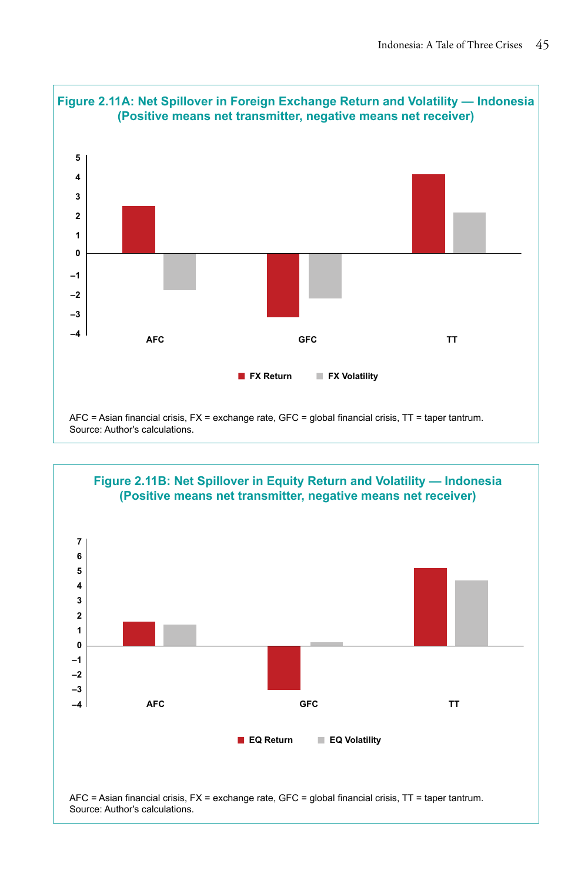**Figure 2.11A: Net Spillover in Foreign Exchange Return and Volatility — Indonesia (Positive means net transmitter, negative means net receiver)**

5
4
3
2
1
0
–1
–2
–3
–4

AFC
GFC
TT

FX Return
FX Volatility

AFC = Asian financial crisis, FX = exchange rate, GFC = global financial crisis, TT = taper tantrum.
Source: Author's calculations.

**Figure 2.11B: Net Spillover in Equity Return and Volatility — Indonesia (Positive means net transmitter, negative means net receiver)**

7
6
5
4
3
2
1
0
–1
–2
–3
–4

AFC
GFC
TT

EQ Return
EQ Volatility

AFC = Asian financial crisis, FX = exchange rate, GFC = global financial crisis, TT = taper tantrum.
Source: Author's calculations.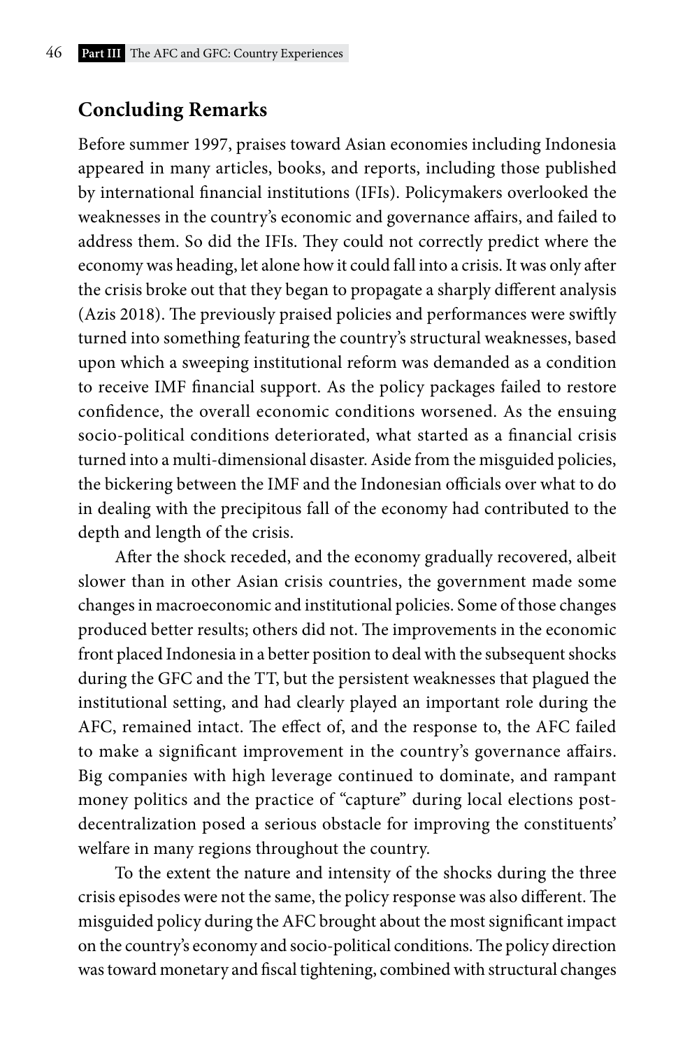## Concluding Remarks

Before summer 1997, praises toward Asian economies including Indonesia appeared in many articles, books, and reports, including those published by international financial institutions (IFIs). Policymakers overlooked the weaknesses in the country's economic and governance affairs, and failed to address them. So did the IFIs. They could not correctly predict where the economy was heading, let alone how it could fall into a crisis. It was only after the crisis broke out that they began to propagate a sharply different analysis (Azis 2018). The previously praised policies and performances were swiftly turned into something featuring the country's structural weaknesses, based upon which a sweeping institutional reform was demanded as a condition to receive IMF financial support. As the policy packages failed to restore confidence, the overall economic conditions worsened. As the ensuing socio-political conditions deteriorated, what started as a financial crisis turned into a multi-dimensional disaster. Aside from the misguided policies, the bickering between the IMF and the Indonesian officials over what to do in dealing with the precipitous fall of the economy had contributed to the depth and length of the crisis.

After the shock receded, and the economy gradually recovered, albeit slower than in other Asian crisis countries, the government made some changes in macroeconomic and institutional policies. Some of those changes produced better results; others did not. The improvements in the economic front placed Indonesia in a better position to deal with the subsequent shocks during the GFC and the TT, but the persistent weaknesses that plagued the institutional setting, and had clearly played an important role during the AFC, remained intact. The effect of, and the response to, the AFC failed to make a significant improvement in the country's governance affairs. Big companies with high leverage continued to dominate, and rampant money politics and the practice of "capture" during local elections post-decentralization posed a serious obstacle for improving the constituents' welfare in many regions throughout the country.

To the extent the nature and intensity of the shocks during the three crisis episodes were not the same, the policy response was also different. The misguided policy during the AFC brought about the most significant impact on the country's economy and socio-political conditions. The policy direction was toward monetary and fiscal tightening, combined with structural changes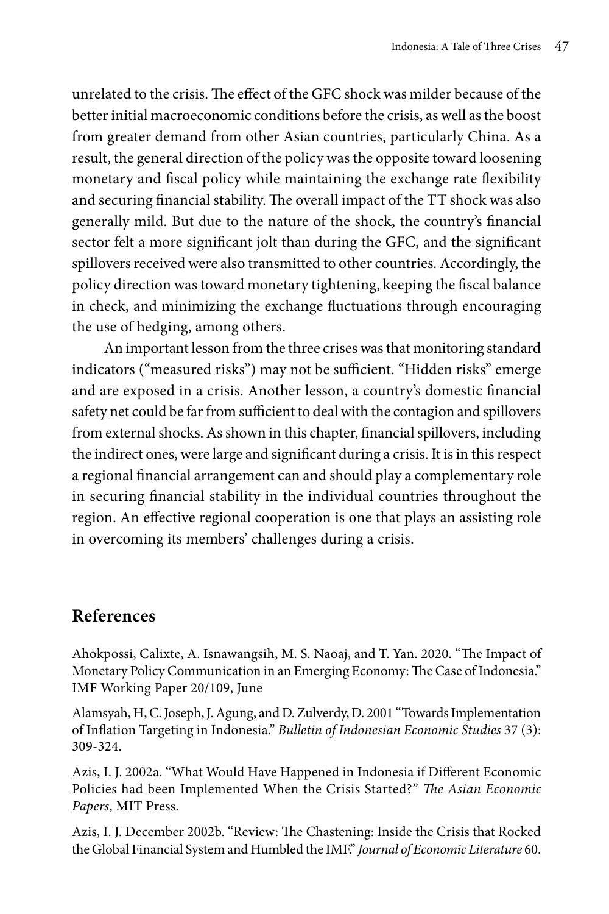unrelated to the crisis. The effect of the GFC shock was milder because of the better initial macroeconomic conditions before the crisis, as well as the boost from greater demand from other Asian countries, particularly China. As a result, the general direction of the policy was the opposite toward loosening monetary and fiscal policy while maintaining the exchange rate flexibility and securing financial stability. The overall impact of the TT shock was also generally mild. But due to the nature of the shock, the country's financial sector felt a more significant jolt than during the GFC, and the significant spillovers received were also transmitted to other countries. Accordingly, the policy direction was toward monetary tightening, keeping the fiscal balance in check, and minimizing the exchange fluctuations through encouraging the use of hedging, among others.

An important lesson from the three crises was that monitoring standard indicators ("measured risks") may not be sufficient. "Hidden risks" emerge and are exposed in a crisis. Another lesson, a country's domestic financial safety net could be far from sufficient to deal with the contagion and spillovers from external shocks. As shown in this chapter, financial spillovers, including the indirect ones, were large and significant during a crisis. It is in this respect a regional financial arrangement can and should play a complementary role in securing financial stability in the individual countries throughout the region. An effective regional cooperation is one that plays an assisting role in overcoming its members' challenges during a crisis.

## References

Ahokpossi, Calixte, A. Isnawangsih, M. S. Naoaj, and T. Yan. 2020. "The Impact of Monetary Policy Communication in an Emerging Economy: The Case of Indonesia." IMF Working Paper 20/109, June

Alamsyah, H, C. Joseph, J. Agung, and D. Zulverdy, D. 2001 "Towards Implementation of Inflation Targeting in Indonesia." *Bulletin of Indonesian Economic Studies* 37 (3): 309-324.

Azis, I. J. 2002a. "What Would Have Happened in Indonesia if Different Economic Policies had been Implemented When the Crisis Started?" *The Asian Economic Papers*, MIT Press.

Azis, I. J. December 2002b. "Review: The Chastening: Inside the Crisis that Rocked the Global Financial System and Humbled the IMF." *Journal of Economic Literature* 60.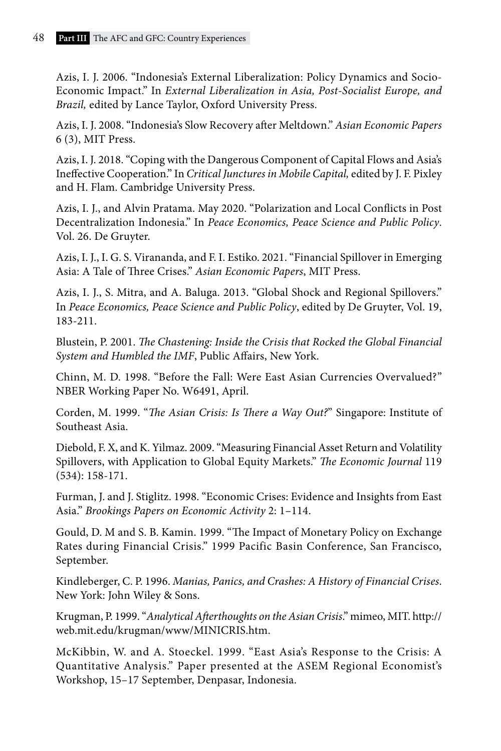Azis, I. J. 2006. "Indonesia's External Liberalization: Policy Dynamics and Socio-Economic Impact." In *External Liberalization in Asia, Post-Socialist Europe, and Brazil,* edited by Lance Taylor, Oxford University Press.

Azis, I. J. 2008. "Indonesia's Slow Recovery after Meltdown." *Asian Economic Papers* 6 (3), MIT Press.

Azis, I. J. 2018. "Coping with the Dangerous Component of Capital Flows and Asia's Ineffective Cooperation." In *Critical Junctures in Mobile Capital,* edited by J. F. Pixley and H. Flam. Cambridge University Press.

Azis, I. J., and Alvin Pratama. May 2020. "Polarization and Local Conflicts in Post Decentralization Indonesia." In *Peace Economics, Peace Science and Public Policy*. Vol. 26. De Gruyter.

Azis, I. J., I. G. S. Virananda, and F. I. Estiko. 2021. "Financial Spillover in Emerging Asia: A Tale of Three Crises." *Asian Economic Papers*, MIT Press.

Azis, I. J., S. Mitra, and A. Baluga. 2013. "Global Shock and Regional Spillovers." In *Peace Economics, Peace Science and Public Policy*, edited by De Gruyter, Vol. 19, 183-211.

Blustein, P. 2001. *The Chastening: Inside the Crisis that Rocked the Global Financial System and Humbled the IMF*, Public Affairs, New York.

Chinn, M. D. 1998. "Before the Fall: Were East Asian Currencies Overvalued?" NBER Working Paper No. W6491, April.

Corden, M. 1999. "*The Asian Crisis: Is There a Way Out?*" Singapore: Institute of Southeast Asia.

Diebold, F. X, and K. Yilmaz. 2009. "Measuring Financial Asset Return and Volatility Spillovers, with Application to Global Equity Markets." *The Economic Journal* 119 (534): 158-171.

Furman, J. and J. Stiglitz. 1998. "Economic Crises: Evidence and Insights from East Asia." *Brookings Papers on Economic Activity* 2: 1–114.

Gould, D. M and S. B. Kamin. 1999. "The Impact of Monetary Policy on Exchange Rates during Financial Crisis." 1999 Pacific Basin Conference, San Francisco, September.

Kindleberger, C. P. 1996. *Manias, Panics, and Crashes: A History of Financial Crises*. New York: John Wiley & Sons.

Krugman, P. 1999. "*Analytical Afterthoughts on the Asian Crisis*." mimeo, MIT. http://web.mit.edu/krugman/www/MINICRIS.htm.

McKibbin, W. and A. Stoeckel. 1999. "East Asia's Response to the Crisis: A Quantitative Analysis." Paper presented at the ASEM Regional Economist's Workshop, 15–17 September, Denpasar, Indonesia.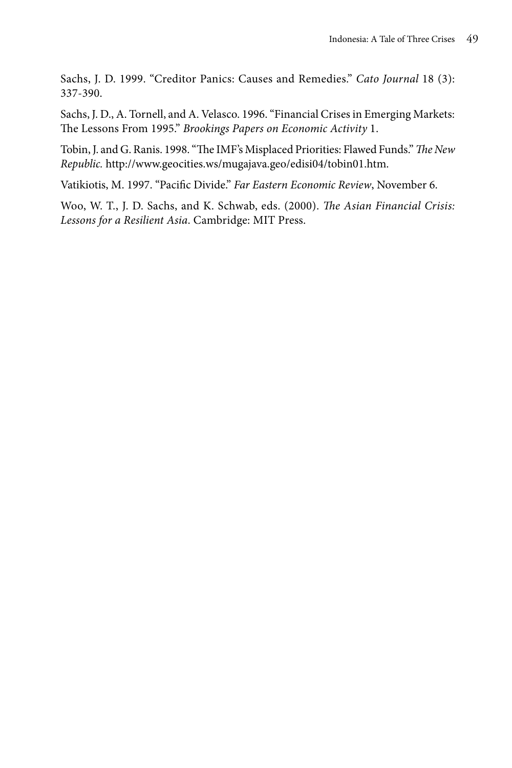Sachs, J. D. 1999. "Creditor Panics: Causes and Remedies." *Cato Journal* 18 (3): 337-390.

Sachs, J. D., A. Tornell, and A. Velasco. 1996. "Financial Crises in Emerging Markets: The Lessons From 1995." *Brookings Papers on Economic Activity* 1.

Tobin, J. and G. Ranis. 1998. "The IMF's Misplaced Priorities: Flawed Funds." *The New Republic.* http://www.geocities.ws/mugajava.geo/edisi04/tobin01.htm.

Vatikiotis, M. 1997. "Pacific Divide." *Far Eastern Economic Review*, November 6.

Woo, W. T., J. D. Sachs, and K. Schwab, eds. (2000). *The Asian Financial Crisis: Lessons for a Resilient Asia*. Cambridge: MIT Press.